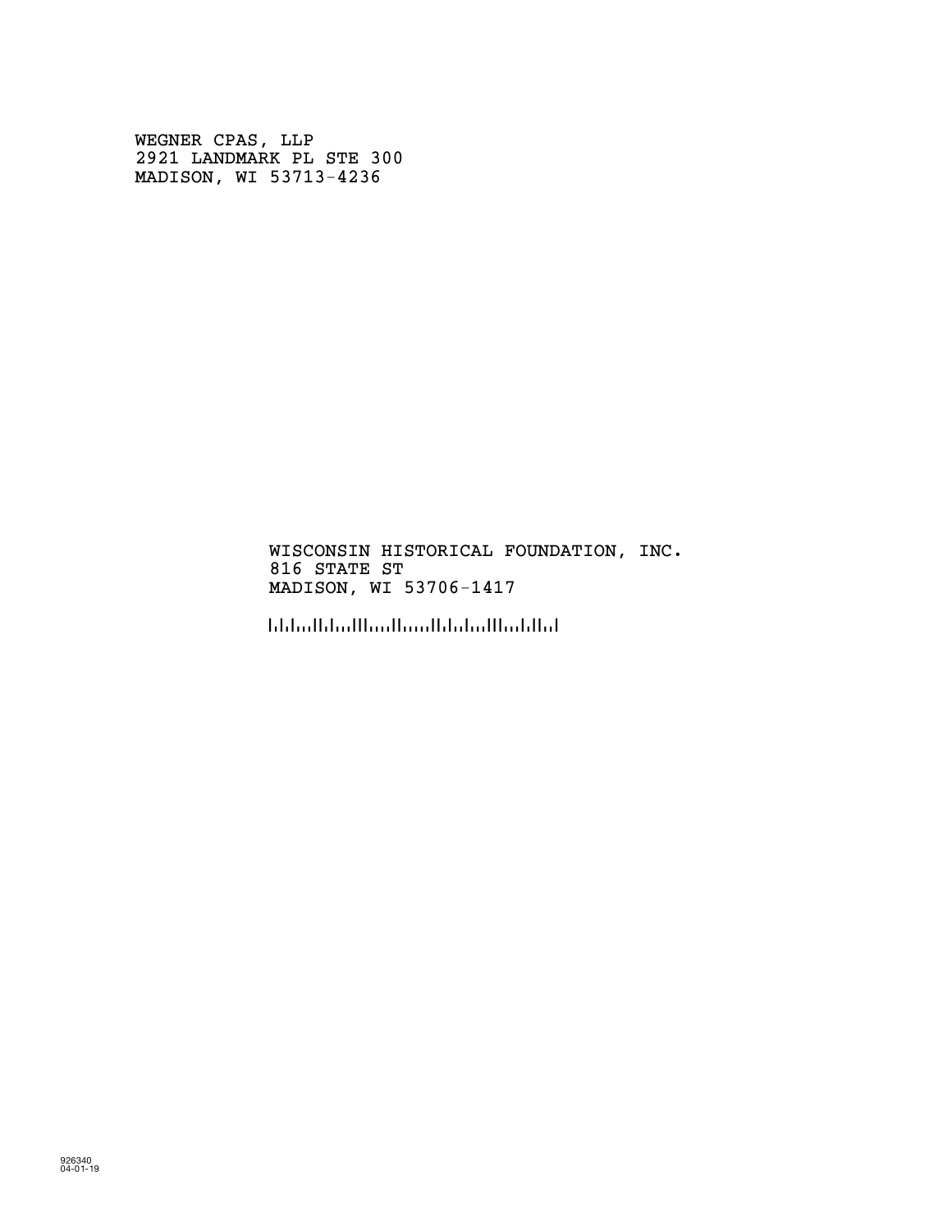WEGNER CPAS, LLP
2921 LANDMARK PL STE 300
MADISON, WI 53713-4236

WISCONSIN HISTORICAL FOUNDATION, INC.
816 STATE ST
MADISON, WI 53706-1417

926340
04-01-19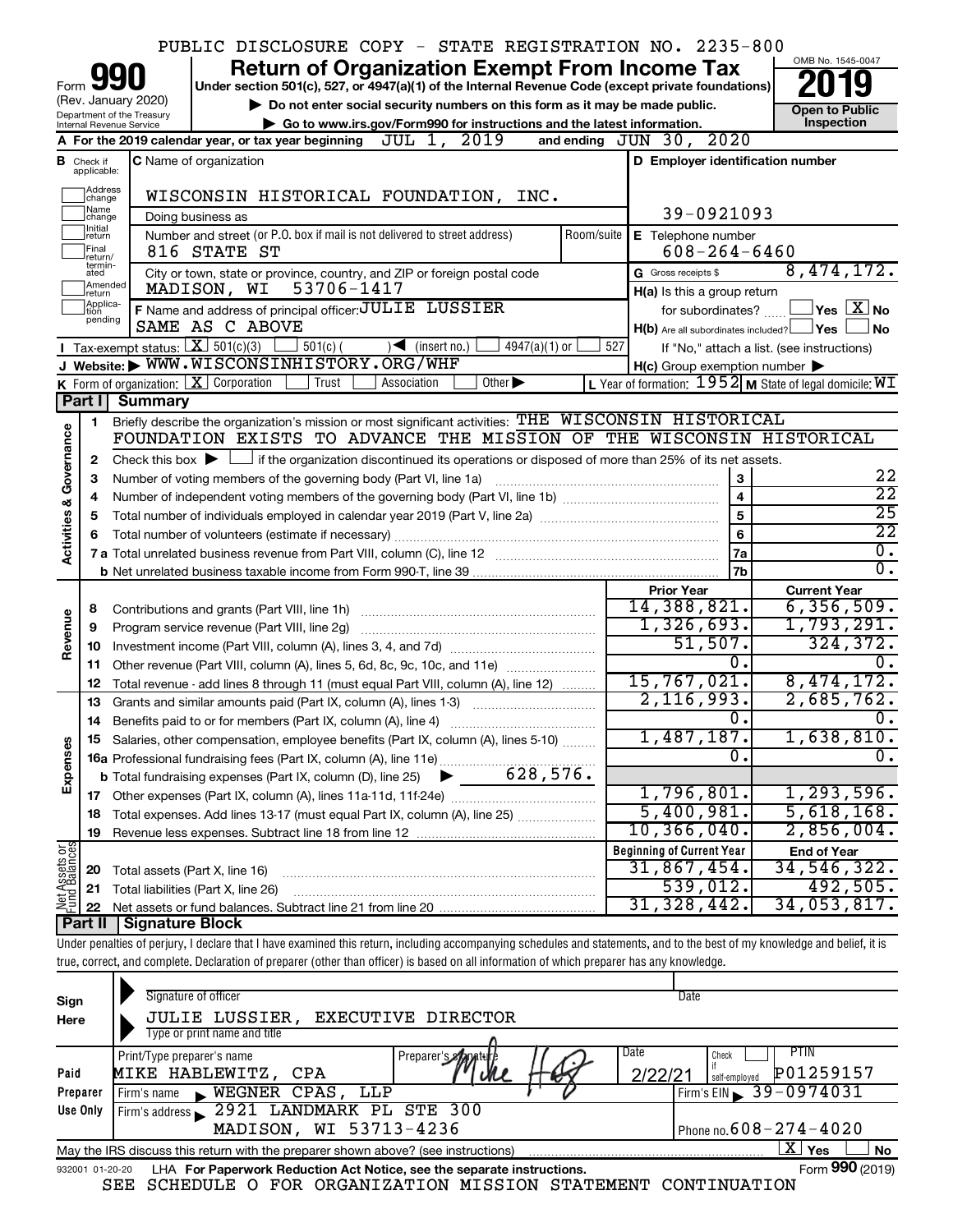PUBLIC DISCLOSURE COPY - STATE REGISTRATION NO. 2235-800

# Form 990 — Return of Organization Exempt From Income Tax — 2019

(Rev. January 2020)

Department of the Treasury
Internal Revenue Service

**Under section 501(c), 527, or 4947(a)(1) of the Internal Revenue Code (except private foundations)**

▶ **Do not enter social security numbers on this form as it may be made public.**

▶ **Go to www.irs.gov/Form990 for instructions and the latest information.**

OMB No. 1545-0047

**Open to Public Inspection**

**A** For the 2019 calendar year, or tax year beginning JUL 1, 2019 and ending JUN 30, 2020

**B** Check if applicable: Address change, Name change, Initial return, Final return/terminated, Amended return, Application pending

**C** Name of organization: WISCONSIN HISTORICAL FOUNDATION, INC.

Doing business as

Number and street (or P.O. box if mail is not delivered to street address): 816 STATE ST — Room/suite

City or town, state or province, country, and ZIP or foreign postal code: MADISON, WI 53706-1417

**D** Employer identification number: 39-0921093

**E** Telephone number: 608-264-6460

**G** Gross receipts $ 8,474,172.

**F** Name and address of principal officer: JULIE LUSSIER, SAME AS C ABOVE

**H(a)** Is this a group return for subordinates? Yes [ ] No [X]

**H(b)** Are all subordinates included? Yes [ ] No [ ] If "No," attach a list. (see instructions)

**H(c)** Group exemption number ▶

**I** Tax-exempt status: [X] 501(c)(3) [ ] 501(c)( ) ◀ (insert no.) [ ] 4947(a)(1) or [ ] 527

**J** Website: ▶ WWW.WISCONSINHISTORY.ORG/WHF

**K** Form of organization: [X] Corporation [ ] Trust [ ] Association [ ] Other ▶

**L** Year of formation: 1952 **M** State of legal domicile: WI

## Part I Summary

**Activities & Governance**

1. Briefly describe the organization's mission or most significant activities: THE WISCONSIN HISTORICAL FOUNDATION EXISTS TO ADVANCE THE MISSION OF THE WISCONSIN HISTORICAL
2. Check this box ▶ [ ] if the organization discontinued its operations or disposed of more than 25% of its net assets.

| | | Line | Value |
|---|---|---|---|
| 3 | Number of voting members of the governing body (Part VI, line 1a) | 3 | 22 |
| 4 | Number of independent voting members of the governing body (Part VI, line 1b) | 4 | 22 |
| 5 | Total number of individuals employed in calendar year 2019 (Part V, line 2a) | 5 | 25 |
| 6 | Total number of volunteers (estimate if necessary) | 6 | 22 |
| 7a | Total unrelated business revenue from Part VIII, column (C), line 12 | 7a | 0. |
| b | Net unrelated business taxable income from Form 990-T, line 39 | 7b | 0. |

| | | Prior Year | Current Year |
|---|---|---|---|
| **Revenue** | | | |
| 8 | Contributions and grants (Part VIII, line 1h) | 14,388,821. | 6,356,509. |
| 9 | Program service revenue (Part VIII, line 2g) | 1,326,693. | 1,793,291. |
| 10 | Investment income (Part VIII, column (A), lines 3, 4, and 7d) | 51,507. | 324,372. |
| 11 | Other revenue (Part VIII, column (A), lines 5, 6d, 8c, 9c, 10c, and 11e) | 0. | 0. |
| 12 | Total revenue - add lines 8 through 11 (must equal Part VIII, column (A), line 12) | 15,767,021. | 8,474,172. |
| **Expenses** | | | |
| 13 | Grants and similar amounts paid (Part IX, column (A), lines 1-3) | 2,116,993. | 2,685,762. |
| 14 | Benefits paid to or for members (Part IX, column (A), line 4) | 0. | 0. |
| 15 | Salaries, other compensation, employee benefits (Part IX, column (A), lines 5-10) | 1,487,187. | 1,638,810. |
| 16a | Professional fundraising fees (Part IX, column (A), line 11e) | 0. | 0. |
| b | Total fundraising expenses (Part IX, column (D), line 25) ▶ 628,576. | | |
| 17 | Other expenses (Part IX, column (A), lines 11a-11d, 11f-24e) | 1,796,801. | 1,293,596. |
| 18 | Total expenses. Add lines 13-17 (must equal Part IX, column (A), line 25) | 5,400,981. | 5,618,168. |
| 19 | Revenue less expenses. Subtract line 18 from line 12 | 10,366,040. | 2,856,004. |

| **Net Assets or Fund Balances** | | Beginning of Current Year | End of Year |
|---|---|---|---|
| 20 | Total assets (Part X, line 16) | 31,867,454. | 34,546,322. |
| 21 | Total liabilities (Part X, line 26) | 539,012. | 492,505. |
| 22 | Net assets or fund balances. Subtract line 21 from line 20 | 31,328,442. | 34,053,817. |

## Part II Signature Block

Under penalties of perjury, I declare that I have examined this return, including accompanying schedules and statements, and to the best of my knowledge and belief, it is true, correct, and complete. Declaration of preparer (other than officer) is based on all information of which preparer has any knowledge.

**Sign Here**

Signature of officer — Date

JULIE LUSSIER, EXECUTIVE DIRECTOR
Type or print name and title

**Paid Preparer Use Only**

| Print/Type preparer's name | Preparer's signature | Date | Check if self-employed | PTIN |
|---|---|---|---|---|
| MIKE HABLEWITZ, CPA | Mike Hab | 2/22/21 | [ ] | P01259157 |

Firm's name ▶ WEGNER CPAS, LLP — Firm's EIN ▶ 39-0974031

Firm's address ▶ 2921 LANDMARK PL STE 300, MADISON, WI 53713-4236 — Phone no. 608-274-4020

May the IRS discuss this return with the preparer shown above? (see instructions) [X] Yes [ ] No

932001 01-20-20 LHA **For Paperwork Reduction Act Notice, see the separate instructions.** Form **990** (2019)

SEE SCHEDULE O FOR ORGANIZATION MISSION STATEMENT CONTINUATION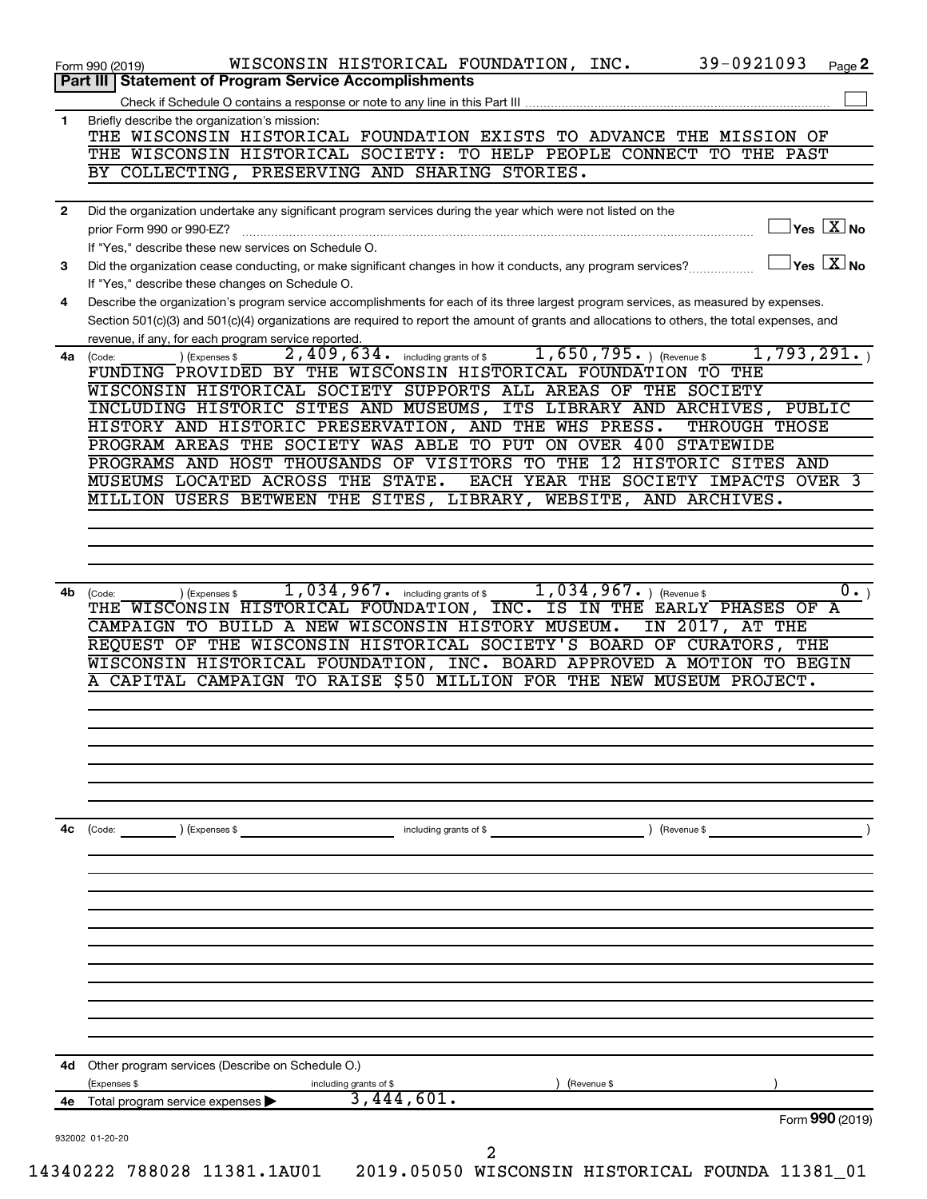Form 990 (2019) WISCONSIN HISTORICAL FOUNDATION, INC. 39-0921093 Page 2

**Part III | Statement of Program Service Accomplishments**

Check if Schedule O contains a response or note to any line in this Part III ☐

**1** Briefly describe the organization's mission:

THE WISCONSIN HISTORICAL FOUNDATION EXISTS TO ADVANCE THE MISSION OF THE WISCONSIN HISTORICAL SOCIETY: TO HELP PEOPLE CONNECT TO THE PAST BY COLLECTING, PRESERVING AND SHARING STORIES.

**2** Did the organization undertake any significant program services during the year which were not listed on the prior Form 990 or 990-EZ? ☐ Yes ☒ No

If "Yes," describe these new services on Schedule O.

**3** Did the organization cease conducting, or make significant changes in how it conducts, any program services? ☐ Yes ☒ No

If "Yes," describe these changes on Schedule O.

**4** Describe the organization's program service accomplishments for each of its three largest program services, as measured by expenses. Section 501(c)(3) and 501(c)(4) organizations are required to report the amount of grants and allocations to others, the total expenses, and revenue, if any, for each program service reported.

**4a** (Code: ) (Expenses $ 2,409,634. including grants of $ 1,650,795. ) (Revenue $ 1,793,291. )

FUNDING PROVIDED BY THE WISCONSIN HISTORICAL FOUNDATION TO THE WISCONSIN HISTORICAL SOCIETY SUPPORTS ALL AREAS OF THE SOCIETY INCLUDING HISTORIC SITES AND MUSEUMS, ITS LIBRARY AND ARCHIVES, PUBLIC HISTORY AND HISTORIC PRESERVATION, AND THE WHS PRESS. THROUGH THOSE PROGRAM AREAS THE SOCIETY WAS ABLE TO PUT ON OVER 400 STATEWIDE PROGRAMS AND HOST THOUSANDS OF VISITORS TO THE 12 HISTORIC SITES AND MUSEUMS LOCATED ACROSS THE STATE. EACH YEAR THE SOCIETY IMPACTS OVER 3 MILLION USERS BETWEEN THE SITES, LIBRARY, WEBSITE, AND ARCHIVES.

**4b** (Code: ) (Expenses $ 1,034,967. including grants of $ 1,034,967. ) (Revenue $ 0. )

THE WISCONSIN HISTORICAL FOUNDATION, INC. IS IN THE EARLY PHASES OF A CAMPAIGN TO BUILD A NEW WISCONSIN HISTORY MUSEUM. IN 2017, AT THE REQUEST OF THE WISCONSIN HISTORICAL SOCIETY'S BOARD OF CURATORS, THE WISCONSIN HISTORICAL FOUNDATION, INC. BOARD APPROVED A MOTION TO BEGIN A CAPITAL CAMPAIGN TO RAISE $50 MILLION FOR THE NEW MUSEUM PROJECT.

**4c** (Code: ) (Expenses $ including grants of $ ) (Revenue $ )

**4d** Other program services (Describe on Schedule O.)

(Expenses $ including grants of $ ) (Revenue $ )

**4e** Total program service expenses ▶ 3,444,601.

Form **990** (2019)

932002 01-20-20

14340222 788028 11381.1AU01 2019.05050 WISCONSIN HISTORICAL FOUNDA 11381_01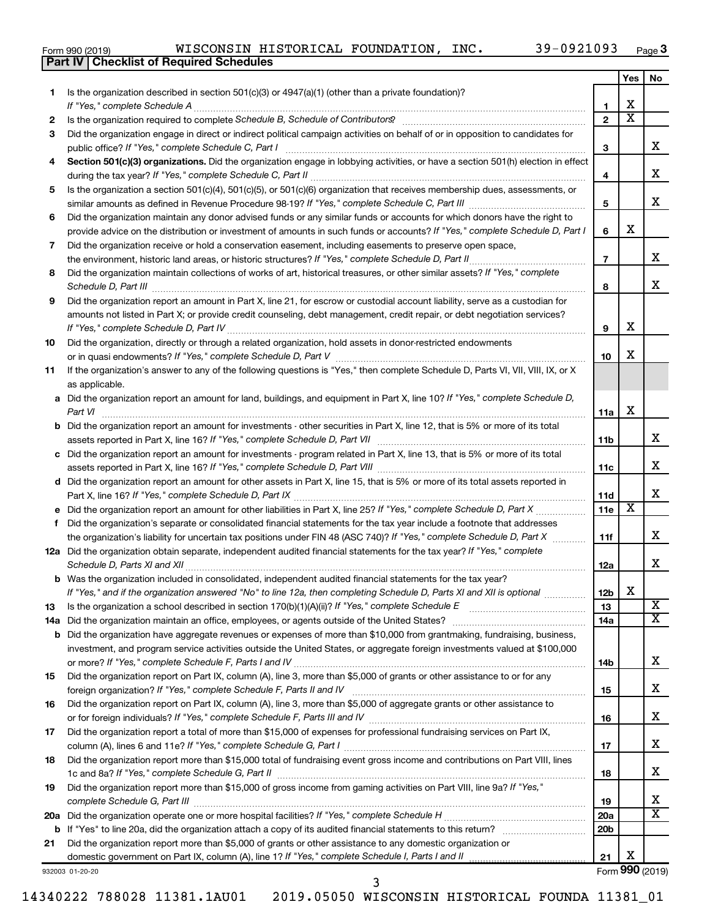Form 990 (2019) WISCONSIN HISTORICAL FOUNDATION, INC. 39-0921093 Page 3

**Part IV | Checklist of Required Schedules**

| | | | Yes | No |
|---|---|---|---|---|
| 1 | Is the organization described in section 501(c)(3) or 4947(a)(1) (other than a private foundation)? *If "Yes," complete Schedule A* | 1 | X | |
| 2 | Is the organization required to complete *Schedule B, Schedule of Contributors* ? | 2 | X | |
| 3 | Did the organization engage in direct or indirect political campaign activities on behalf of or in opposition to candidates for public office? *If "Yes," complete Schedule C, Part I* | 3 | | X |
| 4 | **Section 501(c)(3) organizations.** Did the organization engage in lobbying activities, or have a section 501(h) election in effect during the tax year? *If "Yes," complete Schedule C, Part II* | 4 | | X |
| 5 | Is the organization a section 501(c)(4), 501(c)(5), or 501(c)(6) organization that receives membership dues, assessments, or similar amounts as defined in Revenue Procedure 98-19? *If "Yes," complete Schedule C, Part III* | 5 | | X |
| 6 | Did the organization maintain any donor advised funds or any similar funds or accounts for which donors have the right to provide advice on the distribution or investment of amounts in such funds or accounts? *If "Yes," complete Schedule D, Part I* | 6 | X | |
| 7 | Did the organization receive or hold a conservation easement, including easements to preserve open space, the environment, historic land areas, or historic structures? *If "Yes," complete Schedule D, Part II* | 7 | | X |
| 8 | Did the organization maintain collections of works of art, historical treasures, or other similar assets? *If "Yes," complete Schedule D, Part III* | 8 | | X |
| 9 | Did the organization report an amount in Part X, line 21, for escrow or custodial account liability, serve as a custodian for amounts not listed in Part X; or provide credit counseling, debt management, credit repair, or debt negotiation services? *If "Yes," complete Schedule D, Part IV* | 9 | X | |
| 10 | Did the organization, directly or through a related organization, hold assets in donor-restricted endowments or in quasi endowments? *If "Yes," complete Schedule D, Part V* | 10 | X | |
| 11 | If the organization's answer to any of the following questions is "Yes," then complete Schedule D, Parts VI, VII, VIII, IX, or X as applicable. | | | |
| a | Did the organization report an amount for land, buildings, and equipment in Part X, line 10? *If "Yes," complete Schedule D, Part VI* | 11a | X | |
| b | Did the organization report an amount for investments - other securities in Part X, line 12, that is 5% or more of its total assets reported in Part X, line 16? *If "Yes," complete Schedule D, Part VII* | 11b | | X |
| c | Did the organization report an amount for investments - program related in Part X, line 13, that is 5% or more of its total assets reported in Part X, line 16? *If "Yes," complete Schedule D, Part VIII* | 11c | | X |
| d | Did the organization report an amount for other assets in Part X, line 15, that is 5% or more of its total assets reported in Part X, line 16? *If "Yes," complete Schedule D, Part IX* | 11d | | X |
| e | Did the organization report an amount for other liabilities in Part X, line 25? *If "Yes," complete Schedule D, Part X* | 11e | X | |
| f | Did the organization's separate or consolidated financial statements for the tax year include a footnote that addresses the organization's liability for uncertain tax positions under FIN 48 (ASC 740)? *If "Yes," complete Schedule D, Part X* | 11f | | X |
| 12a | Did the organization obtain separate, independent audited financial statements for the tax year? *If "Yes," complete Schedule D, Parts XI and XII* | 12a | | X |
| b | Was the organization included in consolidated, independent audited financial statements for the tax year? *If "Yes," and if the organization answered "No" to line 12a, then completing Schedule D, Parts XI and XII is optional* | 12b | X | |
| 13 | Is the organization a school described in section 170(b)(1)(A)(ii)? *If "Yes," complete Schedule E* | 13 | | X |
| 14a | Did the organization maintain an office, employees, or agents outside of the United States? | 14a | | X |
| b | Did the organization have aggregate revenues or expenses of more than $10,000 from grantmaking, fundraising, business, investment, and program service activities outside the United States, or aggregate foreign investments valued at $100,000 or more? *If "Yes," complete Schedule F, Parts I and IV* | 14b | | X |
| 15 | Did the organization report on Part IX, column (A), line 3, more than $5,000 of grants or other assistance to or for any foreign organization? *If "Yes," complete Schedule F, Parts II and IV* | 15 | | X |
| 16 | Did the organization report on Part IX, column (A), line 3, more than $5,000 of aggregate grants or other assistance to or for foreign individuals? *If "Yes," complete Schedule F, Parts III and IV* | 16 | | X |
| 17 | Did the organization report a total of more than $15,000 of expenses for professional fundraising services on Part IX, column (A), lines 6 and 11e? *If "Yes," complete Schedule G, Part I* | 17 | | X |
| 18 | Did the organization report more than $15,000 total of fundraising event gross income and contributions on Part VIII, lines 1c and 8a? *If "Yes," complete Schedule G, Part II* | 18 | | X |
| 19 | Did the organization report more than $15,000 of gross income from gaming activities on Part VIII, line 9a? *If "Yes," complete Schedule G, Part III* | 19 | | X |
| 20a | Did the organization operate one or more hospital facilities? *If "Yes," complete Schedule H* | 20a | | X |
| b | If "Yes" to line 20a, did the organization attach a copy of its audited financial statements to this return? | 20b | | |
| 21 | Did the organization report more than $5,000 of grants or other assistance to any domestic organization or domestic government on Part IX, column (A), line 1? *If "Yes," complete Schedule I, Parts I and II* | 21 | X | |

932003 01-20-20

Form **990** (2019)

14340222 788028 11381.1AU01 2019.05050 WISCONSIN HISTORICAL FOUNDA 11381_01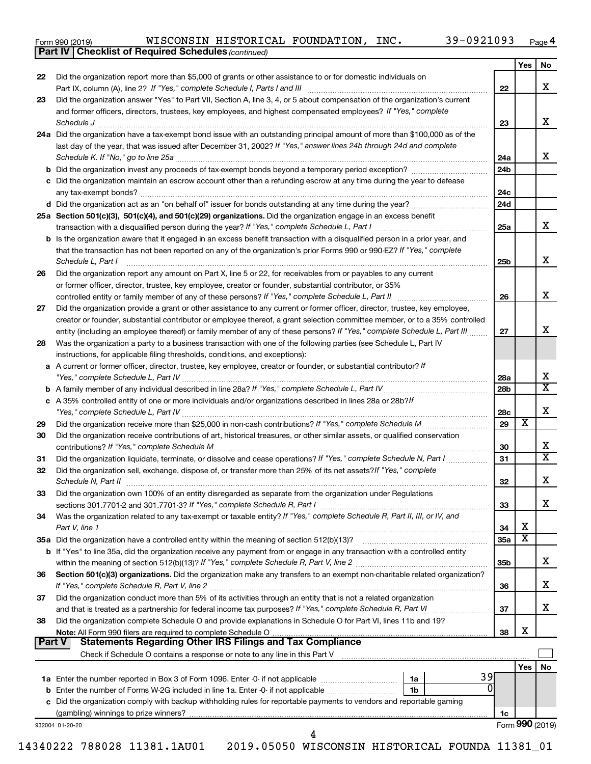Form 990 (2019) WISCONSIN HISTORICAL FOUNDATION, INC. 39-0921093 Page 4

**Part IV | Checklist of Required Schedules** *(continued)*

| | | | Yes | No |
|---|---|---|---|---|
| 22 | Did the organization report more than $5,000 of grants or other assistance to or for domestic individuals on Part IX, column (A), line 2? *If "Yes," complete Schedule I, Parts I and III* | 22 | | X |
| 23 | Did the organization answer "Yes" to Part VII, Section A, line 3, 4, or 5 about compensation of the organization's current and former officers, directors, trustees, key employees, and highest compensated employees? *If "Yes," complete Schedule J* | 23 | | X |
| 24a | Did the organization have a tax-exempt bond issue with an outstanding principal amount of more than $100,000 as of the last day of the year, that was issued after December 31, 2002? *If "Yes," answer lines 24b through 24d and complete Schedule K. If "No," go to line 25a* | 24a | | X |
| b | Did the organization invest any proceeds of tax-exempt bonds beyond a temporary period exception? | 24b | | |
| c | Did the organization maintain an escrow account other than a refunding escrow at any time during the year to defease any tax-exempt bonds? | 24c | | |
| d | Did the organization act as an "on behalf of" issuer for bonds outstanding at any time during the year? | 24d | | |
| 25a | **Section 501(c)(3), 501(c)(4), and 501(c)(29) organizations.** Did the organization engage in an excess benefit transaction with a disqualified person during the year? *If "Yes," complete Schedule L, Part I* | 25a | | X |
| b | Is the organization aware that it engaged in an excess benefit transaction with a disqualified person in a prior year, and that the transaction has not been reported on any of the organization's prior Forms 990 or 990-EZ? *If "Yes," complete Schedule L, Part I* | 25b | | X |
| 26 | Did the organization report any amount on Part X, line 5 or 22, for receivables from or payables to any current or former officer, director, trustee, key employee, creator or founder, substantial contributor, or 35% controlled entity or family member of any of these persons? *If "Yes," complete Schedule L, Part II* | 26 | | X |
| 27 | Did the organization provide a grant or other assistance to any current or former officer, director, trustee, key employee, creator or founder, substantial contributor or employee thereof, a grant selection committee member, or to a 35% controlled entity (including an employee thereof) or family member of any of these persons? *If "Yes," complete Schedule L, Part III* | 27 | | X |
| 28 | Was the organization a party to a business transaction with one of the following parties (see Schedule L, Part IV instructions, for applicable filing thresholds, conditions, and exceptions): | | | |
| a | A current or former officer, director, trustee, key employee, creator or founder, or substantial contributor? *If "Yes," complete Schedule L, Part IV* | 28a | | X |
| b | A family member of any individual described in line 28a? *If "Yes," complete Schedule L, Part IV* | 28b | | X |
| c | A 35% controlled entity of one or more individuals and/or organizations described in lines 28a or 28b? *If "Yes," complete Schedule L, Part IV* | 28c | | X |
| 29 | Did the organization receive more than $25,000 in non-cash contributions? *If "Yes," complete Schedule M* | 29 | X | |
| 30 | Did the organization receive contributions of art, historical treasures, or other similar assets, or qualified conservation contributions? *If "Yes," complete Schedule M* | 30 | | X |
| 31 | Did the organization liquidate, terminate, or dissolve and cease operations? *If "Yes," complete Schedule N, Part I* | 31 | | X |
| 32 | Did the organization sell, exchange, dispose of, or transfer more than 25% of its net assets? *If "Yes," complete Schedule N, Part II* | 32 | | X |
| 33 | Did the organization own 100% of an entity disregarded as separate from the organization under Regulations sections 301.7701-2 and 301.7701-3? *If "Yes," complete Schedule R, Part I* | 33 | | X |
| 34 | Was the organization related to any tax-exempt or taxable entity? *If "Yes," complete Schedule R, Part II, III, or IV, and Part V, line 1* | 34 | X | |
| 35a | Did the organization have a controlled entity within the meaning of section 512(b)(13)? | 35a | X | |
| b | If "Yes" to line 35a, did the organization receive any payment from or engage in any transaction with a controlled entity within the meaning of section 512(b)(13)? *If "Yes," complete Schedule R, Part V, line 2* | 35b | | X |
| 36 | **Section 501(c)(3) organizations.** Did the organization make any transfers to an exempt non-charitable related organization? *If "Yes," complete Schedule R, Part V, line 2* | 36 | | X |
| 37 | Did the organization conduct more than 5% of its activities through an entity that is not a related organization and that is treated as a partnership for federal income tax purposes? *If "Yes," complete Schedule R, Part VI* | 37 | | X |
| 38 | Did the organization complete Schedule O and provide explanations in Schedule O for Part VI, lines 11b and 19? **Note:** All Form 990 filers are required to complete Schedule O | 38 | X | |

**Part V | Statements Regarding Other IRS Filings and Tax Compliance**

Check if Schedule O contains a response or note to any line in this Part V

| | | | | | Yes | No |
|---|---|---|---|---|---|---|
| 1a | Enter the number reported in Box 3 of Form 1096. Enter -0- if not applicable | 1a | 39 | | | |
| b | Enter the number of Forms W-2G included in line 1a. Enter -0- if not applicable | 1b | 0 | | | |
| c | Did the organization comply with backup withholding rules for reportable payments to vendors and reportable gaming (gambling) winnings to prize winners? | | | 1c | | |

932004 01-20-20 Form **990** (2019)

14340222 788028 11381.1AU01 2019.05050 WISCONSIN HISTORICAL FOUNDA 11381_01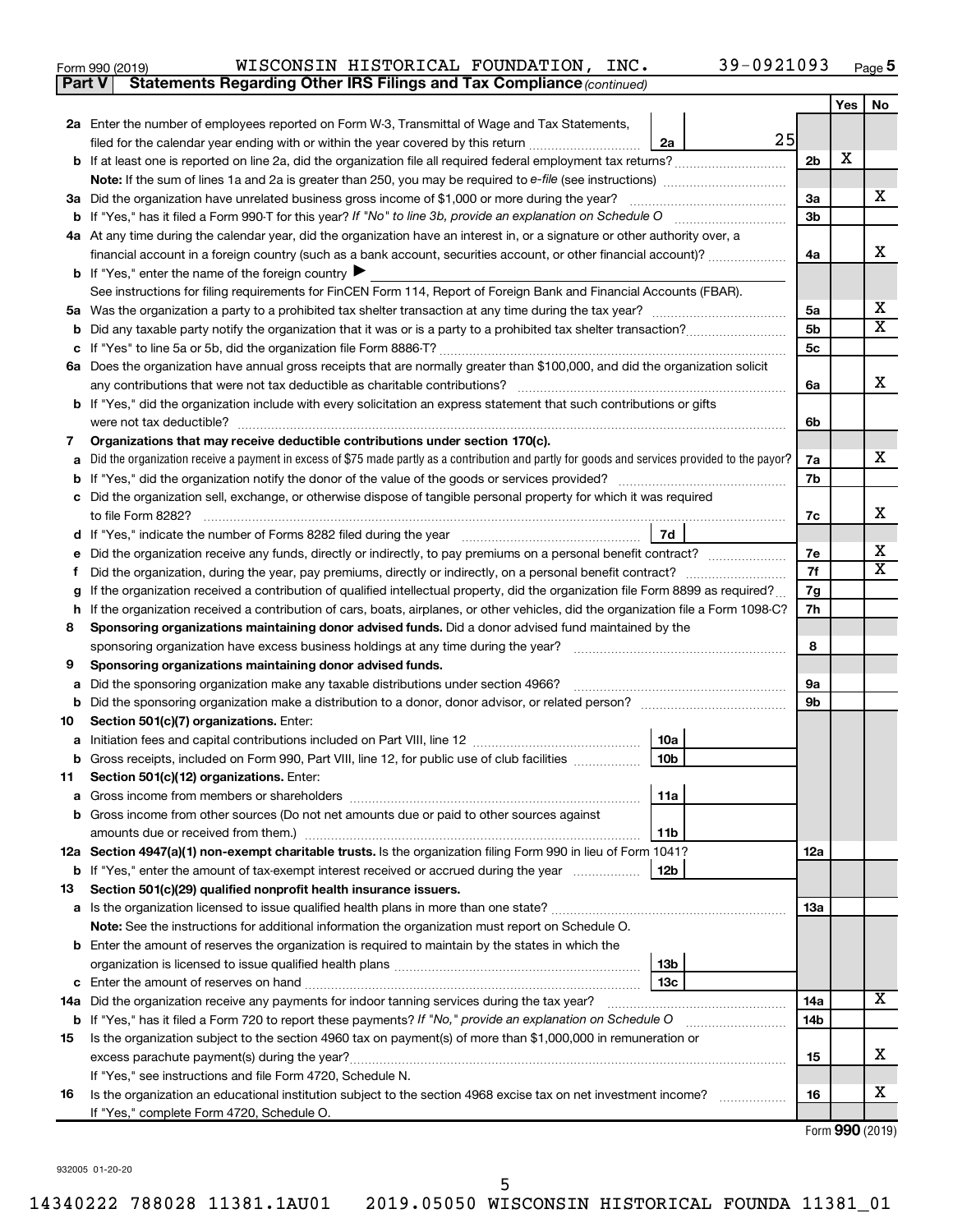Form 990 (2019) WISCONSIN HISTORICAL FOUNDATION, INC. 39-0921093 Page 5

**Part V | Statements Regarding Other IRS Filings and Tax Compliance** *(continued)*

| | | | | | Yes | No |
|---|---|---|---|---|---|---|
| **2a** | Enter the number of employees reported on Form W-3, Transmittal of Wage and Tax Statements, filed for the calendar year ending with or within the year covered by this return | 2a | 25 | | | |
| **b** | If at least one is reported on line 2a, did the organization file all required federal employment tax returns? | | | 2b | X | |
| | **Note:** If the sum of lines 1a and 2a is greater than 250, you may be required to *e-file* (see instructions) | | | | | |
| **3a** | Did the organization have unrelated business gross income of $1,000 or more during the year? | | | 3a | | X |
| **b** | If "Yes," has it filed a Form 990-T for this year? *If "No" to line 3b, provide an explanation on Schedule O* | | | 3b | | |
| **4a** | At any time during the calendar year, did the organization have an interest in, or a signature or other authority over, a financial account in a foreign country (such as a bank account, securities account, or other financial account)? | | | 4a | | X |
| **b** | If "Yes," enter the name of the foreign country ▶ | | | | | |
| | See instructions for filing requirements for FinCEN Form 114, Report of Foreign Bank and Financial Accounts (FBAR). | | | | | |
| **5a** | Was the organization a party to a prohibited tax shelter transaction at any time during the tax year? | | | 5a | | X |
| **b** | Did any taxable party notify the organization that it was or is a party to a prohibited tax shelter transaction? | | | 5b | | X |
| **c** | If "Yes" to line 5a or 5b, did the organization file Form 8886-T? | | | 5c | | |
| **6a** | Does the organization have annual gross receipts that are normally greater than $100,000, and did the organization solicit any contributions that were not tax deductible as charitable contributions? | | | 6a | | X |
| **b** | If "Yes," did the organization include with every solicitation an express statement that such contributions or gifts were not tax deductible? | | | 6b | | |
| **7** | **Organizations that may receive deductible contributions under section 170(c).** | | | | | |
| **a** | Did the organization receive a payment in excess of $75 made partly as a contribution and partly for goods and services provided to the payor? | | | 7a | | X |
| **b** | If "Yes," did the organization notify the donor of the value of the goods or services provided? | | | 7b | | |
| **c** | Did the organization sell, exchange, or otherwise dispose of tangible personal property for which it was required to file Form 8282? | | | 7c | | X |
| **d** | If "Yes," indicate the number of Forms 8282 filed during the year | 7d | | | | |
| **e** | Did the organization receive any funds, directly or indirectly, to pay premiums on a personal benefit contract? | | | 7e | | X |
| **f** | Did the organization, during the year, pay premiums, directly or indirectly, on a personal benefit contract? | | | 7f | | X |
| **g** | If the organization received a contribution of qualified intellectual property, did the organization file Form 8899 as required? | | | 7g | | |
| **h** | If the organization received a contribution of cars, boats, airplanes, or other vehicles, did the organization file a Form 1098-C? | | | 7h | | |
| **8** | **Sponsoring organizations maintaining donor advised funds.** Did a donor advised fund maintained by the sponsoring organization have excess business holdings at any time during the year? | | | 8 | | |
| **9** | **Sponsoring organizations maintaining donor advised funds.** | | | | | |
| **a** | Did the sponsoring organization make any taxable distributions under section 4966? | | | 9a | | |
| **b** | Did the sponsoring organization make a distribution to a donor, donor advisor, or related person? | | | 9b | | |
| **10** | **Section 501(c)(7) organizations.** Enter: | | | | | |
| **a** | Initiation fees and capital contributions included on Part VIII, line 12 | 10a | | | | |
| **b** | Gross receipts, included on Form 990, Part VIII, line 12, for public use of club facilities | 10b | | | | |
| **11** | **Section 501(c)(12) organizations.** Enter: | | | | | |
| **a** | Gross income from members or shareholders | 11a | | | | |
| **b** | Gross income from other sources (Do not net amounts due or paid to other sources against amounts due or received from them.) | 11b | | | | |
| **12a** | **Section 4947(a)(1) non-exempt charitable trusts.** Is the organization filing Form 990 in lieu of Form 1041? | | | 12a | | |
| **b** | If "Yes," enter the amount of tax-exempt interest received or accrued during the year | 12b | | | | |
| **13** | **Section 501(c)(29) qualified nonprofit health insurance issuers.** | | | | | |
| **a** | Is the organization licensed to issue qualified health plans in more than one state? | | | 13a | | |
| | **Note:** See the instructions for additional information the organization must report on Schedule O. | | | | | |
| **b** | Enter the amount of reserves the organization is required to maintain by the states in which the organization is licensed to issue qualified health plans | 13b | | | | |
| **c** | Enter the amount of reserves on hand | 13c | | | | |
| **14a** | Did the organization receive any payments for indoor tanning services during the tax year? | | | 14a | | X |
| **b** | If "Yes," has it filed a Form 720 to report these payments? *If "No," provide an explanation on Schedule O* | | | 14b | | |
| **15** | Is the organization subject to the section 4960 tax on payment(s) of more than $1,000,000 in remuneration or excess parachute payment(s) during the year? | | | 15 | | X |
| | If "Yes," see instructions and file Form 4720, Schedule N. | | | | | |
| **16** | Is the organization an educational institution subject to the section 4968 excise tax on net investment income? | | | 16 | | X |
| | If "Yes," complete Form 4720, Schedule O. | | | | | |

Form **990** (2019)

932005 01-20-20

14340222 788028 11381.1AU01 2019.05050 WISCONSIN HISTORICAL FOUNDA 11381_01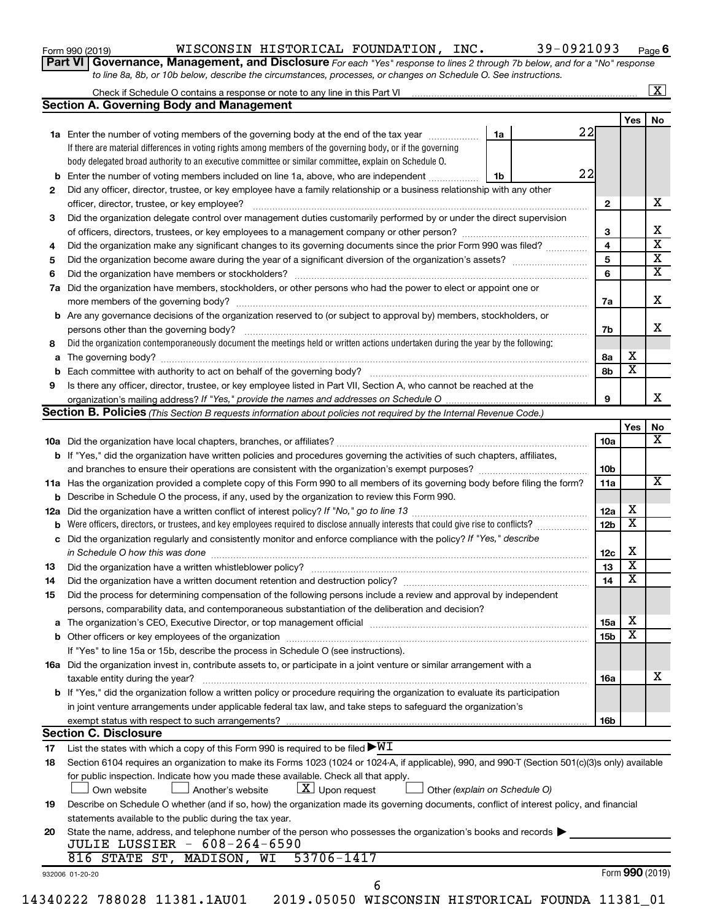Form 990 (2019) WISCONSIN HISTORICAL FOUNDATION, INC. 39-0921093 Page 6

**Part VI Governance, Management, and Disclosure** *For each "Yes" response to lines 2 through 7b below, and for a "No" response to line 8a, 8b, or 10b below, describe the circumstances, processes, or changes on Schedule O. See instructions.*

Check if Schedule O contains a response or note to any line in this Part VI ..... [X]

## Section A. Governing Body and Management

| | | | Yes | No |
|---|---|---|---|---|
| **1a** | Enter the number of voting members of the governing body at the end of the tax year ..... **1a** 22<br>If there are material differences in voting rights among members of the governing body, or if the governing body delegated broad authority to an executive committee or similar committee, explain on Schedule O. | | | |
| **b** | Enter the number of voting members included on line 1a, above, who are independent ..... **1b** 22 | | | |
| **2** | Did any officer, director, trustee, or key employee have a family relationship or a business relationship with any other officer, director, trustee, or key employee? | 2 | | X |
| **3** | Did the organization delegate control over management duties customarily performed by or under the direct supervision of officers, directors, trustees, or key employees to a management company or other person? | 3 | | X |
| **4** | Did the organization make any significant changes to its governing documents since the prior Form 990 was filed? | 4 | | X |
| **5** | Did the organization become aware during the year of a significant diversion of the organization's assets? | 5 | | X |
| **6** | Did the organization have members or stockholders? | 6 | | X |
| **7a** | Did the organization have members, stockholders, or other persons who had the power to elect or appoint one or more members of the governing body? | 7a | | X |
| **b** | Are any governance decisions of the organization reserved to (or subject to approval by) members, stockholders, or persons other than the governing body? | 7b | | X |
| **8** | Did the organization contemporaneously document the meetings held or written actions undertaken during the year by the following: | | | |
| **a** | The governing body? | 8a | X | |
| **b** | Each committee with authority to act on behalf of the governing body? | 8b | X | |
| **9** | Is there any officer, director, trustee, or key employee listed in Part VII, Section A, who cannot be reached at the organization's mailing address? *If "Yes," provide the names and addresses on Schedule O* | 9 | | X |

## Section B. Policies *(This Section B requests information about policies not required by the Internal Revenue Code.)*

| | | | Yes | No |
|---|---|---|---|---|
| **10a** | Did the organization have local chapters, branches, or affiliates? | 10a | | X |
| **b** | If "Yes," did the organization have written policies and procedures governing the activities of such chapters, affiliates, and branches to ensure their operations are consistent with the organization's exempt purposes? | 10b | | |
| **11a** | Has the organization provided a complete copy of this Form 990 to all members of its governing body before filing the form? | 11a | | X |
| **b** | Describe in Schedule O the process, if any, used by the organization to review this Form 990. | | | |
| **12a** | Did the organization have a written conflict of interest policy? *If "No," go to line 13* | 12a | X | |
| **b** | Were officers, directors, or trustees, and key employees required to disclose annually interests that could give rise to conflicts? | 12b | X | |
| **c** | Did the organization regularly and consistently monitor and enforce compliance with the policy? *If "Yes," describe in Schedule O how this was done* | 12c | X | |
| **13** | Did the organization have a written whistleblower policy? | 13 | X | |
| **14** | Did the organization have a written document retention and destruction policy? | 14 | X | |
| **15** | Did the process for determining compensation of the following persons include a review and approval by independent persons, comparability data, and contemporaneous substantiation of the deliberation and decision? | | | |
| **a** | The organization's CEO, Executive Director, or top management official | 15a | X | |
| **b** | Other officers or key employees of the organization<br>If "Yes" to line 15a or 15b, describe the process in Schedule O (see instructions). | 15b | X | |
| **16a** | Did the organization invest in, contribute assets to, or participate in a joint venture or similar arrangement with a taxable entity during the year? | 16a | | X |
| **b** | If "Yes," did the organization follow a written policy or procedure requiring the organization to evaluate its participation in joint venture arrangements under applicable federal tax law, and take steps to safeguard the organization's exempt status with respect to such arrangements? | 16b | | |

## Section C. Disclosure

**17** List the states with which a copy of this Form 990 is required to be filed ▶ WI

**18** Section 6104 requires an organization to make its Forms 1023 (1024 or 1024-A, if applicable), 990, and 990-T (Section 501(c)(3)s only) available for public inspection. Indicate how you made these available. Check all that apply.

[ ] Own website [ ] Another's website [X] Upon request [ ] Other *(explain on Schedule O)*

**19** Describe on Schedule O whether (and if so, how) the organization made its governing documents, conflict of interest policy, and financial statements available to the public during the tax year.

**20** State the name, address, and telephone number of the person who possesses the organization's books and records ▶

JULIE LUSSIER - 608-264-6590
816 STATE ST, MADISON, WI 53706-1417

932006 01-20-20 Form **990** (2019)

14340222 788028 11381.1AU01 2019.05050 WISCONSIN HISTORICAL FOUNDA 11381_01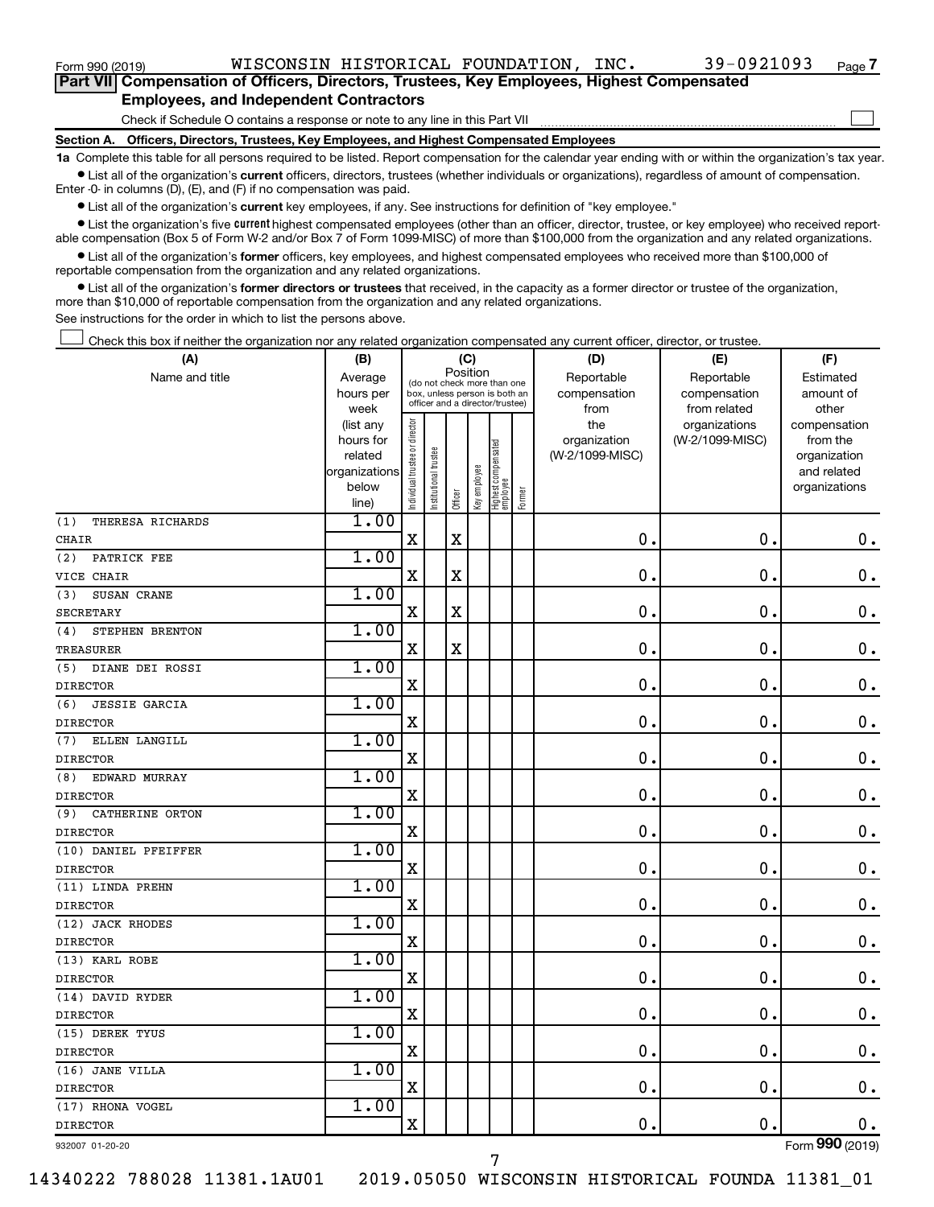Form 990 (2019) WISCONSIN HISTORICAL FOUNDATION, INC. 39-0921093

## Part VII Compensation of Officers, Directors, Trustees, Key Employees, Highest Compensated Employees, and Independent Contractors

Check if Schedule O contains a response or note to any line in this Part VII

### Section A. Officers, Directors, Trustees, Key Employees, and Highest Compensated Employees

**1a** Complete this table for all persons required to be listed. Report compensation for the calendar year ending with or within the organization's tax year.

- List all of the organization's **current** officers, directors, trustees (whether individuals or organizations), regardless of amount of compensation. Enter -0- in columns (D), (E), and (F) if no compensation was paid.
- List all of the organization's **current** key employees, if any. See instructions for definition of "key employee."
- List the organization's five **current** highest compensated employees (other than an officer, director, trustee, or key employee) who received reportable compensation (Box 5 of Form W-2 and/or Box 7 of Form 1099-MISC) of more than $100,000 from the organization and any related organizations.
- List all of the organization's **former** officers, key employees, and highest compensated employees who received more than $100,000 of reportable compensation from the organization and any related organizations.
- List all of the organization's **former directors or trustees** that received, in the capacity as a former director or trustee of the organization, more than $10,000 of reportable compensation from the organization and any related organizations.

See instructions for the order in which to list the persons above.

Check this box if neither the organization nor any related organization compensated any current officer, director, or trustee.

| (A) Name and title | (B) Average hours per week (list any hours for related organizations below line) | (C) Position: Individual trustee or director | Institutional trustee | Officer | Key employee | Highest compensated employee | Former | (D) Reportable compensation from the organization (W-2/1099-MISC) | (E) Reportable compensation from related organizations (W-2/1099-MISC) | (F) Estimated amount of other compensation from the organization and related organizations |
|---|---|---|---|---|---|---|---|---|---|---|
| (1) THERESA RICHARDS<br>CHAIR | 1.00 | X | | X | | | | 0. | 0. | 0. |
| (2) PATRICK FEE<br>VICE CHAIR | 1.00 | X | | X | | | | 0. | 0. | 0. |
| (3) SUSAN CRANE<br>SECRETARY | 1.00 | X | | X | | | | 0. | 0. | 0. |
| (4) STEPHEN BRENTON<br>TREASURER | 1.00 | X | | X | | | | 0. | 0. | 0. |
| (5) DIANE DEI ROSSI<br>DIRECTOR | 1.00 | X | | | | | | 0. | 0. | 0. |
| (6) JESSIE GARCIA<br>DIRECTOR | 1.00 | X | | | | | | 0. | 0. | 0. |
| (7) ELLEN LANGILL<br>DIRECTOR | 1.00 | X | | | | | | 0. | 0. | 0. |
| (8) EDWARD MURRAY<br>DIRECTOR | 1.00 | X | | | | | | 0. | 0. | 0. |
| (9) CATHERINE ORTON<br>DIRECTOR | 1.00 | X | | | | | | 0. | 0. | 0. |
| (10) DANIEL PFEIFFER<br>DIRECTOR | 1.00 | X | | | | | | 0. | 0. | 0. |
| (11) LINDA PREHN<br>DIRECTOR | 1.00 | X | | | | | | 0. | 0. | 0. |
| (12) JACK RHODES<br>DIRECTOR | 1.00 | X | | | | | | 0. | 0. | 0. |
| (13) KARL ROBE<br>DIRECTOR | 1.00 | X | | | | | | 0. | 0. | 0. |
| (14) DAVID RYDER<br>DIRECTOR | 1.00 | X | | | | | | 0. | 0. | 0. |
| (15) DEREK TYUS<br>DIRECTOR | 1.00 | X | | | | | | 0. | 0. | 0. |
| (16) JANE VILLA<br>DIRECTOR | 1.00 | X | | | | | | 0. | 0. | 0. |
| (17) RHONA VOGEL<br>DIRECTOR | 1.00 | X | | | | | | 0. | 0. | 0. |

932007 01-20-20 Form 990 (2019)

14340222 788028 11381.1AU01 2019.05050 WISCONSIN HISTORICAL FOUNDA 11381_01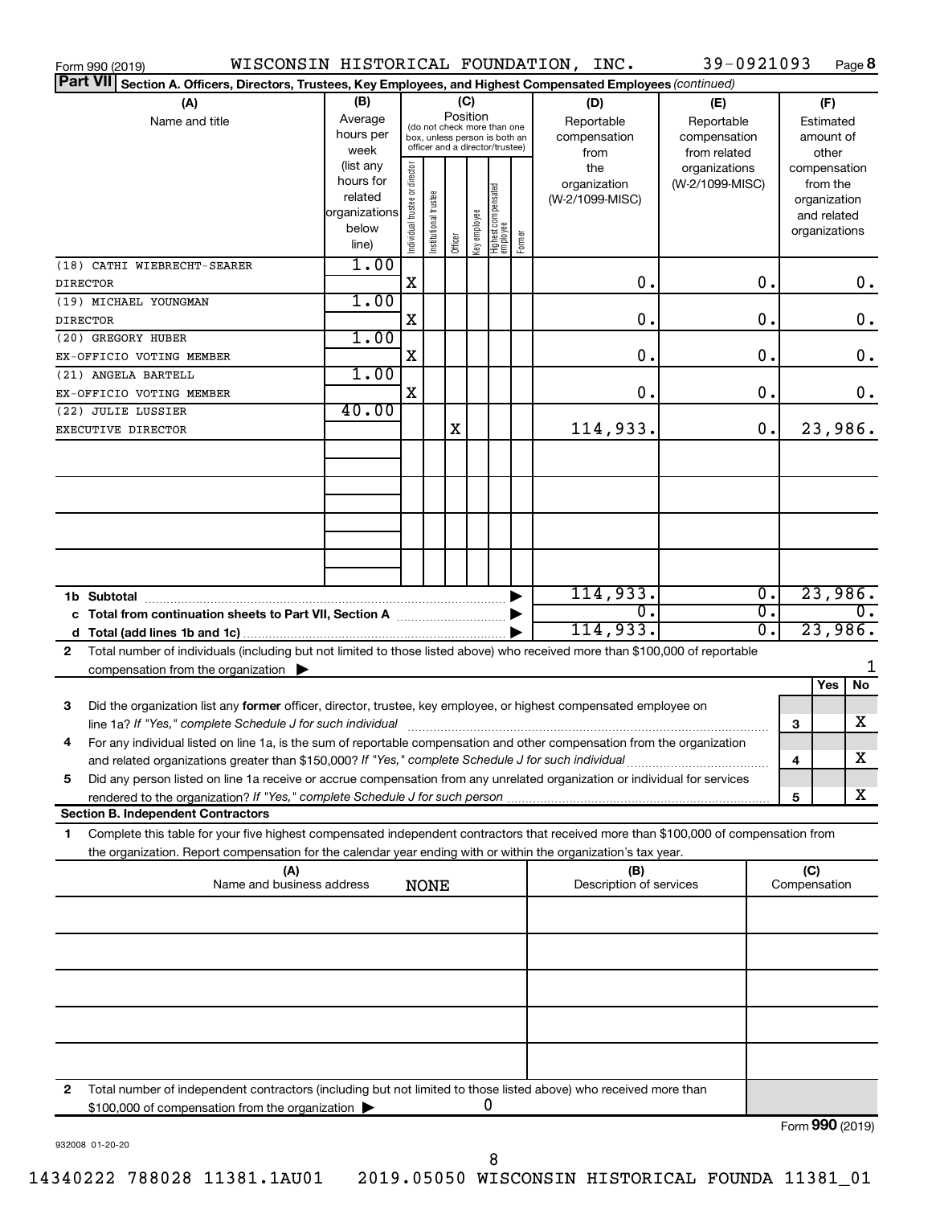Form 990 (2019) WISCONSIN HISTORICAL FOUNDATION, INC. 39-0921093 Page 8

**Part VII Section A. Officers, Directors, Trustees, Key Employees, and Highest Compensated Employees** *(continued)*

| (A) Name and title | (B) Average hours per week (list any hours for related organizations below line) | (C) Position: Individual trustee or director | Institutional trustee | Officer | Key employee | Highest compensated employee | Former | (D) Reportable compensation from the organization (W-2/1099-MISC) | (E) Reportable compensation from related organizations (W-2/1099-MISC) | (F) Estimated amount of other compensation from the organization and related organizations |
|---|---|---|---|---|---|---|---|---|---|---|
| (18) CATHI WIEBRECHT-SEARER DIRECTOR | 1.00 | X | | | | | | 0. | 0. | 0. |
| (19) MICHAEL YOUNGMAN DIRECTOR | 1.00 | X | | | | | | 0. | 0. | 0. |
| (20) GREGORY HUBER EX-OFFICIO VOTING MEMBER | 1.00 | X | | | | | | 0. | 0. | 0. |
| (21) ANGELA BARTELL EX-OFFICIO VOTING MEMBER | 1.00 | X | | | | | | 0. | 0. | 0. |
| (22) JULIE LUSSIER EXECUTIVE DIRECTOR | 40.00 | | | X | | | | 114,933. | 0. | 23,986. |
| 1b Subtotal | | | | | | | | 114,933. | 0. | 23,986. |
| c Total from continuation sheets to Part VII, Section A | | | | | | | | 0. | 0. | 0. |
| d Total (add lines 1b and 1c) | | | | | | | | 114,933. | 0. | 23,986. |

2 Total number of individuals (including but not limited to those listed above) who received more than $100,000 of reportable compensation from the organization ▶ 1

| | | Yes | No |
|---|---|---|---|
| 3 Did the organization list any **former** officer, director, trustee, key employee, or highest compensated employee on line 1a? *If "Yes," complete Schedule J for such individual* | 3 | | X |
| 4 For any individual listed on line 1a, is the sum of reportable compensation and other compensation from the organization and related organizations greater than $150,000? *If "Yes," complete Schedule J for such individual* | 4 | | X |
| 5 Did any person listed on line 1a receive or accrue compensation from any unrelated organization or individual for services rendered to the organization? *If "Yes," complete Schedule J for such person* | 5 | | X |

**Section B. Independent Contractors**

1 Complete this table for your five highest compensated independent contractors that received more than $100,000 of compensation from the organization. Report compensation for the calendar year ending with or within the organization's tax year.

| (A) Name and business address | (B) Description of services | (C) Compensation |
|---|---|---|
| NONE | | |

2 Total number of independent contractors (including but not limited to those listed above) who received more than $100,000 of compensation from the organization ▶ 0

Form **990** (2019)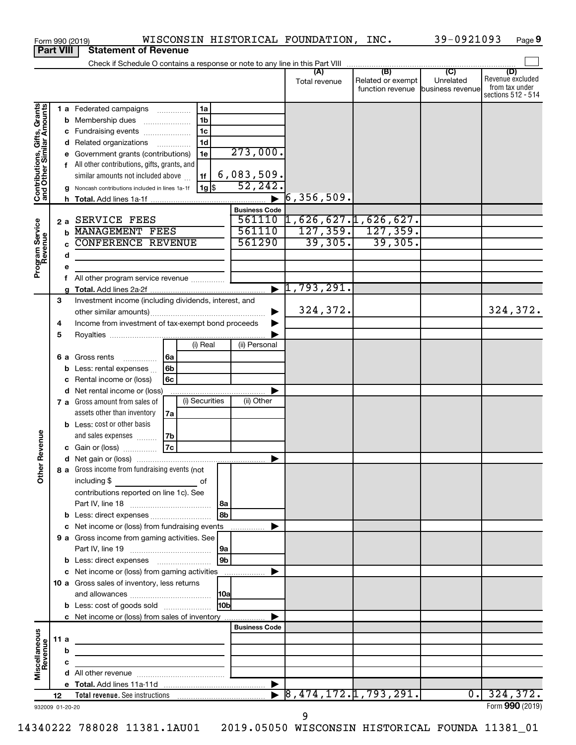Form 990 (2019) WISCONSIN HISTORICAL FOUNDATION, INC. 39-0921093 Page 9

**Part VIII Statement of Revenue**

Check if Schedule O contains a response or note to any line in this Part VIII

| | | | | (A) Total revenue | (B) Related or exempt function revenue | (C) Unrelated business revenue | (D) Revenue excluded from tax under sections 512 - 514 |
|---|---|---|---|---|---|---|---|
| **Contributions, Gifts, Grants and Other Similar Amounts** | 1a Federated campaigns | 1a | | | | | |
| | b Membership dues | 1b | | | | | |
| | c Fundraising events | 1c | | | | | |
| | d Related organizations | 1d | | | | | |
| | e Government grants (contributions) | 1e | 273,000. | | | | |
| | f All other contributions, gifts, grants, and similar amounts not included above | 1f | 6,083,509. | | | | |
| | g Noncash contributions included in lines 1a-1f | 1g $ | 52,242. | | | | |
| | h Total. Add lines 1a-1f | | | 6,356,509. | | | |
| **Program Service Revenue** | | | Business Code | | | | |
| | 2a SERVICE FEES | | 561110 | 1,626,627. | 1,626,627. | | |
| | b MANAGEMENT FEES | | 561110 | 127,359. | 127,359. | | |
| | c CONFERENCE REVENUE | | 561290 | 39,305. | 39,305. | | |
| | d | | | | | | |
| | e | | | | | | |
| | f All other program service revenue | | | | | | |
| | g Total. Add lines 2a-2f | | | 1,793,291. | | | |
| **Other Revenue** | 3 Investment income (including dividends, interest, and other similar amounts) | | | 324,372. | | | 324,372. |
| | 4 Income from investment of tax-exempt bond proceeds | | | | | | |
| | 5 Royalties | | | | | | |
| | | | (i) Real / (ii) Personal | | | | |
| | 6a Gross rents | 6a | | | | | |
| | b Less: rental expenses | 6b | | | | | |
| | c Rental income or (loss) | 6c | | | | | |
| | d Net rental income or (loss) | | | | | | |
| | | | (i) Securities / (ii) Other | | | | |
| | 7a Gross amount from sales of assets other than inventory | 7a | | | | | |
| | b Less: cost or other basis and sales expenses | 7b | | | | | |
| | c Gain or (loss) | 7c | | | | | |
| | d Net gain or (loss) | | | | | | |
| | 8a Gross income from fundraising events (not including $ of contributions reported on line 1c). See Part IV, line 18 | 8a | | | | | |
| | b Less: direct expenses | 8b | | | | | |
| | c Net income or (loss) from fundraising events | | | | | | |
| | 9a Gross income from gaming activities. See Part IV, line 19 | 9a | | | | | |
| | b Less: direct expenses | 9b | | | | | |
| | c Net income or (loss) from gaming activities | | | | | | |
| | 10a Gross sales of inventory, less returns and allowances | 10a | | | | | |
| | b Less: cost of goods sold | 10b | | | | | |
| | c Net income or (loss) from sales of inventory | | | | | | |
| **Miscellaneous Revenue** | | | Business Code | | | | |
| | 11a | | | | | | |
| | b | | | | | | |
| | c | | | | | | |
| | d All other revenue | | | | | | |
| | e Total. Add lines 11a-11d | | | | | | |
| | 12 Total revenue. See instructions | | | 8,474,172. | 1,793,291. | 0. | 324,372. |

932009 01-20-20 Form **990** (2019)

14340222 788028 11381.1AU01 2019.05050 WISCONSIN HISTORICAL FOUNDA 11381_01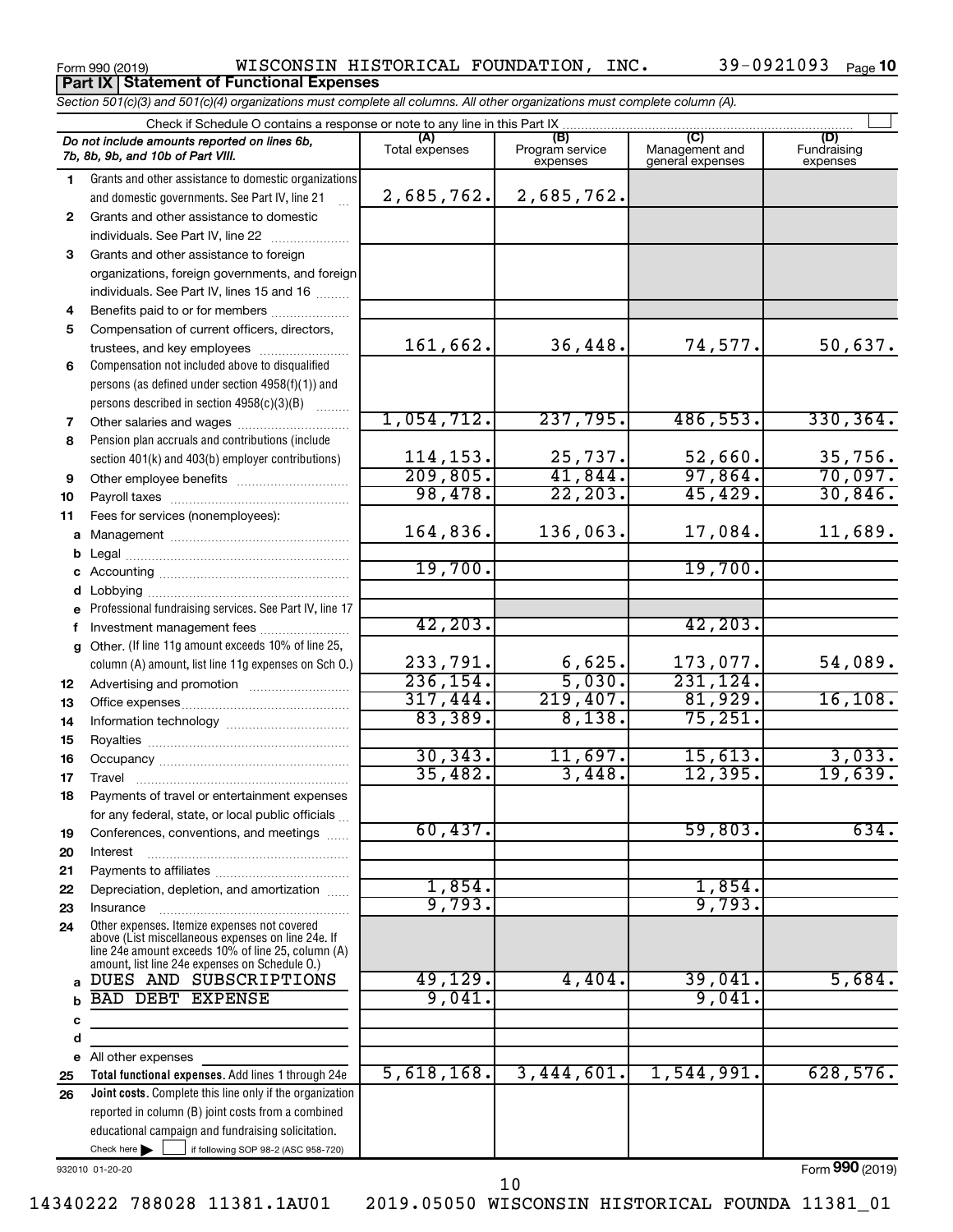Form 990 (2019) WISCONSIN HISTORICAL FOUNDATION, INC. 39-0921093 Page 10

## Part IX Statement of Functional Expenses

*Section 501(c)(3) and 501(c)(4) organizations must complete all columns. All other organizations must complete column (A).*

Check if Schedule O contains a response or note to any line in this Part IX

| *Do not include amounts reported on lines 6b, 7b, 8b, 9b, and 10b of Part VIII.* | (A) Total expenses | (B) Program service expenses | (C) Management and general expenses | (D) Fundraising expenses |
|---|---|---|---|---|
| 1 Grants and other assistance to domestic organizations and domestic governments. See Part IV, line 21 | 2,685,762. | 2,685,762. | | |
| 2 Grants and other assistance to domestic individuals. See Part IV, line 22 | | | | |
| 3 Grants and other assistance to foreign organizations, foreign governments, and foreign individuals. See Part IV, lines 15 and 16 | | | | |
| 4 Benefits paid to or for members | | | | |
| 5 Compensation of current officers, directors, trustees, and key employees | 161,662. | 36,448. | 74,577. | 50,637. |
| 6 Compensation not included above to disqualified persons (as defined under section 4958(f)(1)) and persons described in section 4958(c)(3)(B) | | | | |
| 7 Other salaries and wages | 1,054,712. | 237,795. | 486,553. | 330,364. |
| 8 Pension plan accruals and contributions (include section 401(k) and 403(b) employer contributions) | 114,153. | 25,737. | 52,660. | 35,756. |
| 9 Other employee benefits | 209,805. | 41,844. | 97,864. | 70,097. |
| 10 Payroll taxes | 98,478. | 22,203. | 45,429. | 30,846. |
| 11 Fees for services (nonemployees): | | | | |
| a Management | 164,836. | 136,063. | 17,084. | 11,689. |
| b Legal | | | | |
| c Accounting | 19,700. | | 19,700. | |
| d Lobbying | | | | |
| e Professional fundraising services. See Part IV, line 17 | | | | |
| f Investment management fees | 42,203. | | 42,203. | |
| g Other. (If line 11g amount exceeds 10% of line 25, column (A) amount, list line 11g expenses on Sch O.) | 233,791. | 6,625. | 173,077. | 54,089. |
| 12 Advertising and promotion | 236,154. | 5,030. | 231,124. | |
| 13 Office expenses | 317,444. | 219,407. | 81,929. | 16,108. |
| 14 Information technology | 83,389. | 8,138. | 75,251. | |
| 15 Royalties | | | | |
| 16 Occupancy | 30,343. | 11,697. | 15,613. | 3,033. |
| 17 Travel | 35,482. | 3,448. | 12,395. | 19,639. |
| 18 Payments of travel or entertainment expenses for any federal, state, or local public officials | | | | |
| 19 Conferences, conventions, and meetings | 60,437. | | 59,803. | 634. |
| 20 Interest | | | | |
| 21 Payments to affiliates | | | | |
| 22 Depreciation, depletion, and amortization | 1,854. | | 1,854. | |
| 23 Insurance | 9,793. | | 9,793. | |
| 24 Other expenses. Itemize expenses not covered above (List miscellaneous expenses on line 24e. If line 24e amount exceeds 10% of line 25, column (A) amount, list line 24e expenses on Schedule O.) | | | | |
| a DUES AND SUBSCRIPTIONS | 49,129. | 4,404. | 39,041. | 5,684. |
| b BAD DEBT EXPENSE | 9,041. | | 9,041. | |
| c | | | | |
| d | | | | |
| e All other expenses | | | | |
| 25 **Total functional expenses.** Add lines 1 through 24e | 5,618,168. | 3,444,601. | 1,544,991. | 628,576. |
| 26 **Joint costs.** Complete this line only if the organization reported in column (B) joint costs from a combined educational campaign and fundraising solicitation. Check here ☐ if following SOP 98-2 (ASC 958-720) | | | | |

932010 01-20-20

Form **990** (2019)

14340222 788028 11381.1AU01 2019.05050 WISCONSIN HISTORICAL FOUNDA 11381_01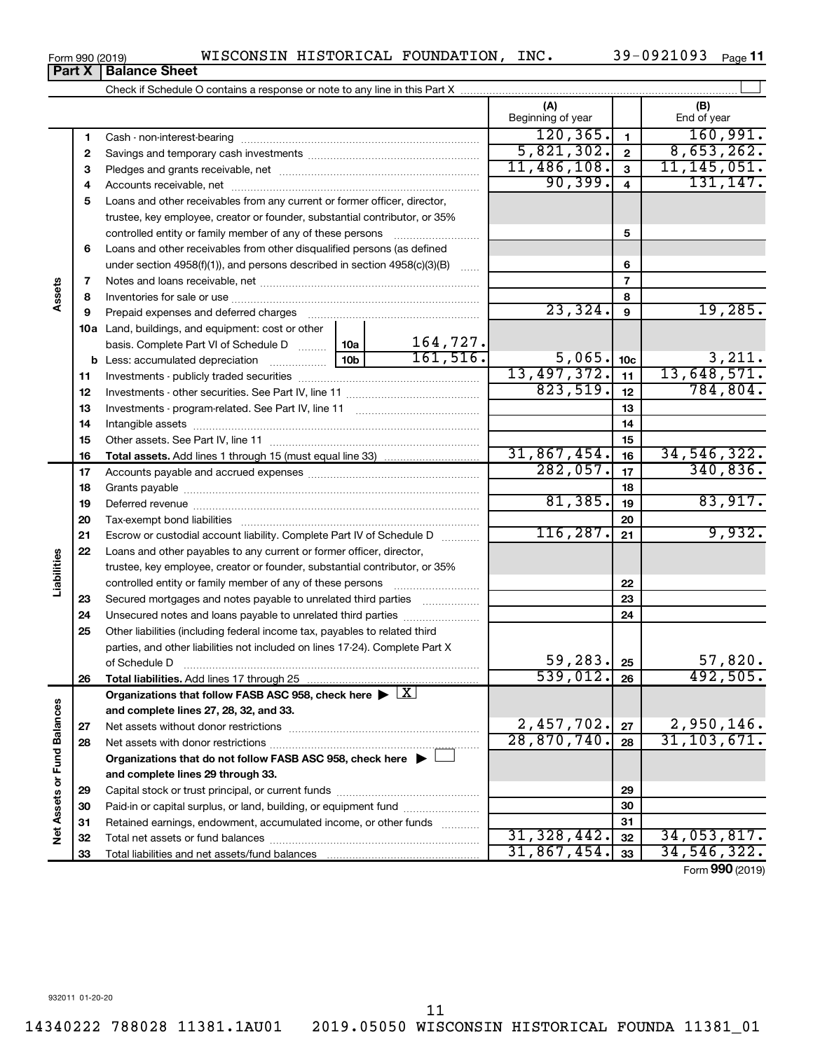Form 990 (2019) WISCONSIN HISTORICAL FOUNDATION, INC. 39-0921093 Page 11

## Part X Balance Sheet

Check if Schedule O contains a response or note to any line in this Part X

| | | | (A) Beginning of year | | (B) End of year |
|---|---|---|---|---|---|
| **Assets** | 1 | Cash - non-interest-bearing | 120,365. | 1 | 160,991. |
| | 2 | Savings and temporary cash investments | 5,821,302. | 2 | 8,653,262. |
| | 3 | Pledges and grants receivable, net | 11,486,108. | 3 | 11,145,051. |
| | 4 | Accounts receivable, net | 90,399. | 4 | 131,147. |
| | 5 | Loans and other receivables from any current or former officer, director, trustee, key employee, creator or founder, substantial contributor, or 35% controlled entity or family member of any of these persons | | 5 | |
| | 6 | Loans and other receivables from other disqualified persons (as defined under section 4958(f)(1)), and persons described in section 4958(c)(3)(B) | | 6 | |
| | 7 | Notes and loans receivable, net | | 7 | |
| | 8 | Inventories for sale or use | | 8 | |
| | 9 | Prepaid expenses and deferred charges | 23,324. | 9 | 19,285. |
| | 10a | Land, buildings, and equipment: cost or other basis. Complete Part VI of Schedule D — 10a: 164,727. | | | |
| | b | Less: accumulated depreciation — 10b: 161,516. | 5,065. | 10c | 3,211. |
| | 11 | Investments - publicly traded securities | 13,497,372. | 11 | 13,648,571. |
| | 12 | Investments - other securities. See Part IV, line 11 | 823,519. | 12 | 784,804. |
| | 13 | Investments - program-related. See Part IV, line 11 | | 13 | |
| | 14 | Intangible assets | | 14 | |
| | 15 | Other assets. See Part IV, line 11 | | 15 | |
| | 16 | **Total assets.** Add lines 1 through 15 (must equal line 33) | 31,867,454. | 16 | 34,546,322. |
| **Liabilities** | 17 | Accounts payable and accrued expenses | 282,057. | 17 | 340,836. |
| | 18 | Grants payable | | 18 | |
| | 19 | Deferred revenue | 81,385. | 19 | 83,917. |
| | 20 | Tax-exempt bond liabilities | | 20 | |
| | 21 | Escrow or custodial account liability. Complete Part IV of Schedule D | 116,287. | 21 | 9,932. |
| | 22 | Loans and other payables to any current or former officer, director, trustee, key employee, creator or founder, substantial contributor, or 35% controlled entity or family member of any of these persons | | 22 | |
| | 23 | Secured mortgages and notes payable to unrelated third parties | | 23 | |
| | 24 | Unsecured notes and loans payable to unrelated third parties | | 24 | |
| | 25 | Other liabilities (including federal income tax, payables to related third parties, and other liabilities not included on lines 17-24). Complete Part X of Schedule D | 59,283. | 25 | 57,820. |
| | 26 | **Total liabilities.** Add lines 17 through 25 | 539,012. | 26 | 492,505. |
| **Net Assets or Fund Balances** | | **Organizations that follow FASB ASC 958, check here** ▶ [X] **and complete lines 27, 28, 32, and 33.** | | | |
| | 27 | Net assets without donor restrictions | 2,457,702. | 27 | 2,950,146. |
| | 28 | Net assets with donor restrictions | 28,870,740. | 28 | 31,103,671. |
| | | **Organizations that do not follow FASB ASC 958, check here** ▶ [ ] **and complete lines 29 through 33.** | | | |
| | 29 | Capital stock or trust principal, or current funds | | 29 | |
| | 30 | Paid-in or capital surplus, or land, building, or equipment fund | | 30 | |
| | 31 | Retained earnings, endowment, accumulated income, or other funds | | 31 | |
| | 32 | Total net assets or fund balances | 31,328,442. | 32 | 34,053,817. |
| | 33 | Total liabilities and net assets/fund balances | 31,867,454. | 33 | 34,546,322. |

Form **990** (2019)

932011 01-20-20

14340222 788028 11381.1AU01 2019.05050 WISCONSIN HISTORICAL FOUNDA 11381_01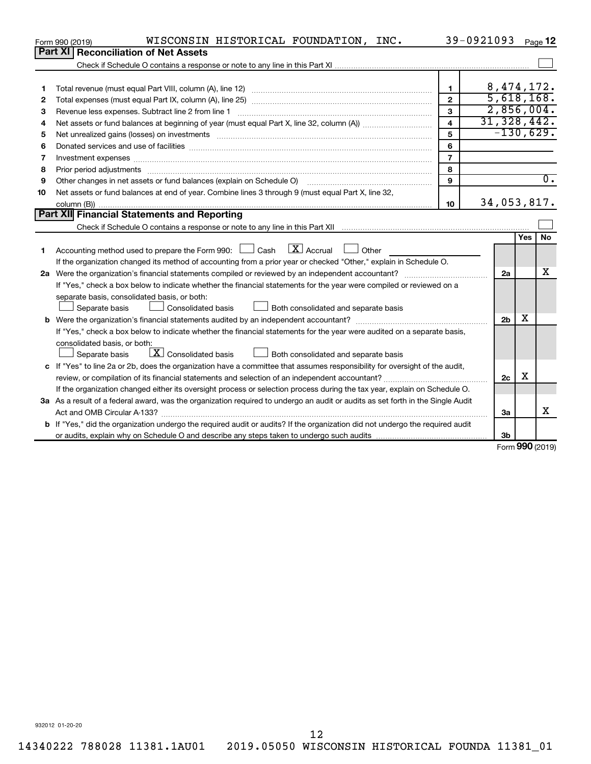Form 990 (2019) WISCONSIN HISTORICAL FOUNDATION, INC. 39-0921093 Page 12

## Part XI Reconciliation of Net Assets

Check if Schedule O contains a response or note to any line in this Part XI ☐

| | | | |
|---|---|---|---|
| 1 | Total revenue (must equal Part VIII, column (A), line 12) | 1 | 8,474,172. |
| 2 | Total expenses (must equal Part IX, column (A), line 25) | 2 | 5,618,168. |
| 3 | Revenue less expenses. Subtract line 2 from line 1 | 3 | 2,856,004. |
| 4 | Net assets or fund balances at beginning of year (must equal Part X, line 32, column (A)) | 4 | 31,328,442. |
| 5 | Net unrealized gains (losses) on investments | 5 | -130,629. |
| 6 | Donated services and use of facilities | 6 | |
| 7 | Investment expenses | 7 | |
| 8 | Prior period adjustments | 8 | |
| 9 | Other changes in net assets or fund balances (explain on Schedule O) | 9 | 0. |
| 10 | Net assets or fund balances at end of year. Combine lines 3 through 9 (must equal Part X, line 32, column (B)) | 10 | 34,053,817. |

## Part XII Financial Statements and Reporting

Check if Schedule O contains a response or note to any line in this Part XII ☐

| | | | Yes | No |
|---|---|---|---|---|
| 1 | Accounting method used to prepare the Form 990: ☐ Cash ☒ Accrual ☐ Other<br>If the organization changed its method of accounting from a prior year or checked "Other," explain in Schedule O. | | | |
| 2a | Were the organization's financial statements compiled or reviewed by an independent accountant?<br>If "Yes," check a box below to indicate whether the financial statements for the year were compiled or reviewed on a separate basis, consolidated basis, or both:<br>☐ Separate basis ☐ Consolidated basis ☐ Both consolidated and separate basis | 2a | | X |
| b | Were the organization's financial statements audited by an independent accountant?<br>If "Yes," check a box below to indicate whether the financial statements for the year were audited on a separate basis, consolidated basis, or both:<br>☐ Separate basis ☒ Consolidated basis ☐ Both consolidated and separate basis | 2b | X | |
| c | If "Yes" to line 2a or 2b, does the organization have a committee that assumes responsibility for oversight of the audit, review, or compilation of its financial statements and selection of an independent accountant?<br>If the organization changed either its oversight process or selection process during the tax year, explain on Schedule O. | 2c | X | |
| 3a | As a result of a federal award, was the organization required to undergo an audit or audits as set forth in the Single Audit Act and OMB Circular A-133? | 3a | | X |
| b | If "Yes," did the organization undergo the required audit or audits? If the organization did not undergo the required audit or audits, explain why on Schedule O and describe any steps taken to undergo such audits | 3b | | |

Form 990 (2019)

932012 01-20-20

14340222 788028 11381.1AU01 2019.05050 WISCONSIN HISTORICAL FOUNDA 11381_01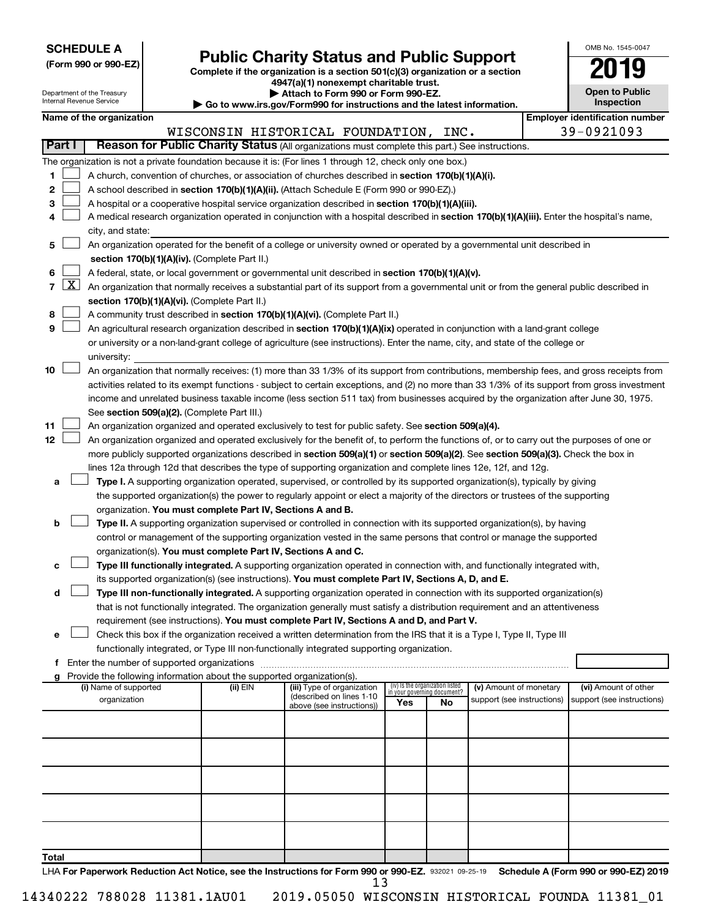**SCHEDULE A**
**(Form 990 or 990-EZ)**

Department of the Treasury
Internal Revenue Service

# Public Charity Status and Public Support

**Complete if the organization is a section 501(c)(3) organization or a section 4947(a)(1) nonexempt charitable trust.**
**▶ Attach to Form 990 or Form 990-EZ.**
**▶ Go to www.irs.gov/Form990 for instructions and the latest information.**

OMB No. 1545-0047
**2019**
**Open to Public Inspection**

| Name of the organization | Employer identification number |
|---|---|
| WISCONSIN HISTORICAL FOUNDATION, INC. | 39-0921093 |

**Part I** **Reason for Public Charity Status** (All organizations must complete this part.) See instructions.

The organization is not a private foundation because it is: (For lines 1 through 12, check only one box.)

1. [ ] A church, convention of churches, or association of churches described in **section 170(b)(1)(A)(i).**
2. [ ] A school described in **section 170(b)(1)(A)(ii).** (Attach Schedule E (Form 990 or 990-EZ).)
3. [ ] A hospital or a cooperative hospital service organization described in **section 170(b)(1)(A)(iii).**
4. [ ] A medical research organization operated in conjunction with a hospital described in **section 170(b)(1)(A)(iii).** Enter the hospital's name, city, and state:
5. [ ] An organization operated for the benefit of a college or university owned or operated by a governmental unit described in **section 170(b)(1)(A)(iv).** (Complete Part II.)
6. [ ] A federal, state, or local government or governmental unit described in **section 170(b)(1)(A)(v).**
7. [X] An organization that normally receives a substantial part of its support from a governmental unit or from the general public described in **section 170(b)(1)(A)(vi).** (Complete Part II.)
8. [ ] A community trust described in **section 170(b)(1)(A)(vi).** (Complete Part II.)
9. [ ] An agricultural research organization described in **section 170(b)(1)(A)(ix)** operated in conjunction with a land-grant college or university or a non-land-grant college of agriculture (see instructions). Enter the name, city, and state of the college or university:
10. [ ] An organization that normally receives: (1) more than 33 1/3% of its support from contributions, membership fees, and gross receipts from activities related to its exempt functions - subject to certain exceptions, and (2) no more than 33 1/3% of its support from gross investment income and unrelated business taxable income (less section 511 tax) from businesses acquired by the organization after June 30, 1975. See **section 509(a)(2).** (Complete Part III.)
11. [ ] An organization organized and operated exclusively to test for public safety. See **section 509(a)(4).**
12. [ ] An organization organized and operated exclusively for the benefit of, to perform the functions of, or to carry out the purposes of one or more publicly supported organizations described in **section 509(a)(1)** or **section 509(a)(2)**. See **section 509(a)(3).** Check the box in lines 12a through 12d that describes the type of supporting organization and complete lines 12e, 12f, and 12g.
   - **a** [ ] **Type I.** A supporting organization operated, supervised, or controlled by its supported organization(s), typically by giving the supported organization(s) the power to regularly appoint or elect a majority of the directors or trustees of the supporting organization. **You must complete Part IV, Sections A and B.**
   - **b** [ ] **Type II.** A supporting organization supervised or controlled in connection with its supported organization(s), by having control or management of the supporting organization vested in the same persons that control or manage the supported organization(s). **You must complete Part IV, Sections A and C.**
   - **c** [ ] **Type III functionally integrated.** A supporting organization operated in connection with, and functionally integrated with, its supported organization(s) (see instructions). **You must complete Part IV, Sections A, D, and E.**
   - **d** [ ] **Type III non-functionally integrated.** A supporting organization operated in connection with its supported organization(s) that is not functionally integrated. The organization generally must satisfy a distribution requirement and an attentiveness requirement (see instructions). **You must complete Part IV, Sections A and D, and Part V.**
   - **e** [ ] Check this box if the organization received a written determination from the IRS that it is a Type I, Type II, Type III functionally integrated, or Type III non-functionally integrated supporting organization.
   - **f** Enter the number of supported organizations
   - **g** Provide the following information about the supported organization(s).

| (i) Name of supported organization | (ii) EIN | (iii) Type of organization (described on lines 1-10 above (see instructions)) | (iv) Is the organization listed in your governing document? Yes | No | (v) Amount of monetary support (see instructions) | (vi) Amount of other support (see instructions) |
|---|---|---|---|---|---|---|
| | | | | | | |
| | | | | | | |
| | | | | | | |
| | | | | | | |
| | | | | | | |
| **Total** | | | | | | |

LHA **For Paperwork Reduction Act Notice, see the Instructions for Form 990 or 990-EZ.** 932021 09-25-19 **Schedule A (Form 990 or 990-EZ) 2019**

14340222 788028 11381.1AU01 2019.05050 WISCONSIN HISTORICAL FOUNDA 11381_01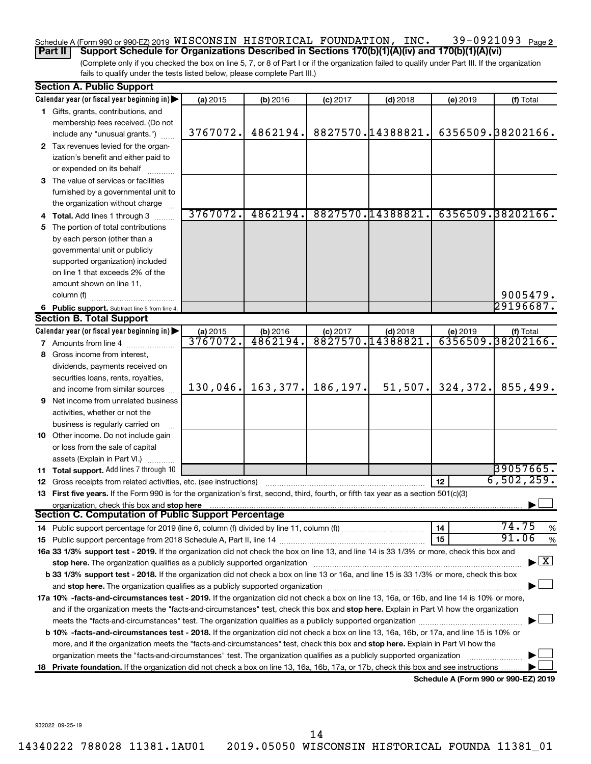Schedule A (Form 990 or 990-EZ) 2019 WISCONSIN HISTORICAL FOUNDATION, INC. 39-0921093 Page 2

**Part II** **Support Schedule for Organizations Described in Sections 170(b)(1)(A)(iv) and 170(b)(1)(A)(vi)**

(Complete only if you checked the box on line 5, 7, or 8 of Part I or if the organization failed to qualify under Part III. If the organization fails to qualify under the tests listed below, please complete Part III.)

## Section A. Public Support

| Calendar year (or fiscal year beginning in) ▶ | (a) 2015 | (b) 2016 | (c) 2017 | (d) 2018 | (e) 2019 | (f) Total |
|---|---|---|---|---|---|---|
| **1** Gifts, grants, contributions, and membership fees received. (Do not include any "unusual grants.") | 3767072. | 4862194. | 8827570. | 14388821. | 6356509. | 38202166. |
| **2** Tax revenues levied for the organization's benefit and either paid to or expended on its behalf | | | | | | |
| **3** The value of services or facilities furnished by a governmental unit to the organization without charge | | | | | | |
| **4 Total.** Add lines 1 through 3 | 3767072. | 4862194. | 8827570. | 14388821. | 6356509. | 38202166. |
| **5** The portion of total contributions by each person (other than a governmental unit or publicly supported organization) included on line 1 that exceeds 2% of the amount shown on line 11, column (f) | | | | | | 9005479. |
| **6 Public support.** Subtract line 5 from line 4. | | | | | | 29196687. |

## Section B. Total Support

| Calendar year (or fiscal year beginning in) ▶ | (a) 2015 | (b) 2016 | (c) 2017 | (d) 2018 | (e) 2019 | (f) Total |
|---|---|---|---|---|---|---|
| **7** Amounts from line 4 | 3767072. | 4862194. | 8827570. | 14388821. | 6356509. | 38202166. |
| **8** Gross income from interest, dividends, payments received on securities loans, rents, royalties, and income from similar sources | 130,046. | 163,377. | 186,197. | 51,507. | 324,372. | 855,499. |
| **9** Net income from unrelated business activities, whether or not the business is regularly carried on | | | | | | |
| **10** Other income. Do not include gain or loss from the sale of capital assets (Explain in Part VI.) | | | | | | |
| **11 Total support.** Add lines 7 through 10 | | | | | | 39057665. |

**12** Gross receipts from related activities, etc. (see instructions) | **12** | 6,502,259.

**13 First five years.** If the Form 990 is for the organization's first, second, third, fourth, or fifth tax year as a section 501(c)(3) organization, check this box and **stop here** ▶ ☐

## Section C. Computation of Public Support Percentage

**14** Public support percentage for 2019 (line 6, column (f) divided by line 11, column (f)) | **14** | 74.75 %

**15** Public support percentage from 2018 Schedule A, Part II, line 14 | **15** | 91.06 %

**16a 33 1/3% support test - 2019.** If the organization did not check the box on line 13, and line 14 is 33 1/3% or more, check this box and **stop here.** The organization qualifies as a publicly supported organization ▶ ☒

**b 33 1/3% support test - 2018.** If the organization did not check a box on line 13 or 16a, and line 15 is 33 1/3% or more, check this box and **stop here.** The organization qualifies as a publicly supported organization ▶ ☐

**17a 10% -facts-and-circumstances test - 2019.** If the organization did not check a box on line 13, 16a, or 16b, and line 14 is 10% or more, and if the organization meets the "facts-and-circumstances" test, check this box and **stop here.** Explain in Part VI how the organization meets the "facts-and-circumstances" test. The organization qualifies as a publicly supported organization ▶ ☐

**b 10% -facts-and-circumstances test - 2018.** If the organization did not check a box on line 13, 16a, 16b, or 17a, and line 15 is 10% or more, and if the organization meets the "facts-and-circumstances" test, check this box and **stop here.** Explain in Part VI how the organization meets the "facts-and-circumstances" test. The organization qualifies as a publicly supported organization ▶ ☐

**18 Private foundation.** If the organization did not check a box on line 13, 16a, 16b, 17a, or 17b, check this box and see instructions ▶ ☐

**Schedule A (Form 990 or 990-EZ) 2019**

932022 09-25-19

14340222 788028 11381.1AU01 2019.05050 WISCONSIN HISTORICAL FOUNDA 11381_01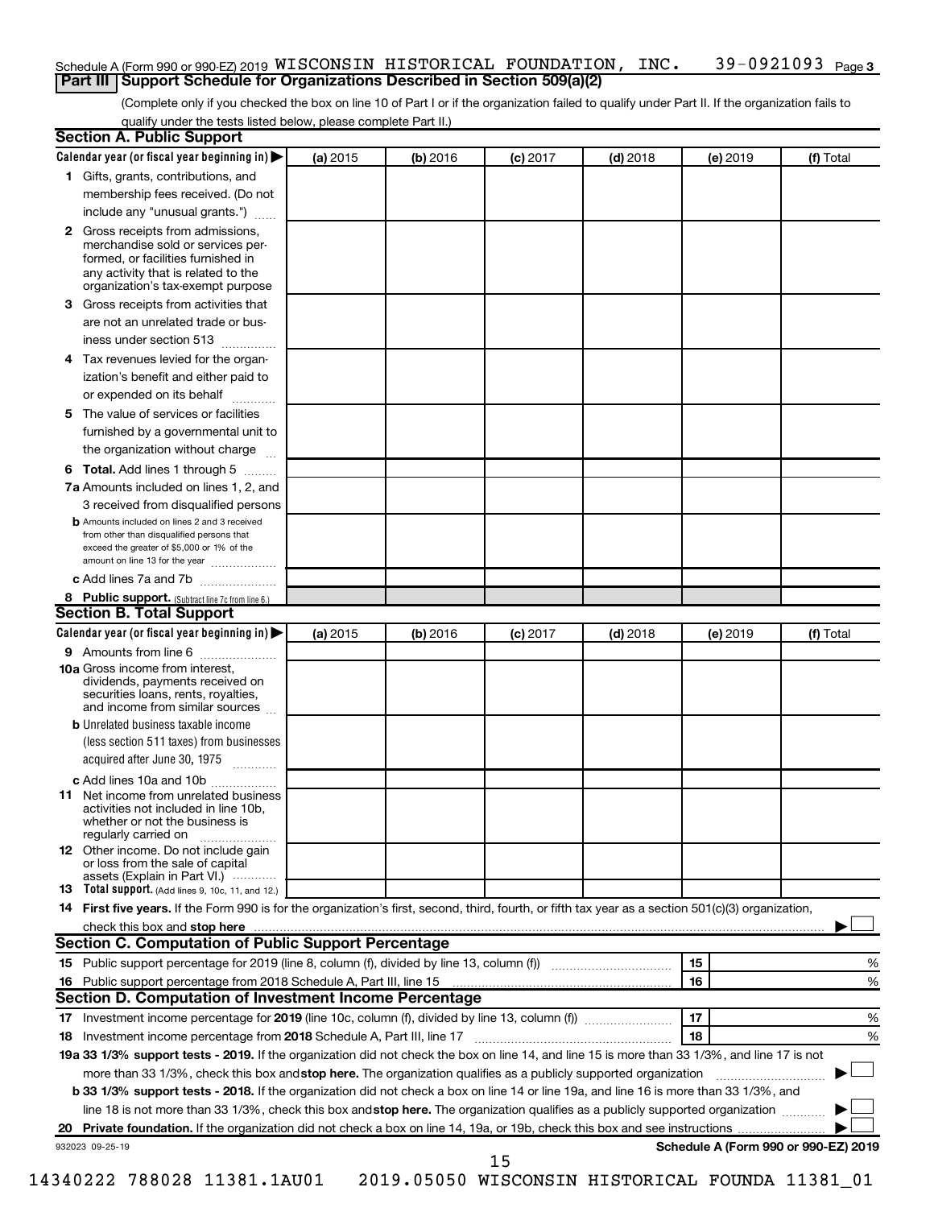Schedule A (Form 990 or 990-EZ) 2019 WISCONSIN HISTORICAL FOUNDATION, INC. 39-0921093 Page 3

## Part III Support Schedule for Organizations Described in Section 509(a)(2)

(Complete only if you checked the box on line 10 of Part I or if the organization failed to qualify under Part II. If the organization fails to qualify under the tests listed below, please complete Part II.)

### Section A. Public Support

| Calendar year (or fiscal year beginning in) ▶ | (a) 2015 | (b) 2016 | (c) 2017 | (d) 2018 | (e) 2019 | (f) Total |
|---|---|---|---|---|---|---|
| **1** Gifts, grants, contributions, and membership fees received. (Do not include any "unusual grants.") | | | | | | |
| **2** Gross receipts from admissions, merchandise sold or services performed, or facilities furnished in any activity that is related to the organization's tax-exempt purpose | | | | | | |
| **3** Gross receipts from activities that are not an unrelated trade or business under section 513 | | | | | | |
| **4** Tax revenues levied for the organization's benefit and either paid to or expended on its behalf | | | | | | |
| **5** The value of services or facilities furnished by a governmental unit to the organization without charge | | | | | | |
| **6 Total.** Add lines 1 through 5 | | | | | | |
| **7a** Amounts included on lines 1, 2, and 3 received from disqualified persons | | | | | | |
| **b** Amounts included on lines 2 and 3 received from other than disqualified persons that exceed the greater of $5,000 or 1% of the amount on line 13 for the year | | | | | | |
| **c** Add lines 7a and 7b | | | | | | |
| **8 Public support.** (Subtract line 7c from line 6.) | | | | | | |

### Section B. Total Support

| Calendar year (or fiscal year beginning in) ▶ | (a) 2015 | (b) 2016 | (c) 2017 | (d) 2018 | (e) 2019 | (f) Total |
|---|---|---|---|---|---|---|
| **9** Amounts from line 6 | | | | | | |
| **10a** Gross income from interest, dividends, payments received on securities loans, rents, royalties, and income from similar sources | | | | | | |
| **b** Unrelated business taxable income (less section 511 taxes) from businesses acquired after June 30, 1975 | | | | | | |
| **c** Add lines 10a and 10b | | | | | | |
| **11** Net income from unrelated business activities not included in line 10b, whether or not the business is regularly carried on | | | | | | |
| **12** Other income. Do not include gain or loss from the sale of capital assets (Explain in Part VI.) | | | | | | |
| **13 Total support.** (Add lines 9, 10c, 11, and 12.) | | | | | | |

**14 First five years.** If the Form 990 is for the organization's first, second, third, fourth, or fifth tax year as a section 501(c)(3) organization, check this box and **stop here** ▶ ☐

### Section C. Computation of Public Support Percentage

| | | | |
|---|---|---|---|
| **15** | Public support percentage for 2019 (line 8, column (f), divided by line 13, column (f)) | 15 | % |
| **16** | Public support percentage from 2018 Schedule A, Part III, line 15 | 16 | % |

### Section D. Computation of Investment Income Percentage

| | | | |
|---|---|---|---|
| **17** | Investment income percentage for **2019** (line 10c, column (f), divided by line 13, column (f)) | 17 | % |
| **18** | Investment income percentage from **2018** Schedule A, Part III, line 17 | 18 | % |

**19a 33 1/3% support tests - 2019.** If the organization did not check the box on line 14, and line 15 is more than 33 1/3%, and line 17 is not more than 33 1/3%, check this box and **stop here.** The organization qualifies as a publicly supported organization ▶ ☐

**b 33 1/3% support tests - 2018.** If the organization did not check a box on line 14 or line 19a, and line 16 is more than 33 1/3%, and line 18 is not more than 33 1/3%, check this box and **stop here.** The organization qualifies as a publicly supported organization ▶ ☐

**20 Private foundation.** If the organization did not check a box on line 14, 19a, or 19b, check this box and see instructions ▶ ☐

932023 09-25-19 **Schedule A (Form 990 or 990-EZ) 2019**

14340222 788028 11381.1AU01 2019.05050 WISCONSIN HISTORICAL FOUNDA 11381_01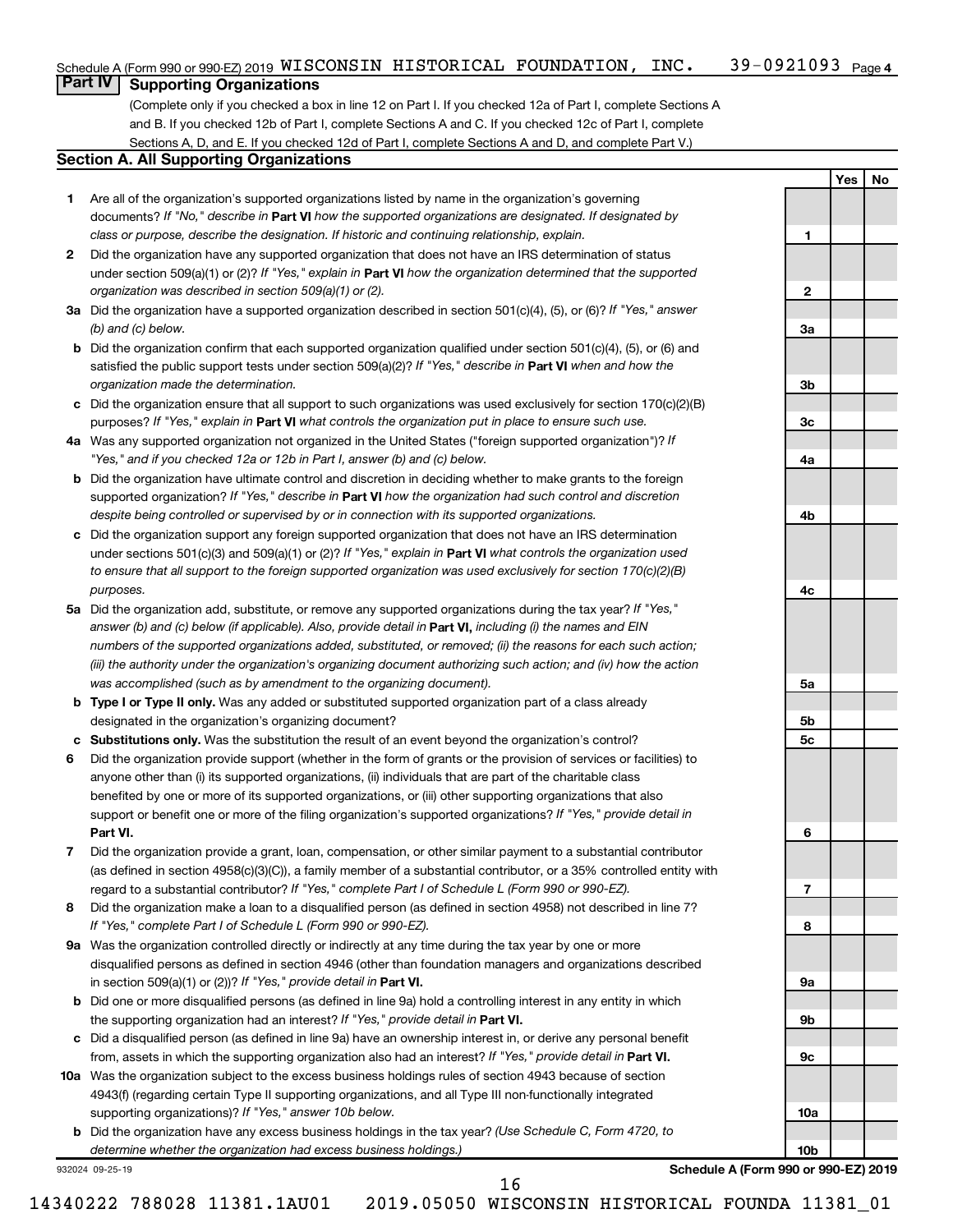# Part IV Supporting Organizations

(Complete only if you checked a box in line 12 on Part I. If you checked 12a of Part I, complete Sections A and B. If you checked 12b of Part I, complete Sections A and C. If you checked 12c of Part I, complete Sections A, D, and E. If you checked 12d of Part I, complete Sections A and D, and complete Part V.)

## Section A. All Supporting Organizations

| | | | Yes | No |
|---|---|---|---|---|
| **1** | Are all of the organization's supported organizations listed by name in the organization's governing documents? *If "No," describe in* **Part VI** *how the supported organizations are designated. If designated by class or purpose, describe the designation. If historic and continuing relationship, explain.* | **1** | | |
| **2** | Did the organization have any supported organization that does not have an IRS determination of status under section 509(a)(1) or (2)? *If "Yes," explain in* **Part VI** *how the organization determined that the supported organization was described in section 509(a)(1) or (2).* | **2** | | |
| **3a** | Did the organization have a supported organization described in section 501(c)(4), (5), or (6)? *If "Yes," answer (b) and (c) below.* | **3a** | | |
| **b** | Did the organization confirm that each supported organization qualified under section 501(c)(4), (5), or (6) and satisfied the public support tests under section 509(a)(2)? *If "Yes," describe in* **Part VI** *when and how the organization made the determination.* | **3b** | | |
| **c** | Did the organization ensure that all support to such organizations was used exclusively for section 170(c)(2)(B) purposes? *If "Yes," explain in* **Part VI** *what controls the organization put in place to ensure such use.* | **3c** | | |
| **4a** | Was any supported organization not organized in the United States ("foreign supported organization")? *If "Yes," and if you checked 12a or 12b in Part I, answer (b) and (c) below.* | **4a** | | |
| **b** | Did the organization have ultimate control and discretion in deciding whether to make grants to the foreign supported organization? *If "Yes," describe in* **Part VI** *how the organization had such control and discretion despite being controlled or supervised by or in connection with its supported organizations.* | **4b** | | |
| **c** | Did the organization support any foreign supported organization that does not have an IRS determination under sections 501(c)(3) and 509(a)(1) or (2)? *If "Yes," explain in* **Part VI** *what controls the organization used to ensure that all support to the foreign supported organization was used exclusively for section 170(c)(2)(B) purposes.* | **4c** | | |
| **5a** | Did the organization add, substitute, or remove any supported organizations during the tax year? *If "Yes," answer (b) and (c) below (if applicable). Also, provide detail in* **Part VI,** *including (i) the names and EIN numbers of the supported organizations added, substituted, or removed; (ii) the reasons for each such action; (iii) the authority under the organization's organizing document authorizing such action; and (iv) how the action was accomplished (such as by amendment to the organizing document).* | **5a** | | |
| **b** | **Type I or Type II only.** Was any added or substituted supported organization part of a class already designated in the organization's organizing document? | **5b** | | |
| **c** | **Substitutions only.** Was the substitution the result of an event beyond the organization's control? | **5c** | | |
| **6** | Did the organization provide support (whether in the form of grants or the provision of services or facilities) to anyone other than (i) its supported organizations, (ii) individuals that are part of the charitable class benefited by one or more of its supported organizations, or (iii) other supporting organizations that also support or benefit one or more of the filing organization's supported organizations? *If "Yes," provide detail in* **Part VI.** | **6** | | |
| **7** | Did the organization provide a grant, loan, compensation, or other similar payment to a substantial contributor (as defined in section 4958(c)(3)(C)), a family member of a substantial contributor, or a 35% controlled entity with regard to a substantial contributor? *If "Yes," complete Part I of Schedule L (Form 990 or 990-EZ).* | **7** | | |
| **8** | Did the organization make a loan to a disqualified person (as defined in section 4958) not described in line 7? *If "Yes," complete Part I of Schedule L (Form 990 or 990-EZ).* | **8** | | |
| **9a** | Was the organization controlled directly or indirectly at any time during the tax year by one or more disqualified persons as defined in section 4946 (other than foundation managers and organizations described in section 509(a)(1) or (2))? *If "Yes," provide detail in* **Part VI.** | **9a** | | |
| **b** | Did one or more disqualified persons (as defined in line 9a) hold a controlling interest in any entity in which the supporting organization had an interest? *If "Yes," provide detail in* **Part VI.** | **9b** | | |
| **c** | Did a disqualified person (as defined in line 9a) have an ownership interest in, or derive any personal benefit from, assets in which the supporting organization also had an interest? *If "Yes," provide detail in* **Part VI.** | **9c** | | |
| **10a** | Was the organization subject to the excess business holdings rules of section 4943 because of section 4943(f) (regarding certain Type II supporting organizations, and all Type III non-functionally integrated supporting organizations)? *If "Yes," answer 10b below.* | **10a** | | |
| **b** | Did the organization have any excess business holdings in the tax year? *(Use Schedule C, Form 4720, to determine whether the organization had excess business holdings.)* | **10b** | | |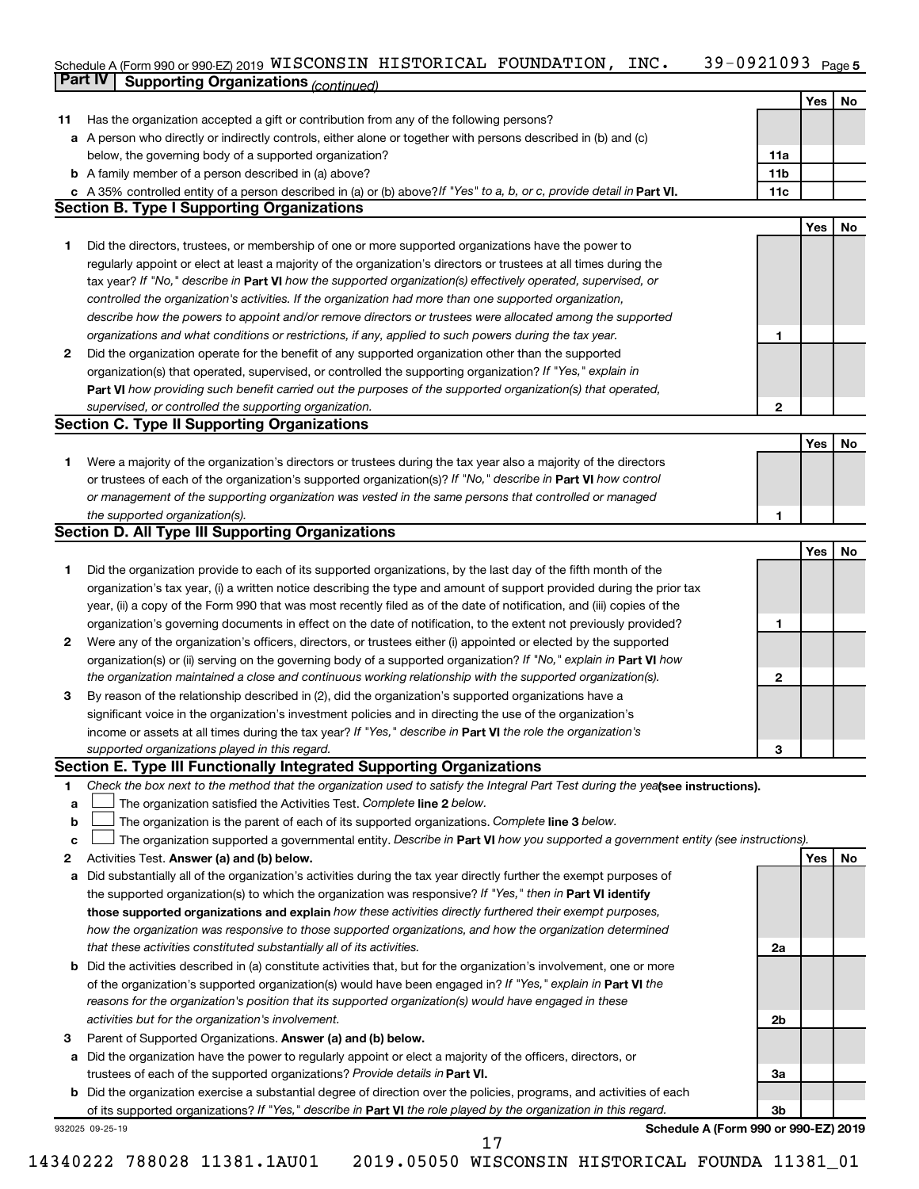Schedule A (Form 990 or 990-EZ) 2019 WISCONSIN HISTORICAL FOUNDATION, INC. 39-0921093 Page 5

## Part IV Supporting Organizations *(continued)*

| | | | Yes | No |
|---|---|---|---|---|
| **11** | Has the organization accepted a gift or contribution from any of the following persons? | | | |
| **a** | A person who directly or indirectly controls, either alone or together with persons described in (b) and (c) below, the governing body of a supported organization? | **11a** | | |
| **b** | A family member of a person described in (a) above? | **11b** | | |
| **c** | A 35% controlled entity of a person described in (a) or (b) above? *If "Yes" to a, b, or c, provide detail in* **Part VI.** | **11c** | | |

### Section B. Type I Supporting Organizations

| | | | Yes | No |
|---|---|---|---|---|
| **1** | Did the directors, trustees, or membership of one or more supported organizations have the power to regularly appoint or elect at least a majority of the organization's directors or trustees at all times during the tax year? *If "No," describe in* **Part VI** *how the supported organization(s) effectively operated, supervised, or controlled the organization's activities. If the organization had more than one supported organization, describe how the powers to appoint and/or remove directors or trustees were allocated among the supported organizations and what conditions or restrictions, if any, applied to such powers during the tax year.* | **1** | | |
| **2** | Did the organization operate for the benefit of any supported organization other than the supported organization(s) that operated, supervised, or controlled the supporting organization? *If "Yes," explain in* **Part VI** *how providing such benefit carried out the purposes of the supported organization(s) that operated, supervised, or controlled the supporting organization.* | **2** | | |

### Section C. Type II Supporting Organizations

| | | | Yes | No |
|---|---|---|---|---|
| **1** | Were a majority of the organization's directors or trustees during the tax year also a majority of the directors or trustees of each of the organization's supported organization(s)? *If "No," describe in* **Part VI** *how control or management of the supporting organization was vested in the same persons that controlled or managed the supported organization(s).* | **1** | | |

### Section D. All Type III Supporting Organizations

| | | | Yes | No |
|---|---|---|---|---|
| **1** | Did the organization provide to each of its supported organizations, by the last day of the fifth month of the organization's tax year, (i) a written notice describing the type and amount of support provided during the prior tax year, (ii) a copy of the Form 990 that was most recently filed as of the date of notification, and (iii) copies of the organization's governing documents in effect on the date of notification, to the extent not previously provided? | **1** | | |
| **2** | Were any of the organization's officers, directors, or trustees either (i) appointed or elected by the supported organization(s) or (ii) serving on the governing body of a supported organization? *If "No," explain in* **Part VI** *how the organization maintained a close and continuous working relationship with the supported organization(s).* | **2** | | |
| **3** | By reason of the relationship described in (2), did the organization's supported organizations have a significant voice in the organization's investment policies and in directing the use of the organization's income or assets at all times during the tax year? *If "Yes," describe in* **Part VI** *the role the organization's supported organizations played in this regard.* | **3** | | |

### Section E. Type III Functionally Integrated Supporting Organizations

**1** *Check the box next to the method that the organization used to satisfy the Integral Part Test during the year* **(see instructions).**

**a** ☐ The organization satisfied the Activities Test. *Complete* **line 2** *below.*

**b** ☐ The organization is the parent of each of its supported organizations. *Complete* **line 3** *below.*

**c** ☐ The organization supported a governmental entity. *Describe in* **Part VI** *how you supported a government entity (see instructions).*

| | | | Yes | No |
|---|---|---|---|---|
| **2** | Activities Test. **Answer (a) and (b) below.** | | | |
| **a** | Did substantially all of the organization's activities during the tax year directly further the exempt purposes of the supported organization(s) to which the organization was responsive? *If "Yes," then in* **Part VI identify those supported organizations and explain** *how these activities directly furthered their exempt purposes, how the organization was responsive to those supported organizations, and how the organization determined that these activities constituted substantially all of its activities.* | **2a** | | |
| **b** | Did the activities described in (a) constitute activities that, but for the organization's involvement, one or more of the organization's supported organization(s) would have been engaged in? *If "Yes," explain in* **Part VI** *the reasons for the organization's position that its supported organization(s) would have engaged in these activities but for the organization's involvement.* | **2b** | | |
| **3** | Parent of Supported Organizations. **Answer (a) and (b) below.** | | | |
| **a** | Did the organization have the power to regularly appoint or elect a majority of the officers, directors, or trustees of each of the supported organizations? *Provide details in* **Part VI.** | **3a** | | |
| **b** | Did the organization exercise a substantial degree of direction over the policies, programs, and activities of each of its supported organizations? *If "Yes," describe in* **Part VI** *the role played by the organization in this regard.* | **3b** | | |

932025 09-25-19 **Schedule A (Form 990 or 990-EZ) 2019**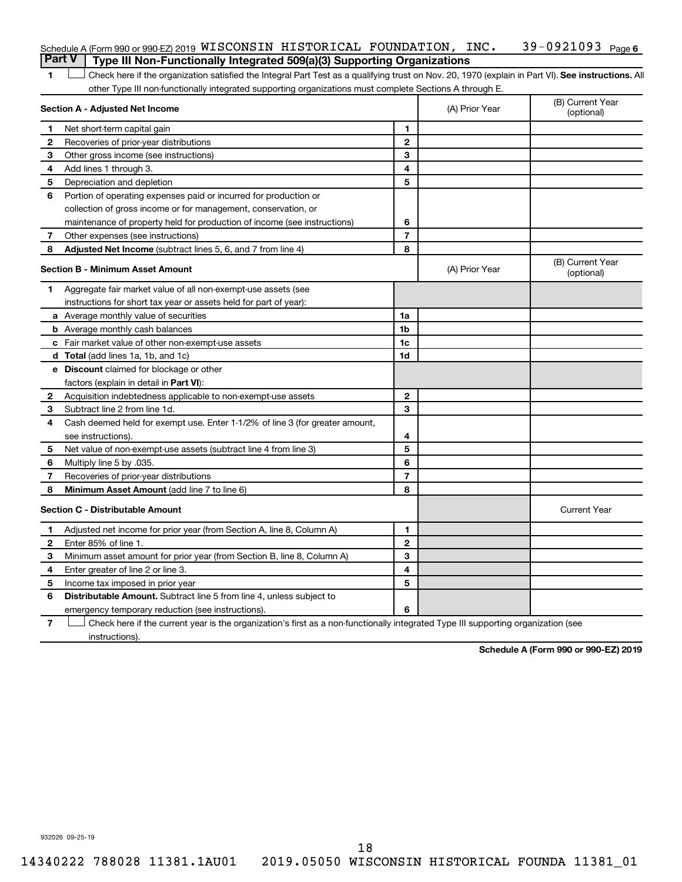Schedule A (Form 990 or 990-EZ) 2019 WISCONSIN HISTORICAL FOUNDATION, INC. 39-0921093 Page 6

## Part V Type III Non-Functionally Integrated 509(a)(3) Supporting Organizations

**1** ☐ Check here if the organization satisfied the Integral Part Test as a qualifying trust on Nov. 20, 1970 (explain in Part VI). **See instructions.** All other Type III non-functionally integrated supporting organizations must complete Sections A through E.

| **Section A - Adjusted Net Income** | | (A) Prior Year | (B) Current Year (optional) |
|---|---|---|---|
| **1** Net short-term capital gain | 1 | | |
| **2** Recoveries of prior-year distributions | 2 | | |
| **3** Other gross income (see instructions) | 3 | | |
| **4** Add lines 1 through 3. | 4 | | |
| **5** Depreciation and depletion | 5 | | |
| **6** Portion of operating expenses paid or incurred for production or collection of gross income or for management, conservation, or maintenance of property held for production of income (see instructions) | 6 | | |
| **7** Other expenses (see instructions) | 7 | | |
| **8** **Adjusted Net Income** (subtract lines 5, 6, and 7 from line 4) | 8 | | |

| **Section B - Minimum Asset Amount** | | (A) Prior Year | (B) Current Year (optional) |
|---|---|---|---|
| **1** Aggregate fair market value of all non-exempt-use assets (see instructions for short tax year or assets held for part of year): | | | |
| **a** Average monthly value of securities | 1a | | |
| **b** Average monthly cash balances | 1b | | |
| **c** Fair market value of other non-exempt-use assets | 1c | | |
| **d** **Total** (add lines 1a, 1b, and 1c) | 1d | | |
| **e** **Discount** claimed for blockage or other factors (explain in detail in **Part VI**): | | | |
| **2** Acquisition indebtedness applicable to non-exempt-use assets | 2 | | |
| **3** Subtract line 2 from line 1d. | 3 | | |
| **4** Cash deemed held for exempt use. Enter 1-1/2% of line 3 (for greater amount, see instructions). | 4 | | |
| **5** Net value of non-exempt-use assets (subtract line 4 from line 3) | 5 | | |
| **6** Multiply line 5 by .035. | 6 | | |
| **7** Recoveries of prior-year distributions | 7 | | |
| **8** **Minimum Asset Amount** (add line 7 to line 6) | 8 | | |

| **Section C - Distributable Amount** | | | Current Year |
|---|---|---|---|
| **1** Adjusted net income for prior year (from Section A, line 8, Column A) | 1 | | |
| **2** Enter 85% of line 1. | 2 | | |
| **3** Minimum asset amount for prior year (from Section B, line 8, Column A) | 3 | | |
| **4** Enter greater of line 2 or line 3. | 4 | | |
| **5** Income tax imposed in prior year | 5 | | |
| **6** **Distributable Amount.** Subtract line 5 from line 4, unless subject to emergency temporary reduction (see instructions). | 6 | | |

**7** ☐ Check here if the current year is the organization's first as a non-functionally integrated Type III supporting organization (see instructions).

**Schedule A (Form 990 or 990-EZ) 2019**

932026 09-25-19

14340222 788028 11381.1AU01 2019.05050 WISCONSIN HISTORICAL FOUNDA 11381_01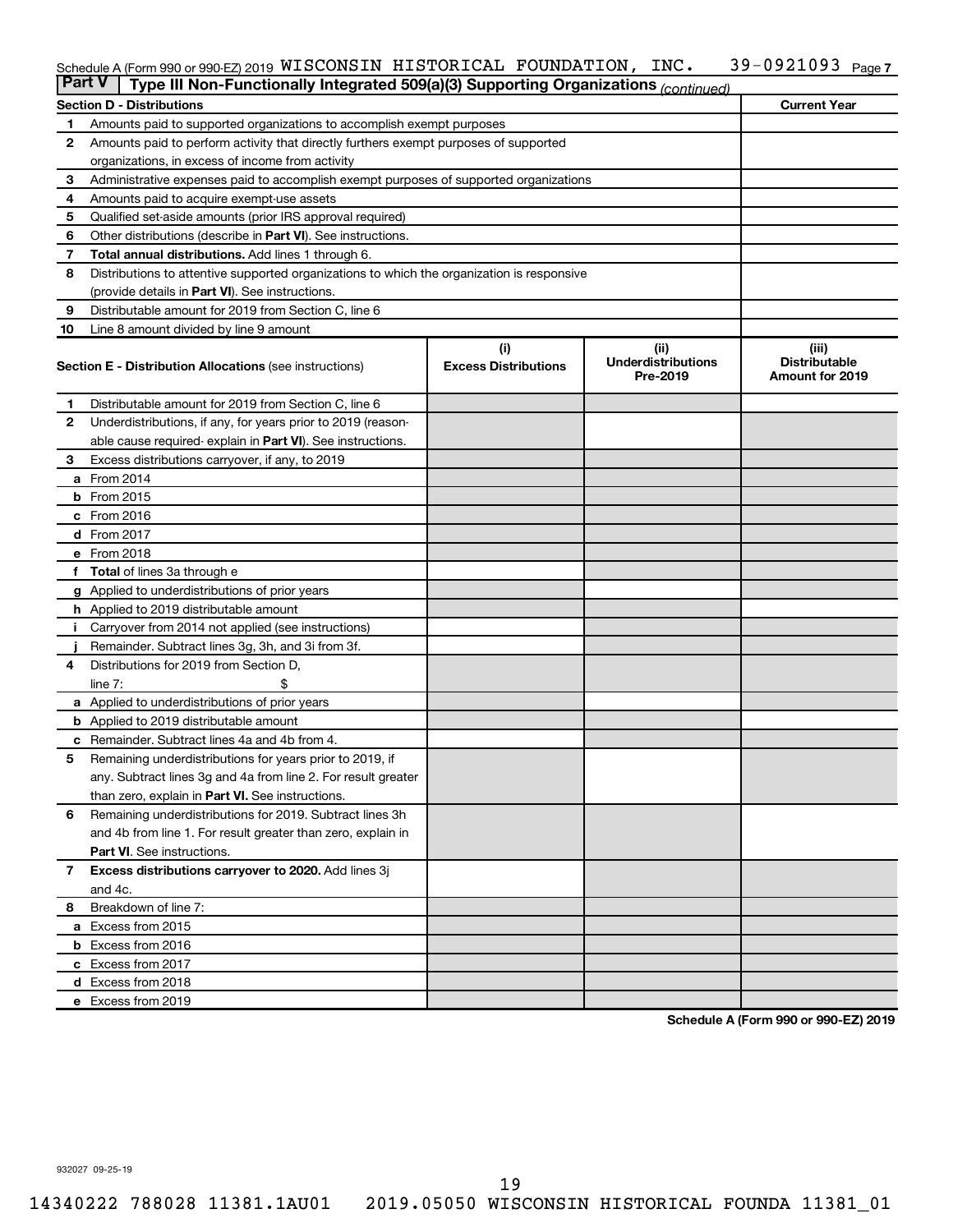Schedule A (Form 990 or 990-EZ) 2019 WISCONSIN HISTORICAL FOUNDATION, INC. 39-0921093 Page 7

## Part V Type III Non-Functionally Integrated 509(a)(3) Supporting Organizations *(continued)*

| Section D - Distributions | | Current Year |
|---|---|---|
| 1 | Amounts paid to supported organizations to accomplish exempt purposes | |
| 2 | Amounts paid to perform activity that directly furthers exempt purposes of supported organizations, in excess of income from activity | |
| 3 | Administrative expenses paid to accomplish exempt purposes of supported organizations | |
| 4 | Amounts paid to acquire exempt-use assets | |
| 5 | Qualified set-aside amounts (prior IRS approval required) | |
| 6 | Other distributions (describe in **Part VI**). See instructions. | |
| 7 | **Total annual distributions.** Add lines 1 through 6. | |
| 8 | Distributions to attentive supported organizations to which the organization is responsive (provide details in **Part VI**). See instructions. | |
| 9 | Distributable amount for 2019 from Section C, line 6 | |
| 10 | Line 8 amount divided by line 9 amount | |

| | **Section E - Distribution Allocations** (see instructions) | (i) Excess Distributions | (ii) Underdistributions Pre-2019 | (iii) Distributable Amount for 2019 |
|---|---|---|---|---|
| 1 | Distributable amount for 2019 from Section C, line 6 | | | |
| 2 | Underdistributions, if any, for years prior to 2019 (reasonable cause required- explain in **Part VI**). See instructions. | | | |
| 3 | Excess distributions carryover, if any, to 2019 | | | |
| a | From 2014 | | | |
| b | From 2015 | | | |
| c | From 2016 | | | |
| d | From 2017 | | | |
| e | From 2018 | | | |
| f | **Total** of lines 3a through e | | | |
| g | Applied to underdistributions of prior years | | | |
| h | Applied to 2019 distributable amount | | | |
| i | Carryover from 2014 not applied (see instructions) | | | |
| j | Remainder. Subtract lines 3g, 3h, and 3i from 3f. | | | |
| 4 | Distributions for 2019 from Section D, line 7: $ | | | |
| a | Applied to underdistributions of prior years | | | |
| b | Applied to 2019 distributable amount | | | |
| c | Remainder. Subtract lines 4a and 4b from 4. | | | |
| 5 | Remaining underdistributions for years prior to 2019, if any. Subtract lines 3g and 4a from line 2. For result greater than zero, explain in **Part VI.** See instructions. | | | |
| 6 | Remaining underdistributions for 2019. Subtract lines 3h and 4b from line 1. For result greater than zero, explain in **Part VI**. See instructions. | | | |
| 7 | **Excess distributions carryover to 2020.** Add lines 3j and 4c. | | | |
| 8 | Breakdown of line 7: | | | |
| a | Excess from 2015 | | | |
| b | Excess from 2016 | | | |
| c | Excess from 2017 | | | |
| d | Excess from 2018 | | | |
| e | Excess from 2019 | | | |

**Schedule A (Form 990 or 990-EZ) 2019**

932027 09-25-19

14340222 788028 11381.1AU01 2019.05050 WISCONSIN HISTORICAL FOUNDA 11381_01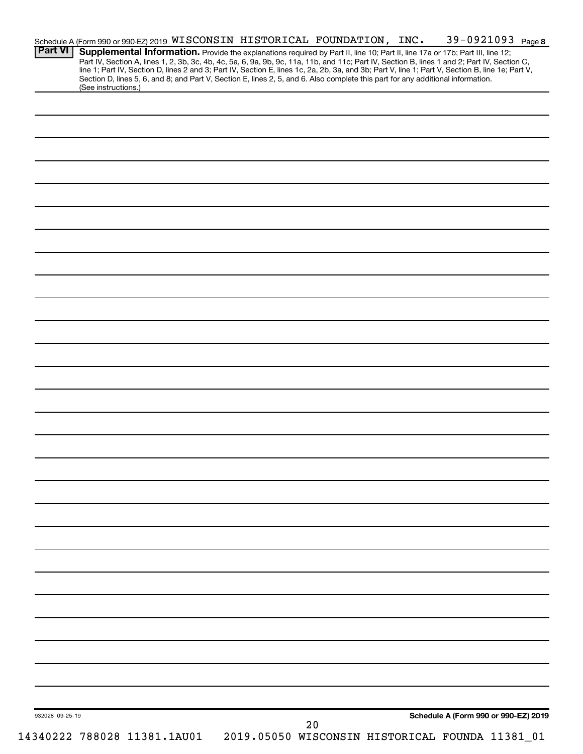Schedule A (Form 990 or 990-EZ) 2019 WISCONSIN HISTORICAL FOUNDATION, INC. 39-0921093 Page 8

**Part VI** **Supplemental Information.** Provide the explanations required by Part II, line 10; Part II, line 17a or 17b; Part III, line 12; Part IV, Section A, lines 1, 2, 3b, 3c, 4b, 4c, 5a, 6, 9a, 9b, 9c, 11a, 11b, and 11c; Part IV, Section B, lines 1 and 2; Part IV, Section C, line 1; Part IV, Section D, lines 2 and 3; Part IV, Section E, lines 1c, 2a, 2b, 3a, and 3b; Part V, line 1; Part V, Section B, line 1e; Part V, Section D, lines 5, 6, and 8; and Part V, Section E, lines 2, 5, and 6. Also complete this part for any additional information. (See instructions.)

932028 09-25-19

**Schedule A (Form 990 or 990-EZ) 2019**

14340222 788028 11381.1AU01 2019.05050 WISCONSIN HISTORICAL FOUNDA 11381_01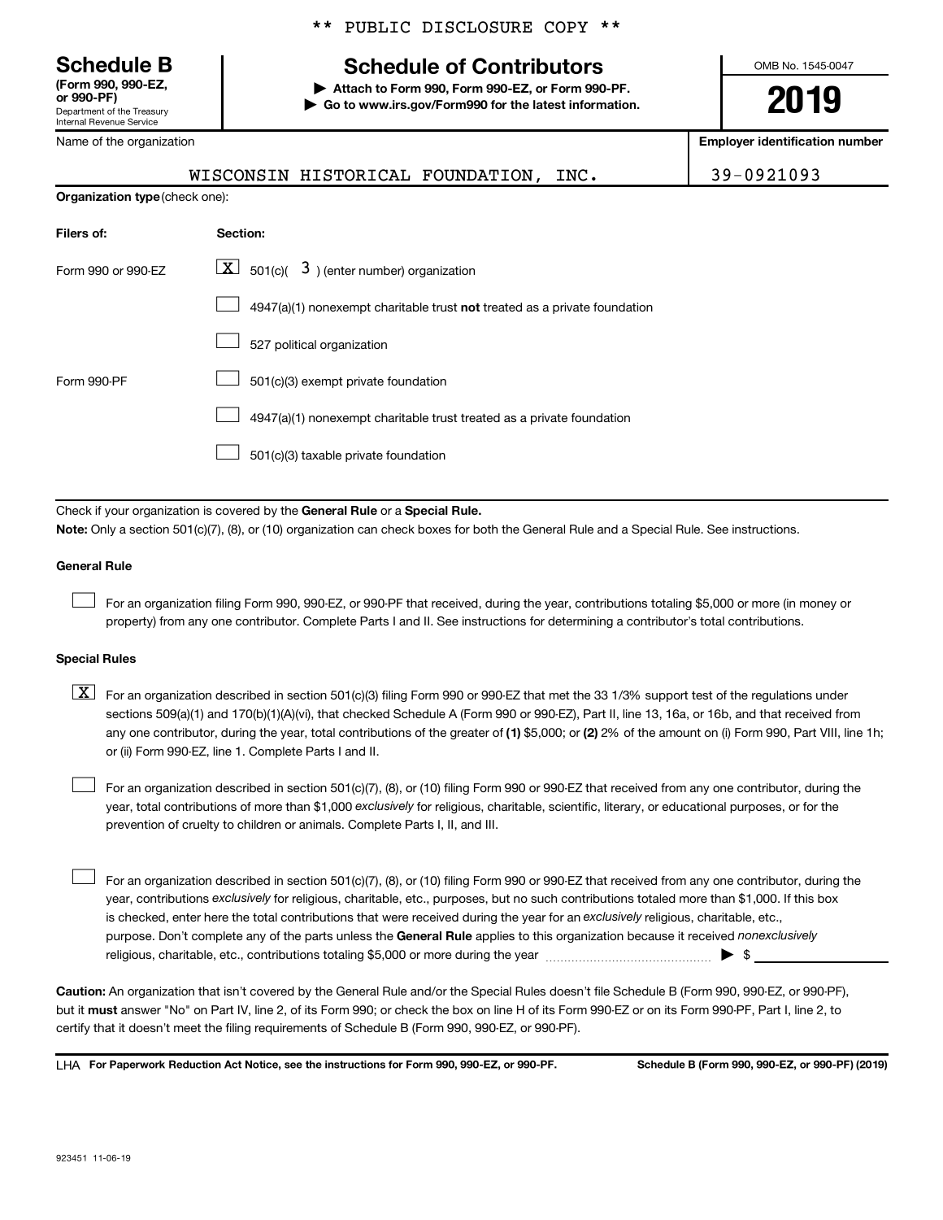** PUBLIC DISCLOSURE COPY **

# Schedule B

**(Form 990, 990-EZ, or 990-PF)**
Department of the Treasury
Internal Revenue Service

## Schedule of Contributors

▶ **Attach to Form 990, Form 990-EZ, or Form 990-PF.**
▶ **Go to www.irs.gov/Form990 for the latest information.**

OMB No. 1545-0047

**2019**

| Name of the organization | Employer identification number |
|---|---|
| WISCONSIN HISTORICAL FOUNDATION, INC. | 39-0921093 |

**Organization type** (check one):

| Filers of: | Section: |
|---|---|
| Form 990 or 990-EZ | [X] 501(c)( 3 ) (enter number) organization |
| | [ ] 4947(a)(1) nonexempt charitable trust **not** treated as a private foundation |
| | [ ] 527 political organization |
| Form 990-PF | [ ] 501(c)(3) exempt private foundation |
| | [ ] 4947(a)(1) nonexempt charitable trust treated as a private foundation |
| | [ ] 501(c)(3) taxable private foundation |

Check if your organization is covered by the **General Rule** or a **Special Rule.**

**Note:** Only a section 501(c)(7), (8), or (10) organization can check boxes for both the General Rule and a Special Rule. See instructions.

**General Rule**

[ ] For an organization filing Form 990, 990-EZ, or 990-PF that received, during the year, contributions totaling $5,000 or more (in money or property) from any one contributor. Complete Parts I and II. See instructions for determining a contributor's total contributions.

**Special Rules**

[X] For an organization described in section 501(c)(3) filing Form 990 or 990-EZ that met the 33 1/3% support test of the regulations under sections 509(a)(1) and 170(b)(1)(A)(vi), that checked Schedule A (Form 990 or 990-EZ), Part II, line 13, 16a, or 16b, and that received from any one contributor, during the year, total contributions of the greater of **(1)** $5,000; or **(2)** 2% of the amount on (i) Form 990, Part VIII, line 1h; or (ii) Form 990-EZ, line 1. Complete Parts I and II.

[ ] For an organization described in section 501(c)(7), (8), or (10) filing Form 990 or 990-EZ that received from any one contributor, during the year, total contributions of more than $1,000 *exclusively* for religious, charitable, scientific, literary, or educational purposes, or for the prevention of cruelty to children or animals. Complete Parts I, II, and III.

[ ] For an organization described in section 501(c)(7), (8), or (10) filing Form 990 or 990-EZ that received from any one contributor, during the year, contributions *exclusively* for religious, charitable, etc., purposes, but no such contributions totaled more than $1,000. If this box is checked, enter here the total contributions that were received during the year for an *exclusively* religious, charitable, etc., purpose. Don't complete any of the parts unless the **General Rule** applies to this organization because it received *nonexclusively* religious, charitable, etc., contributions totaling $5,000 or more during the year ▶ $

**Caution:** An organization that isn't covered by the General Rule and/or the Special Rules doesn't file Schedule B (Form 990, 990-EZ, or 990-PF), but it **must** answer "No" on Part IV, line 2, of its Form 990; or check the box on line H of its Form 990-EZ or on its Form 990-PF, Part I, line 2, to certify that it doesn't meet the filing requirements of Schedule B (Form 990, 990-EZ, or 990-PF).

LHA **For Paperwork Reduction Act Notice, see the instructions for Form 990, 990-EZ, or 990-PF.** **Schedule B (Form 990, 990-EZ, or 990-PF) (2019)**

923451 11-06-19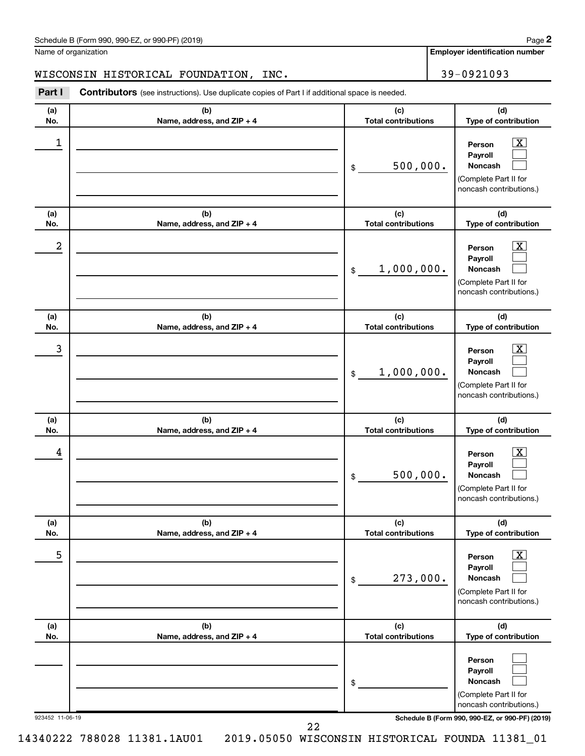Schedule B (Form 990, 990-EZ, or 990-PF) (2019)

Name of organization: WISCONSIN HISTORICAL FOUNDATION, INC.

Employer identification number: 39-0921093

## Part I Contributors (see instructions). Use duplicate copies of Part I if additional space is needed.

| (a) No. | (b) Name, address, and ZIP + 4 | (c) Total contributions | (d) Type of contribution |
|---|---|---|---|
| 1 | | $ 500,000. | Person [X] Payroll [ ] Noncash [ ] (Complete Part II for noncash contributions.) |
| 2 | | $ 1,000,000. | Person [X] Payroll [ ] Noncash [ ] (Complete Part II for noncash contributions.) |
| 3 | | $ 1,000,000. | Person [X] Payroll [ ] Noncash [ ] (Complete Part II for noncash contributions.) |
| 4 | | $ 500,000. | Person [X] Payroll [ ] Noncash [ ] (Complete Part II for noncash contributions.) |
| 5 | | $ 273,000. | Person [X] Payroll [ ] Noncash [ ] (Complete Part II for noncash contributions.) |
| | | $ | Person [ ] Payroll [ ] Noncash [ ] (Complete Part II for noncash contributions.) |

923452 11-06-19

14340222 788028 11381.1AU01 2019.05050 WISCONSIN HISTORICAL FOUNDA 11381_01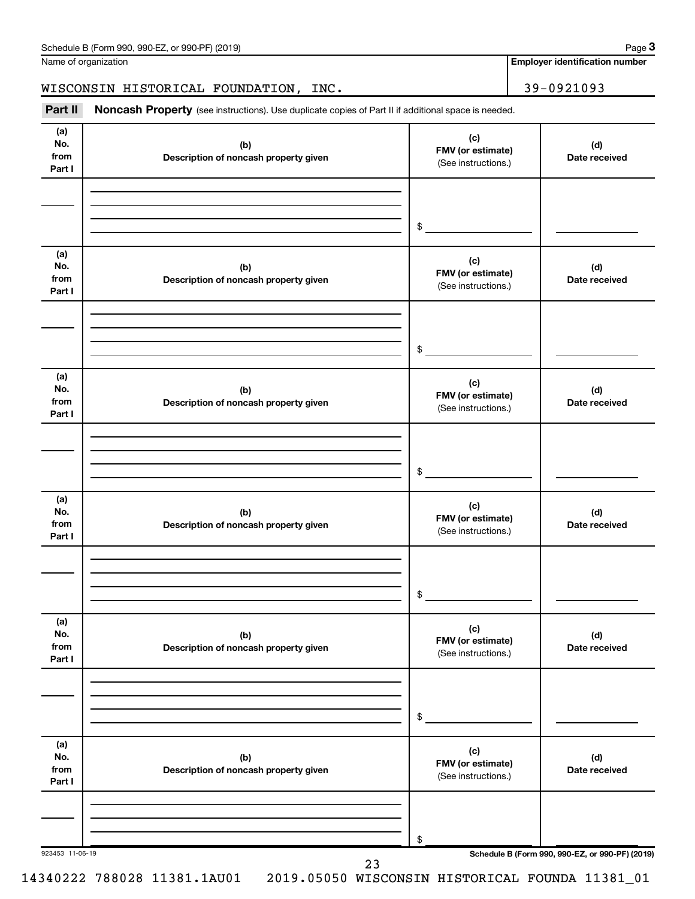Schedule B (Form 990, 990-EZ, or 990-PF) (2019)

Name of organization: WISCONSIN HISTORICAL FOUNDATION, INC.

Employer identification number: 39-0921093

**Part II** **Noncash Property** (see instructions). Use duplicate copies of Part II if additional space is needed.

| (a) No. from Part I | (b) Description of noncash property given | (c) FMV (or estimate) (See instructions.) | (d) Date received |
|---|---|---|---|
| | | $ | |

| (a) No. from Part I | (b) Description of noncash property given | (c) FMV (or estimate) (See instructions.) | (d) Date received |
|---|---|---|---|
| | | $ | |

| (a) No. from Part I | (b) Description of noncash property given | (c) FMV (or estimate) (See instructions.) | (d) Date received |
|---|---|---|---|
| | | $ | |

| (a) No. from Part I | (b) Description of noncash property given | (c) FMV (or estimate) (See instructions.) | (d) Date received |
|---|---|---|---|
| | | $ | |

| (a) No. from Part I | (b) Description of noncash property given | (c) FMV (or estimate) (See instructions.) | (d) Date received |
|---|---|---|---|
| | | $ | |

| (a) No. from Part I | (b) Description of noncash property given | (c) FMV (or estimate) (See instructions.) | (d) Date received |
|---|---|---|---|
| | | $ | |

923453 11-06-19

Schedule B (Form 990, 990-EZ, or 990-PF) (2019)

14340222 788028 11381.1AU01 2019.05050 WISCONSIN HISTORICAL FOUNDA 11381_01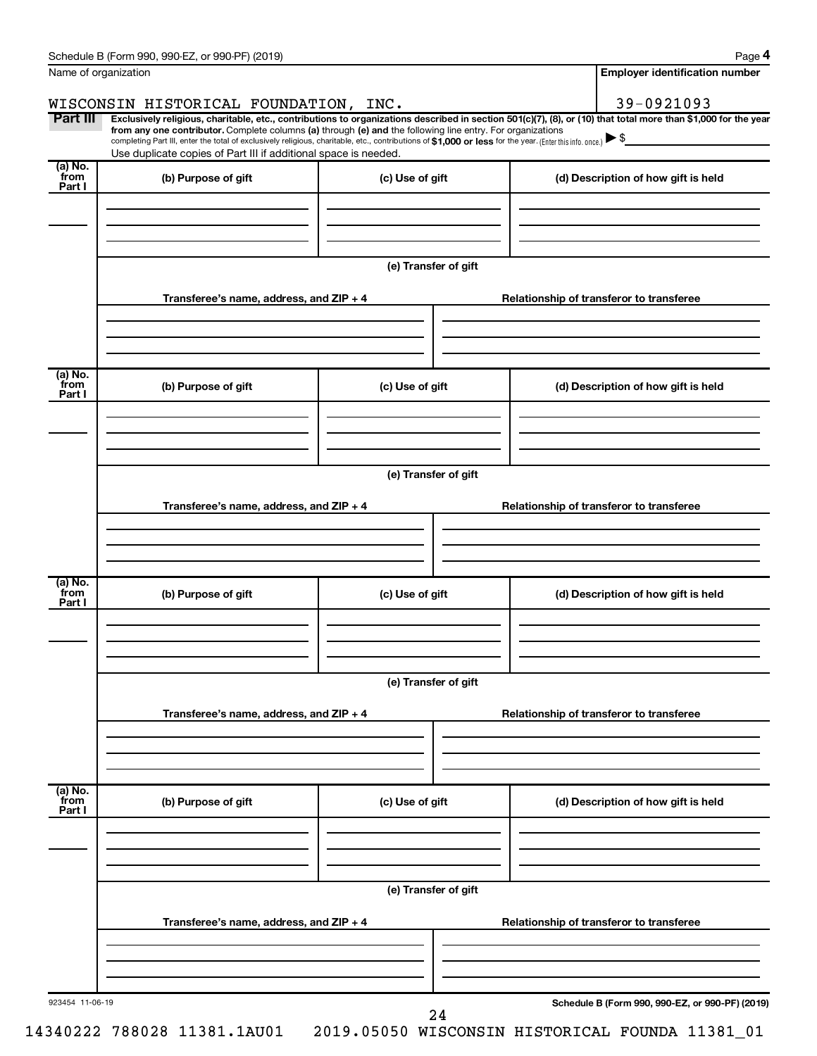Name of organization

WISCONSIN HISTORICAL FOUNDATION, INC.

**Employer identification number**

39-0921093

**Part III** **Exclusively religious, charitable, etc., contributions to organizations described in section 501(c)(7), (8), or (10) that total more than $1,000 for the year from any one contributor.** Complete columns **(a)** through **(e)** and the following line entry. For organizations completing Part III, enter the total of exclusively religious, charitable, etc., contributions of **$1,000 or less** for the year. (Enter this info. once.) ▶ $

Use duplicate copies of Part III if additional space is needed.

| (a) No. from Part I | (b) Purpose of gift | (c) Use of gift | (d) Description of how gift is held |
|---|---|---|---|
| | | | |

**(e) Transfer of gift**

| Transferee's name, address, and ZIP + 4 | Relationship of transferor to transferee |
|---|---|
| | |

| (a) No. from Part I | (b) Purpose of gift | (c) Use of gift | (d) Description of how gift is held |
|---|---|---|---|
| | | | |

**(e) Transfer of gift**

| Transferee's name, address, and ZIP + 4 | Relationship of transferor to transferee |
|---|---|
| | |

| (a) No. from Part I | (b) Purpose of gift | (c) Use of gift | (d) Description of how gift is held |
|---|---|---|---|
| | | | |

**(e) Transfer of gift**

| Transferee's name, address, and ZIP + 4 | Relationship of transferor to transferee |
|---|---|
| | |

| (a) No. from Part I | (b) Purpose of gift | (c) Use of gift | (d) Description of how gift is held |
|---|---|---|---|
| | | | |

**(e) Transfer of gift**

| Transferee's name, address, and ZIP + 4 | Relationship of transferor to transferee |
|---|---|
| | |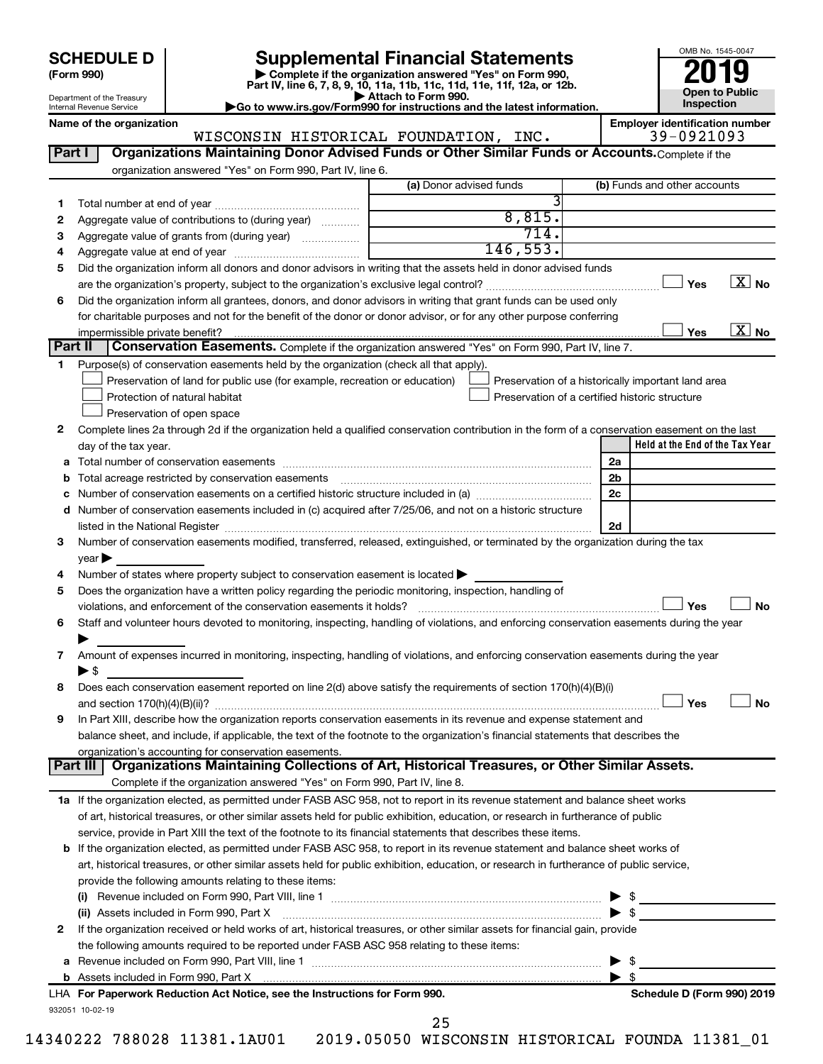# SCHEDULE D (Form 990)

Department of the Treasury
Internal Revenue Service

## Supplemental Financial Statements

▶ Complete if the organization answered "Yes" on Form 990, Part IV, line 6, 7, 8, 9, 10, 11a, 11b, 11c, 11d, 11e, 11f, 12a, or 12b.
▶ Attach to Form 990.
▶Go to www.irs.gov/Form990 for instructions and the latest information.

OMB No. 1545-0047

**2019**

**Open to Public Inspection**

**Name of the organization:** WISCONSIN HISTORICAL FOUNDATION, INC.

**Employer identification number:** 39-0921093

**Part I — Organizations Maintaining Donor Advised Funds or Other Similar Funds or Accounts.** Complete if the organization answered "Yes" on Form 990, Part IV, line 6.

| | | (a) Donor advised funds | (b) Funds and other accounts |
|---|---|---|---|
| 1 | Total number at end of year | 3 | |
| 2 | Aggregate value of contributions to (during year) | 8,815. | |
| 3 | Aggregate value of grants from (during year) | 714. | |
| 4 | Aggregate value at end of year | 146,553. | |

5 Did the organization inform all donors and donor advisors in writing that the assets held in donor advised funds are the organization's property, subject to the organization's exclusive legal control? ☐ Yes ☒ No

6 Did the organization inform all grantees, donors, and donor advisors in writing that grant funds can be used only for charitable purposes and not for the benefit of the donor or donor advisor, or for any other purpose conferring impermissible private benefit? ☐ Yes ☒ No

**Part II — Conservation Easements.** Complete if the organization answered "Yes" on Form 990, Part IV, line 7.

1 Purpose(s) of conservation easements held by the organization (check all that apply).

- ☐ Preservation of land for public use (for example, recreation or education)
- ☐ Protection of natural habitat
- ☐ Preservation of open space
- ☐ Preservation of a historically important land area
- ☐ Preservation of a certified historic structure

2 Complete lines 2a through 2d if the organization held a qualified conservation contribution in the form of a conservation easement on the last day of the tax year.

| | | | Held at the End of the Tax Year |
|---|---|---|---|
| a | Total number of conservation easements | 2a | |
| b | Total acreage restricted by conservation easements | 2b | |
| c | Number of conservation easements on a certified historic structure included in (a) | 2c | |
| d | Number of conservation easements included in (c) acquired after 7/25/06, and not on a historic structure listed in the National Register | 2d | |

3 Number of conservation easements modified, transferred, released, extinguished, or terminated by the organization during the tax year ▶

4 Number of states where property subject to conservation easement is located ▶

5 Does the organization have a written policy regarding the periodic monitoring, inspection, handling of violations, and enforcement of the conservation easements it holds? ☐ Yes ☐ No

6 Staff and volunteer hours devoted to monitoring, inspecting, handling of violations, and enforcing conservation easements during the year ▶

7 Amount of expenses incurred in monitoring, inspecting, handling of violations, and enforcing conservation easements during the year ▶ $

8 Does each conservation easement reported on line 2(d) above satisfy the requirements of section 170(h)(4)(B)(i) and section 170(h)(4)(B)(ii)? ☐ Yes ☐ No

9 In Part XIII, describe how the organization reports conservation easements in its revenue and expense statement and balance sheet, and include, if applicable, the text of the footnote to the organization's financial statements that describes the organization's accounting for conservation easements.

**Part III — Organizations Maintaining Collections of Art, Historical Treasures, or Other Similar Assets.** Complete if the organization answered "Yes" on Form 990, Part IV, line 8.

1a If the organization elected, as permitted under FASB ASC 958, not to report in its revenue statement and balance sheet works of art, historical treasures, or other similar assets held for public exhibition, education, or research in furtherance of public service, provide in Part XIII the text of the footnote to its financial statements that describes these items.

b If the organization elected, as permitted under FASB ASC 958, to report in its revenue statement and balance sheet works of art, historical treasures, or other similar assets held for public exhibition, education, or research in furtherance of public service, provide the following amounts relating to these items:

(i) Revenue included on Form 990, Part VIII, line 1 ▶ $

(ii) Assets included in Form 990, Part X ▶ $

2 If the organization received or held works of art, historical treasures, or other similar assets for financial gain, provide the following amounts required to be reported under FASB ASC 958 relating to these items:

a Revenue included on Form 990, Part VIII, line 1 ▶ $

b Assets included in Form 990, Part X ▶ $

LHA **For Paperwork Reduction Act Notice, see the Instructions for Form 990.** **Schedule D (Form 990) 2019**

932051 10-02-19

14340222 788028 11381.1AU01 2019.05050 WISCONSIN HISTORICAL FOUNDA 11381_01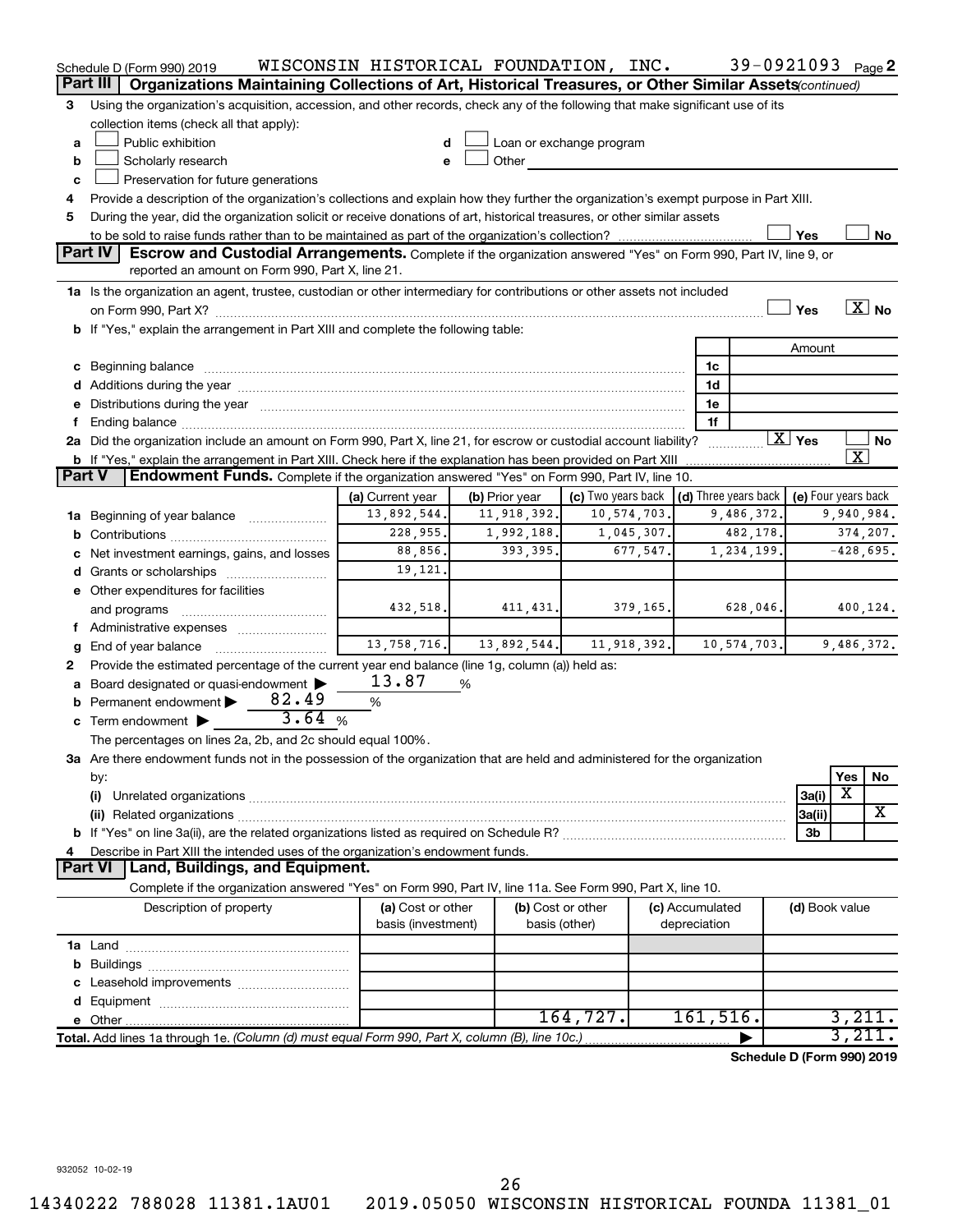Schedule D (Form 990) 2019 WISCONSIN HISTORICAL FOUNDATION, INC. 39-0921093 Page 2

## Part III Organizations Maintaining Collections of Art, Historical Treasures, or Other Similar Assets *(continued)*

3 Using the organization's acquisition, accession, and other records, check any of the following that make significant use of its collection items (check all that apply):

- a ☐ Public exhibition
- b ☐ Scholarly research
- c ☐ Preservation for future generations
- d ☐ Loan or exchange program
- e ☐ Other

4 Provide a description of the organization's collections and explain how they further the organization's exempt purpose in Part XIII.

5 During the year, did the organization solicit or receive donations of art, historical treasures, or other similar assets to be sold to raise funds rather than to be maintained as part of the organization's collection? ☐ Yes ☐ No

## Part IV Escrow and Custodial Arrangements.

Complete if the organization answered "Yes" on Form 990, Part IV, line 9, or reported an amount on Form 990, Part X, line 21.

1a Is the organization an agent, trustee, custodian or other intermediary for contributions or other assets not included on Form 990, Part X? ☐ Yes ☒ No

b If "Yes," explain the arrangement in Part XIII and complete the following table:

| | | Amount |
|---|---|---|
| c Beginning balance | 1c | |
| d Additions during the year | 1d | |
| e Distributions during the year | 1e | |
| f Ending balance | 1f | |

2a Did the organization include an amount on Form 990, Part X, line 21, for escrow or custodial account liability? ☒ Yes ☐ No

b If "Yes," explain the arrangement in Part XIII. Check here if the explanation has been provided on Part XIII ☒

## Part V Endowment Funds.

Complete if the organization answered "Yes" on Form 990, Part IV, line 10.

| | (a) Current year | (b) Prior year | (c) Two years back | (d) Three years back | (e) Four years back |
|---|---|---|---|---|---|
| 1a Beginning of year balance | 13,892,544. | 11,918,392. | 10,574,703. | 9,486,372. | 9,940,984. |
| b Contributions | 228,955. | 1,992,188. | 1,045,307. | 482,178. | 374,207. |
| c Net investment earnings, gains, and losses | 88,856. | 393,395. | 677,547. | 1,234,199. | -428,695. |
| d Grants or scholarships | 19,121. | | | | |
| e Other expenditures for facilities and programs | 432,518. | 411,431. | 379,165. | 628,046. | 400,124. |
| f Administrative expenses | | | | | |
| g End of year balance | 13,758,716. | 13,892,544. | 11,918,392. | 10,574,703. | 9,486,372. |

2 Provide the estimated percentage of the current year end balance (line 1g, column (a)) held as:

- a Board designated or quasi-endowment ▶ 13.87 %
- b Permanent endowment ▶ 82.49 %
- c Term endowment ▶ 3.64 %

The percentages on lines 2a, 2b, and 2c should equal 100%.

3a Are there endowment funds not in the possession of the organization that are held and administered for the organization by:

| | | Yes | No |
|---|---|---|---|
| (i) Unrelated organizations | 3a(i) | X | |
| (ii) Related organizations | 3a(ii) | | X |
| b If "Yes" on line 3a(ii), are the related organizations listed as required on Schedule R? | 3b | | |

4 Describe in Part XIII the intended uses of the organization's endowment funds.

## Part VI Land, Buildings, and Equipment.

Complete if the organization answered "Yes" on Form 990, Part IV, line 11a. See Form 990, Part X, line 10.

| Description of property | (a) Cost or other basis (investment) | (b) Cost or other basis (other) | (c) Accumulated depreciation | (d) Book value |
|---|---|---|---|---|
| 1a Land | | | | |
| b Buildings | | | | |
| c Leasehold improvements | | | | |
| d Equipment | | | | |
| e Other | | 164,727. | 161,516. | 3,211. |
| **Total.** Add lines 1a through 1e. *(Column (d) must equal Form 990, Part X, column (B), line 10c.)* | | | ▶ | 3,211. |

**Schedule D (Form 990) 2019**

932052 10-02-19

14340222 788028 11381.1AU01 2019.05050 WISCONSIN HISTORICAL FOUNDA 11381_01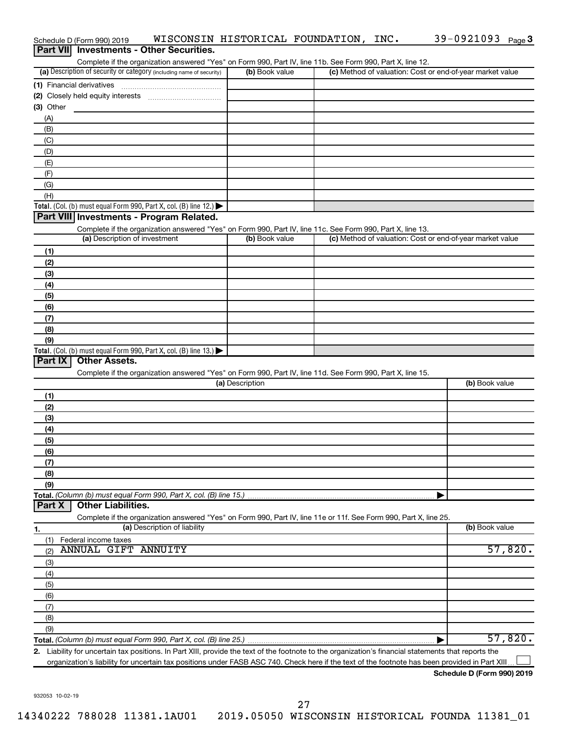Schedule D (Form 990) 2019 WISCONSIN HISTORICAL FOUNDATION, INC. 39-0921093

## Part VII Investments - Other Securities.

Complete if the organization answered "Yes" on Form 990, Part IV, line 11b. See Form 990, Part X, line 12.

| (a) Description of security or category (including name of security) | (b) Book value | (c) Method of valuation: Cost or end-of-year market value |
|---|---|---|
| (1) Financial derivatives | | |
| (2) Closely held equity interests | | |
| (3) Other | | |
| (A) | | |
| (B) | | |
| (C) | | |
| (D) | | |
| (E) | | |
| (F) | | |
| (G) | | |
| (H) | | |
| **Total.** (Col. (b) must equal Form 990, Part X, col. (B) line 12.) ▶ | | |

## Part VIII Investments - Program Related.

Complete if the organization answered "Yes" on Form 990, Part IV, line 11c. See Form 990, Part X, line 13.

| (a) Description of investment | (b) Book value | (c) Method of valuation: Cost or end-of-year market value |
|---|---|---|
| (1) | | |
| (2) | | |
| (3) | | |
| (4) | | |
| (5) | | |
| (6) | | |
| (7) | | |
| (8) | | |
| (9) | | |
| **Total.** (Col. (b) must equal Form 990, Part X, col. (B) line 13.) ▶ | | |

## Part IX Other Assets.

Complete if the organization answered "Yes" on Form 990, Part IV, line 11d. See Form 990, Part X, line 15.

| (a) Description | (b) Book value |
|---|---|
| (1) | |
| (2) | |
| (3) | |
| (4) | |
| (5) | |
| (6) | |
| (7) | |
| (8) | |
| (9) | |
| **Total.** *(Column (b) must equal Form 990, Part X, col. (B) line 15.)* ▶ | |

## Part X Other Liabilities.

Complete if the organization answered "Yes" on Form 990, Part IV, line 11e or 11f. See Form 990, Part X, line 25.

| 1. (a) Description of liability | (b) Book value |
|---|---|
| (1) Federal income taxes | |
| (2) ANNUAL GIFT ANNUITY | 57,820. |
| (3) | |
| (4) | |
| (5) | |
| (6) | |
| (7) | |
| (8) | |
| (9) | |
| **Total.** *(Column (b) must equal Form 990, Part X, col. (B) line 25.)* ▶ | 57,820. |

**2.** Liability for uncertain tax positions. In Part XIII, provide the text of the footnote to the organization's financial statements that reports the organization's liability for uncertain tax positions under FASB ASC 740. Check here if the text of the footnote has been provided in Part XIII ☐

**Schedule D (Form 990) 2019**

932053 10-02-19

14340222 788028 11381.1AU01 2019.05050 WISCONSIN HISTORICAL FOUNDA 11381_01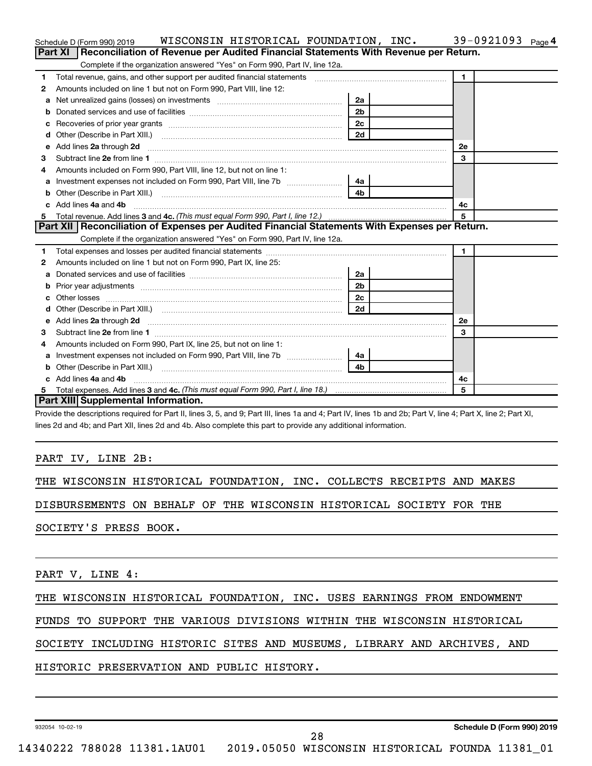Schedule D (Form 990) 2019 WISCONSIN HISTORICAL FOUNDATION, INC. 39-0921093 Page 4

## Part XI Reconciliation of Revenue per Audited Financial Statements With Revenue per Return.

Complete if the organization answered "Yes" on Form 990, Part IV, line 12a.

| | | | | | |
|---|---|---|---|---|---|
| 1 | Total revenue, gains, and other support per audited financial statements | | | 1 | |
| 2 | Amounts included on line 1 but not on Form 990, Part VIII, line 12: | | | | |
| a | Net unrealized gains (losses) on investments | 2a | | | |
| b | Donated services and use of facilities | 2b | | | |
| c | Recoveries of prior year grants | 2c | | | |
| d | Other (Describe in Part XIII.) | 2d | | | |
| e | Add lines 2a through 2d | | | 2e | |
| 3 | Subtract line 2e from line 1 | | | 3 | |
| 4 | Amounts included on Form 990, Part VIII, line 12, but not on line 1: | | | | |
| a | Investment expenses not included on Form 990, Part VIII, line 7b | 4a | | | |
| b | Other (Describe in Part XIII.) | 4b | | | |
| c | Add lines 4a and 4b | | | 4c | |
| 5 | Total revenue. Add lines 3 and 4c. *(This must equal Form 990, Part I, line 12.)* | | | 5 | |

## Part XII Reconciliation of Expenses per Audited Financial Statements With Expenses per Return.

Complete if the organization answered "Yes" on Form 990, Part IV, line 12a.

| | | | | | |
|---|---|---|---|---|---|
| 1 | Total expenses and losses per audited financial statements | | | 1 | |
| 2 | Amounts included on line 1 but not on Form 990, Part IX, line 25: | | | | |
| a | Donated services and use of facilities | 2a | | | |
| b | Prior year adjustments | 2b | | | |
| c | Other losses | 2c | | | |
| d | Other (Describe in Part XIII.) | 2d | | | |
| e | Add lines 2a through 2d | | | 2e | |
| 3 | Subtract line 2e from line 1 | | | 3 | |
| 4 | Amounts included on Form 990, Part IX, line 25, but not on line 1: | | | | |
| a | Investment expenses not included on Form 990, Part VIII, line 7b | 4a | | | |
| b | Other (Describe in Part XIII.) | 4b | | | |
| c | Add lines 4a and 4b | | | 4c | |
| 5 | Total expenses. Add lines 3 and 4c. *(This must equal Form 990, Part I, line 18.)* | | | 5 | |

## Part XIII Supplemental Information.

Provide the descriptions required for Part II, lines 3, 5, and 9; Part III, lines 1a and 4; Part IV, lines 1b and 2b; Part V, line 4; Part X, line 2; Part XI, lines 2d and 4b; and Part XII, lines 2d and 4b. Also complete this part to provide any additional information.

PART IV, LINE 2B:

THE WISCONSIN HISTORICAL FOUNDATION, INC. COLLECTS RECEIPTS AND MAKES DISBURSEMENTS ON BEHALF OF THE WISCONSIN HISTORICAL SOCIETY FOR THE SOCIETY'S PRESS BOOK.

PART V, LINE 4:

THE WISCONSIN HISTORICAL FOUNDATION, INC. USES EARNINGS FROM ENDOWMENT FUNDS TO SUPPORT THE VARIOUS DIVISIONS WITHIN THE WISCONSIN HISTORICAL SOCIETY INCLUDING HISTORIC SITES AND MUSEUMS, LIBRARY AND ARCHIVES, AND HISTORIC PRESERVATION AND PUBLIC HISTORY.

932054 10-02-19 Schedule D (Form 990) 2019

14340222 788028 11381.1AU01 2019.05050 WISCONSIN HISTORICAL FOUNDA 11381_01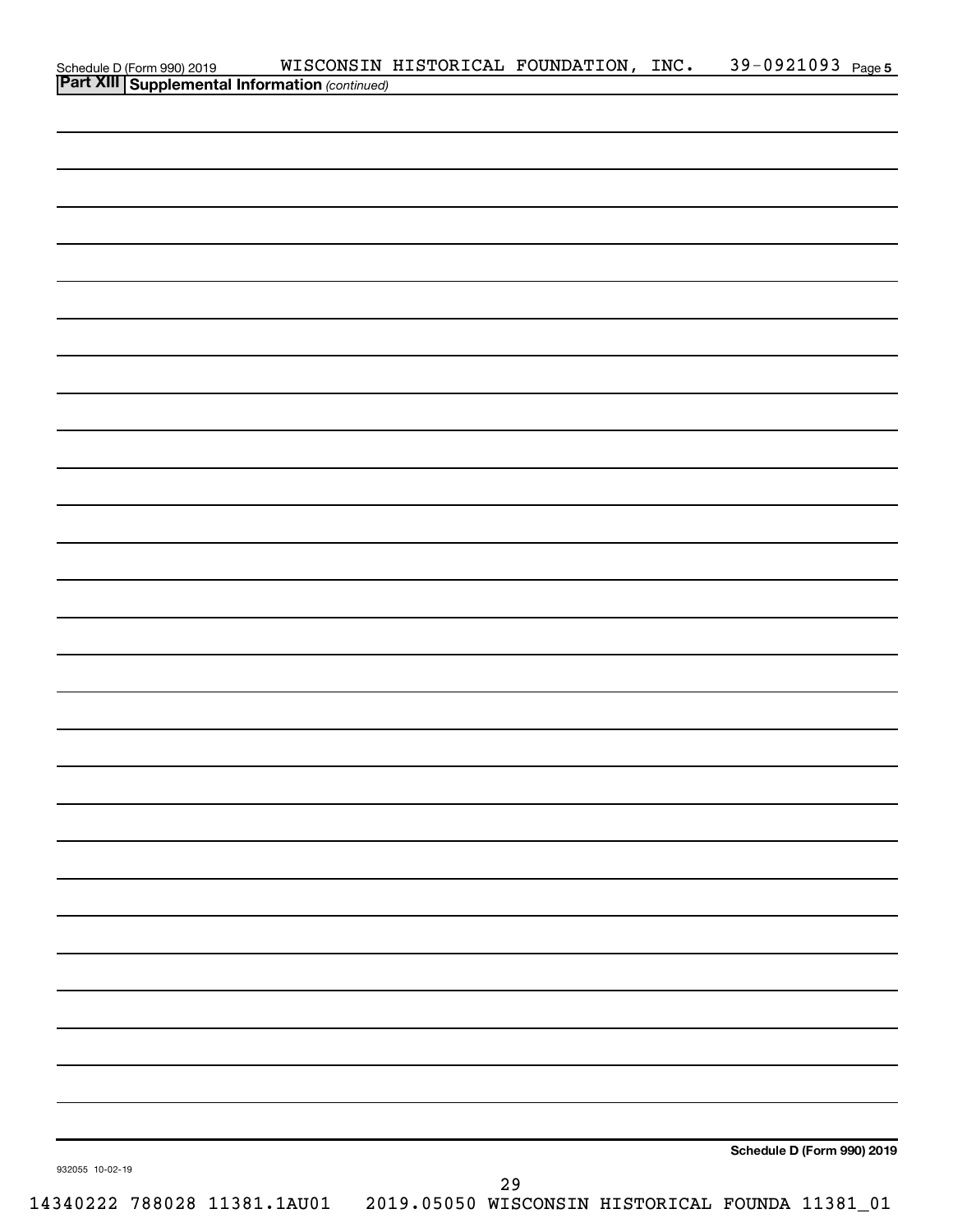Schedule D (Form 990) 2019 WISCONSIN HISTORICAL FOUNDATION, INC. 39-0921093 Page 5

**Part XIII Supplemental Information** *(continued)*

**Schedule D (Form 990) 2019**

932055 10-02-19

14340222 788028 11381.1AU01 2019.05050 WISCONSIN HISTORICAL FOUNDA 11381_01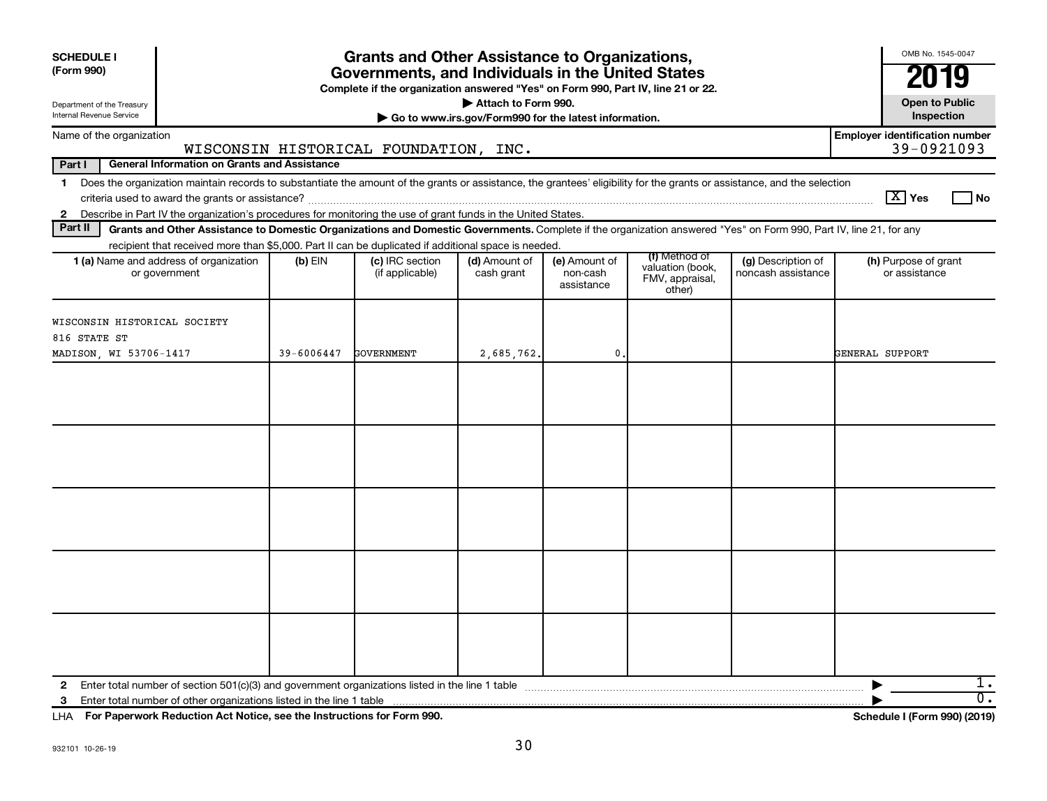**SCHEDULE I (Form 990)**

Department of the Treasury
Internal Revenue Service

# Grants and Other Assistance to Organizations, Governments, and Individuals in the United States

**Complete if the organization answered "Yes" on Form 990, Part IV, line 21 or 22.**

▶ Attach to Form 990.

▶ Go to www.irs.gov/Form990 for the latest information.

OMB No. 1545-0047

**2019**

**Open to Public Inspection**

Name of the organization: WISCONSIN HISTORICAL FOUNDATION, INC.

Employer identification number: 39-0921093

**Part I — General Information on Grants and Assistance**

1 Does the organization maintain records to substantiate the amount of the grants or assistance, the grantees' eligibility for the grants or assistance, and the selection criteria used to award the grants or assistance? [X] Yes [ ] No

2 Describe in Part IV the organization's procedures for monitoring the use of grant funds in the United States.

**Part II — Grants and Other Assistance to Domestic Organizations and Domestic Governments.** Complete if the organization answered "Yes" on Form 990, Part IV, line 21, for any recipient that received more than $5,000. Part II can be duplicated if additional space is needed.

| 1 (a) Name and address of organization or government | (b) EIN | (c) IRC section (if applicable) | (d) Amount of cash grant | (e) Amount of non-cash assistance | (f) Method of valuation (book, FMV, appraisal, other) | (g) Description of noncash assistance | (h) Purpose of grant or assistance |
|---|---|---|---|---|---|---|---|
| WISCONSIN HISTORICAL SOCIETY<br>816 STATE ST<br>MADISON, WI 53706-1417 | 39-6006447 | GOVERNMENT | 2,685,762. | 0. | | | GENERAL SUPPORT |
| | | | | | | | |
| | | | | | | | |
| | | | | | | | |
| | | | | | | | |
| | | | | | | | |

2 Enter total number of section 501(c)(3) and government organizations listed in the line 1 table ▶ 1.

3 Enter total number of other organizations listed in the line 1 table ▶ 0.

LHA **For Paperwork Reduction Act Notice, see the Instructions for Form 990.** **Schedule I (Form 990) (2019)**

932101 10-26-19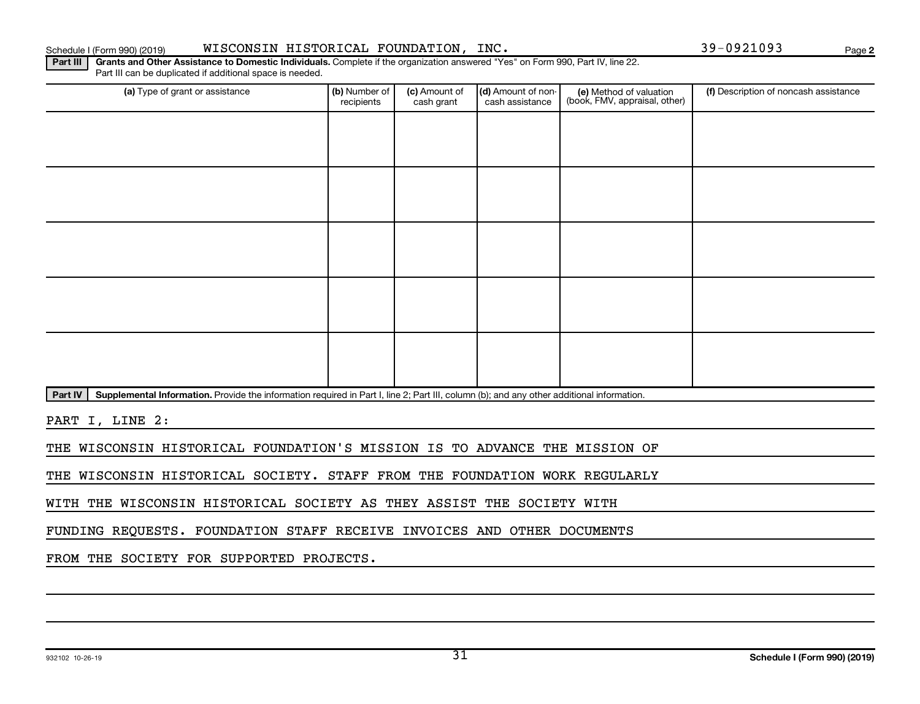Schedule I (Form 990) (2019) WISCONSIN HISTORICAL FOUNDATION, INC. 39-0921093

**Part III** **Grants and Other Assistance to Domestic Individuals.** Complete if the organization answered "Yes" on Form 990, Part IV, line 22. Part III can be duplicated if additional space is needed.

| (a) Type of grant or assistance | (b) Number of recipients | (c) Amount of cash grant | (d) Amount of non-cash assistance | (e) Method of valuation (book, FMV, appraisal, other) | (f) Description of noncash assistance |
|---|---|---|---|---|---|
| | | | | | |
| | | | | | |
| | | | | | |
| | | | | | |
| | | | | | |

**Part IV** **Supplemental Information.** Provide the information required in Part I, line 2; Part III, column (b); and any other additional information.

PART I, LINE 2:

THE WISCONSIN HISTORICAL FOUNDATION'S MISSION IS TO ADVANCE THE MISSION OF THE WISCONSIN HISTORICAL SOCIETY. STAFF FROM THE FOUNDATION WORK REGULARLY WITH THE WISCONSIN HISTORICAL SOCIETY AS THEY ASSIST THE SOCIETY WITH FUNDING REQUESTS. FOUNDATION STAFF RECEIVE INVOICES AND OTHER DOCUMENTS FROM THE SOCIETY FOR SUPPORTED PROJECTS.

932102 10-26-19 **Schedule I (Form 990) (2019)**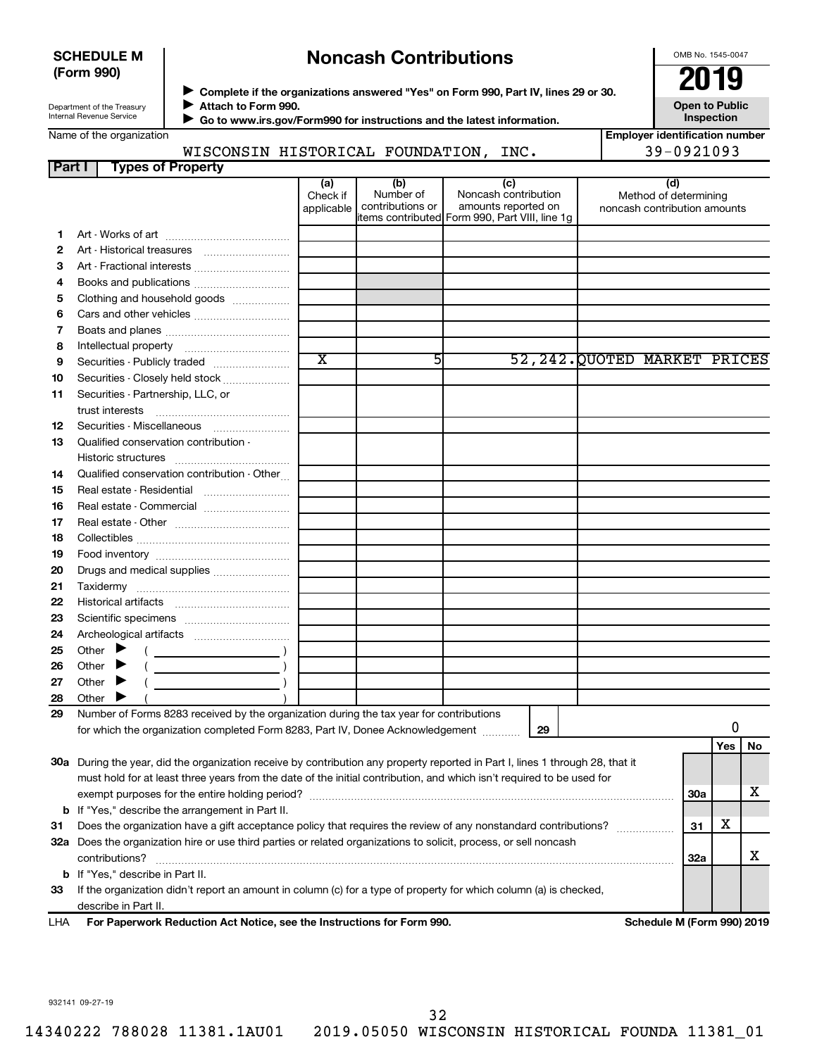**SCHEDULE M (Form 990)**

Department of the Treasury
Internal Revenue Service

# Noncash Contributions

▶ Complete if the organizations answered "Yes" on Form 990, Part IV, lines 29 or 30.
▶ Attach to Form 990.
▶ Go to www.irs.gov/Form990 for instructions and the latest information.

OMB No. 1545-0047

**2019**

**Open to Public Inspection**

| Name of the organization | Employer identification number |
|---|---|
| WISCONSIN HISTORICAL FOUNDATION, INC. | 39-0921093 |

## Part I Types of Property

| | | (a) Check if applicable | (b) Number of contributions or items contributed | (c) Noncash contribution amounts reported on Form 990, Part VIII, line 1g | (d) Method of determining noncash contribution amounts |
|---|---|---|---|---|---|
| 1 | Art - Works of art | | | | |
| 2 | Art - Historical treasures | | | | |
| 3 | Art - Fractional interests | | | | |
| 4 | Books and publications | | | | |
| 5 | Clothing and household goods | | | | |
| 6 | Cars and other vehicles | | | | |
| 7 | Boats and planes | | | | |
| 8 | Intellectual property | | | | |
| 9 | Securities - Publicly traded | X | 5 | 52,242. | QUOTED MARKET PRICES |
| 10 | Securities - Closely held stock | | | | |
| 11 | Securities - Partnership, LLC, or trust interests | | | | |
| 12 | Securities - Miscellaneous | | | | |
| 13 | Qualified conservation contribution - Historic structures | | | | |
| 14 | Qualified conservation contribution - Other | | | | |
| 15 | Real estate - Residential | | | | |
| 16 | Real estate - Commercial | | | | |
| 17 | Real estate - Other | | | | |
| 18 | Collectibles | | | | |
| 19 | Food inventory | | | | |
| 20 | Drugs and medical supplies | | | | |
| 21 | Taxidermy | | | | |
| 22 | Historical artifacts | | | | |
| 23 | Scientific specimens | | | | |
| 24 | Archeological artifacts | | | | |
| 25 | Other ▶ ( ) | | | | |
| 26 | Other ▶ ( ) | | | | |
| 27 | Other ▶ ( ) | | | | |
| 28 | Other ▶ ( ) | | | | |

| | | | | Yes | No |
|---|---|---|---|---|---|
| 29 | Number of Forms 8283 received by the organization during the tax year for contributions for which the organization completed Form 8283, Part IV, Donee Acknowledgement | 29 | 0 | | |
| 30a | During the year, did the organization receive by contribution any property reported in Part I, lines 1 through 28, that it must hold for at least three years from the date of the initial contribution, and which isn't required to be used for exempt purposes for the entire holding period? | 30a | | | X |
| b | If "Yes," describe the arrangement in Part II. | | | | |
| 31 | Does the organization have a gift acceptance policy that requires the review of any nonstandard contributions? | 31 | | X | |
| 32a | Does the organization hire or use third parties or related organizations to solicit, process, or sell noncash contributions? | 32a | | | X |
| b | If "Yes," describe in Part II. | | | | |
| 33 | If the organization didn't report an amount in column (c) for a type of property for which column (a) is checked, describe in Part II. | | | | |

LHA **For Paperwork Reduction Act Notice, see the Instructions for Form 990.** **Schedule M (Form 990) 2019**

932141 09-27-19

14340222 788028 11381.1AU01 2019.05050 WISCONSIN HISTORICAL FOUNDA 11381_01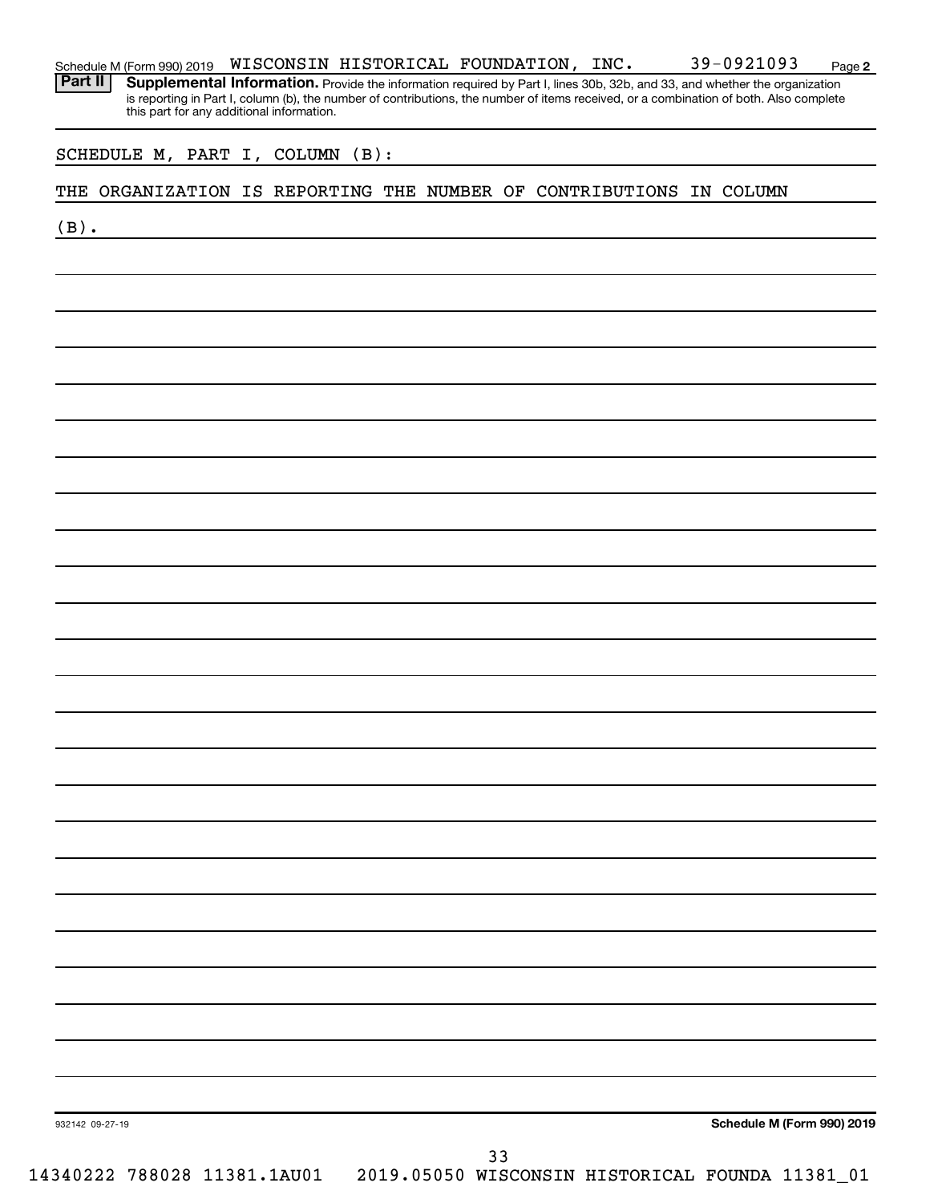Schedule M (Form 990) 2019 WISCONSIN HISTORICAL FOUNDATION, INC. 39-0921093

**Part II** **Supplemental Information.** Provide the information required by Part I, lines 30b, 32b, and 33, and whether the organization is reporting in Part I, column (b), the number of contributions, the number of items received, or a combination of both. Also complete this part for any additional information.

SCHEDULE M, PART I, COLUMN (B):

THE ORGANIZATION IS REPORTING THE NUMBER OF CONTRIBUTIONS IN COLUMN (B).

932142 09-27-19

**Schedule M (Form 990) 2019**

14340222 788028 11381.1AU01 2019.05050 WISCONSIN HISTORICAL FOUNDA 11381_01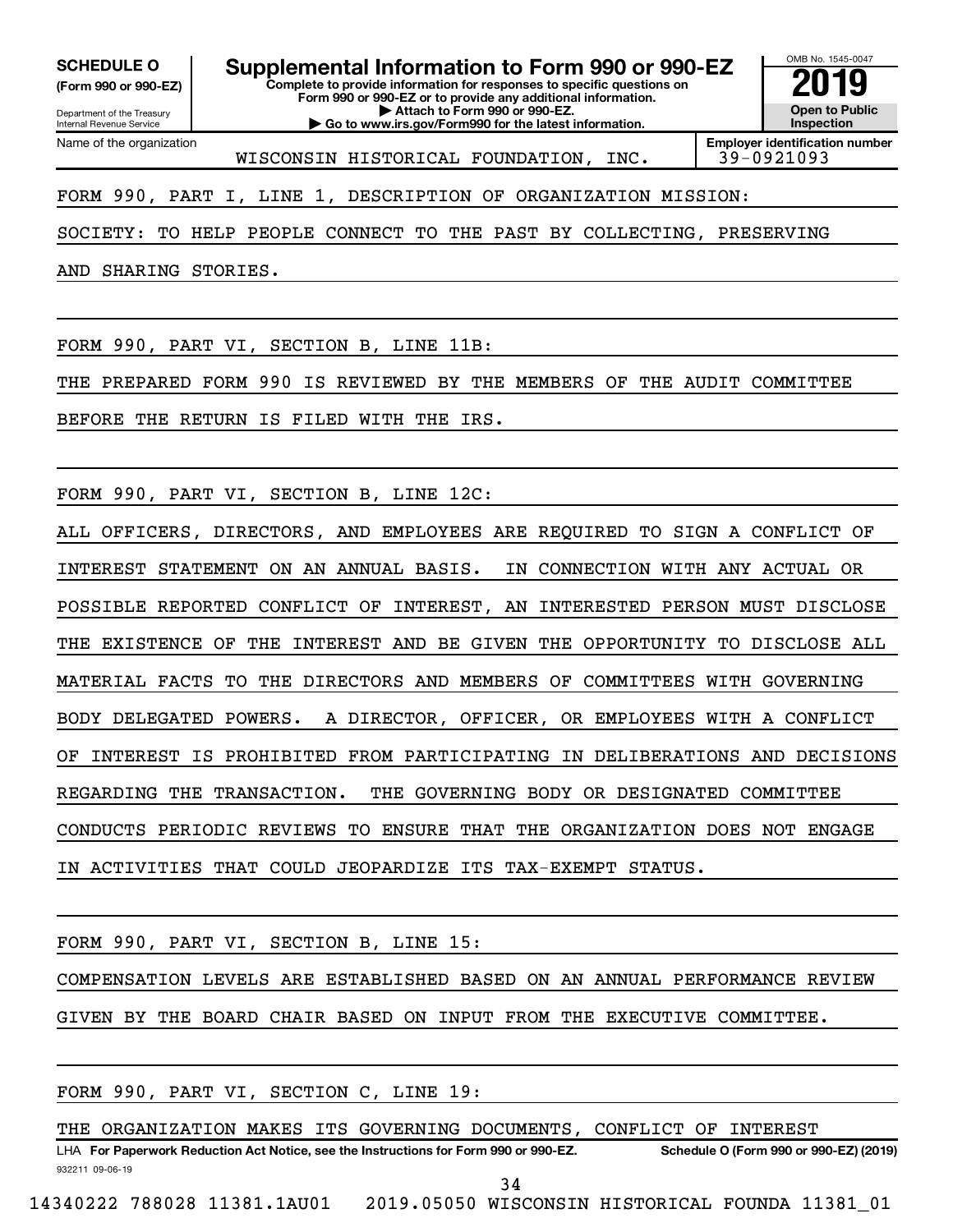**SCHEDULE O**
**(Form 990 or 990-EZ)**

Department of the Treasury
Internal Revenue Service

# Supplemental Information to Form 990 or 990-EZ

**Complete to provide information for responses to specific questions on Form 990 or 990-EZ or to provide any additional information.**
**▶ Attach to Form 990 or 990-EZ.**
**▶ Go to www.irs.gov/Form990 for the latest information.**

OMB No. 1545-0047
**2019**
**Open to Public Inspection**

Name of the organization: WISCONSIN HISTORICAL FOUNDATION, INC.
**Employer identification number:** 39-0921093

FORM 990, PART I, LINE 1, DESCRIPTION OF ORGANIZATION MISSION:

SOCIETY: TO HELP PEOPLE CONNECT TO THE PAST BY COLLECTING, PRESERVING AND SHARING STORIES.

FORM 990, PART VI, SECTION B, LINE 11B:

THE PREPARED FORM 990 IS REVIEWED BY THE MEMBERS OF THE AUDIT COMMITTEE BEFORE THE RETURN IS FILED WITH THE IRS.

FORM 990, PART VI, SECTION B, LINE 12C:

ALL OFFICERS, DIRECTORS, AND EMPLOYEES ARE REQUIRED TO SIGN A CONFLICT OF INTEREST STATEMENT ON AN ANNUAL BASIS. IN CONNECTION WITH ANY ACTUAL OR POSSIBLE REPORTED CONFLICT OF INTEREST, AN INTERESTED PERSON MUST DISCLOSE THE EXISTENCE OF THE INTEREST AND BE GIVEN THE OPPORTUNITY TO DISCLOSE ALL MATERIAL FACTS TO THE DIRECTORS AND MEMBERS OF COMMITTEES WITH GOVERNING BODY DELEGATED POWERS. A DIRECTOR, OFFICER, OR EMPLOYEES WITH A CONFLICT OF INTEREST IS PROHIBITED FROM PARTICIPATING IN DELIBERATIONS AND DECISIONS REGARDING THE TRANSACTION. THE GOVERNING BODY OR DESIGNATED COMMITTEE CONDUCTS PERIODIC REVIEWS TO ENSURE THAT THE ORGANIZATION DOES NOT ENGAGE IN ACTIVITIES THAT COULD JEOPARDIZE ITS TAX-EXEMPT STATUS.

FORM 990, PART VI, SECTION B, LINE 15:

COMPENSATION LEVELS ARE ESTABLISHED BASED ON AN ANNUAL PERFORMANCE REVIEW GIVEN BY THE BOARD CHAIR BASED ON INPUT FROM THE EXECUTIVE COMMITTEE.

FORM 990, PART VI, SECTION C, LINE 19:

THE ORGANIZATION MAKES ITS GOVERNING DOCUMENTS, CONFLICT OF INTEREST

LHA **For Paperwork Reduction Act Notice, see the Instructions for Form 990 or 990-EZ.** **Schedule O (Form 990 or 990-EZ) (2019)**

932211 09-06-19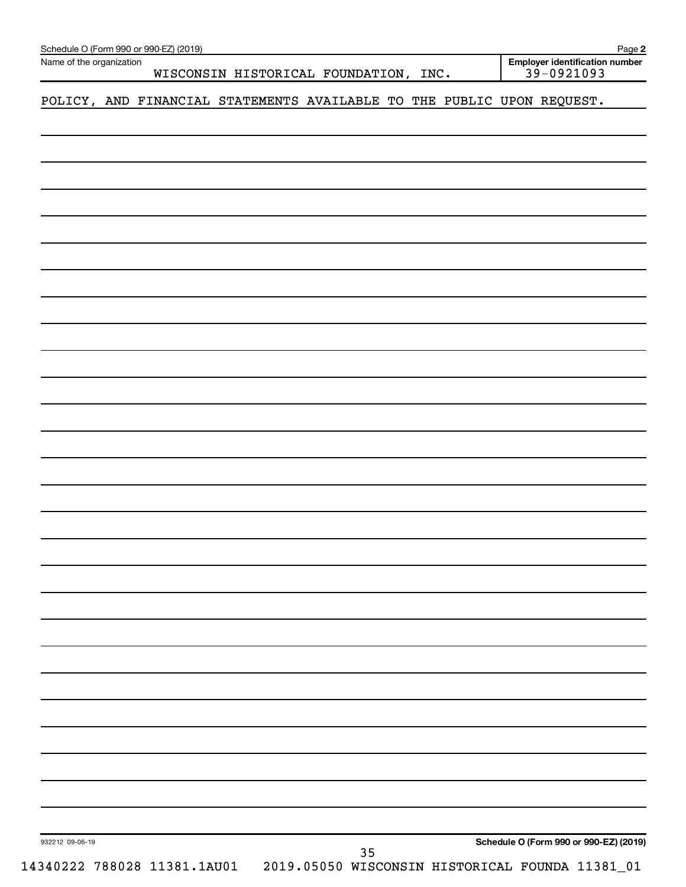Schedule O (Form 990 or 990-EZ) (2019)

Name of the organization: WISCONSIN HISTORICAL FOUNDATION, INC.

Employer identification number: 39-0921093

POLICY, AND FINANCIAL STATEMENTS AVAILABLE TO THE PUBLIC UPON REQUEST.

932212 09-06-19

Schedule O (Form 990 or 990-EZ) (2019)

14340222 788028 11381.1AU01 2019.05050 WISCONSIN HISTORICAL FOUNDA 11381_01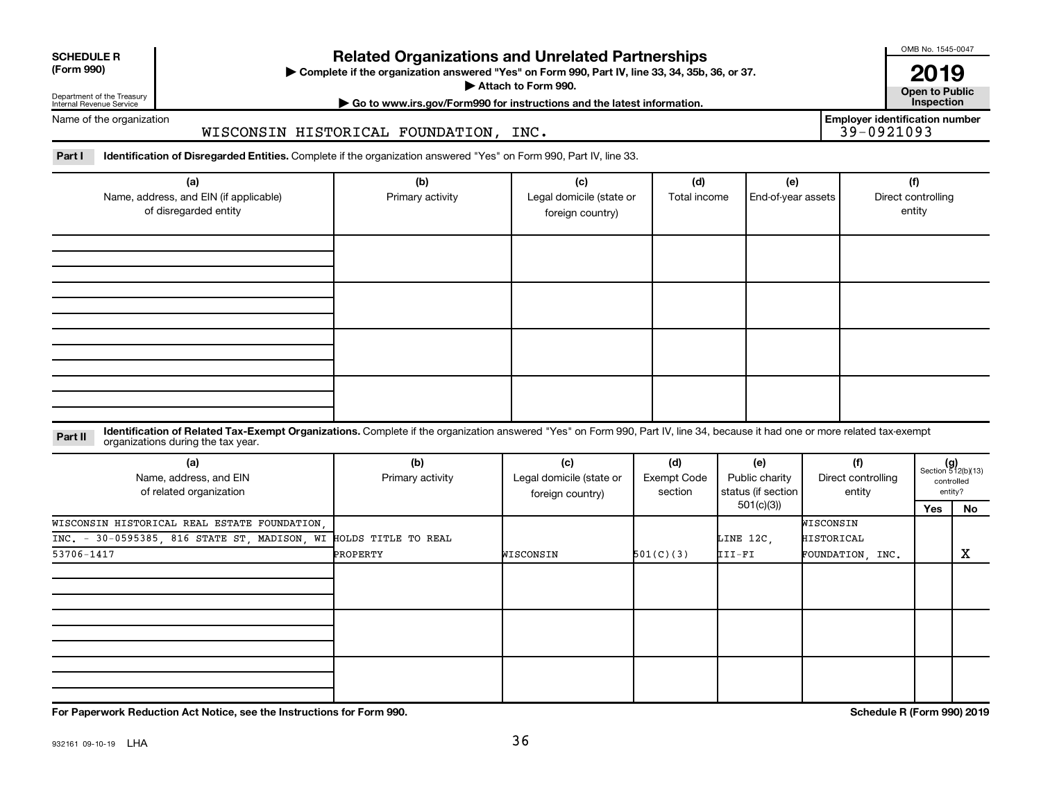**SCHEDULE R**
**(Form 990)**

Department of the Treasury
Internal Revenue Service

# Related Organizations and Unrelated Partnerships

▶ Complete if the organization answered "Yes" on Form 990, Part IV, line 33, 34, 35b, 36, or 37.
▶ Attach to Form 990.
▶ Go to www.irs.gov/Form990 for instructions and the latest information.

OMB No. 1545-0047

**2019**

**Open to Public Inspection**

Name of the organization: WISCONSIN HISTORICAL FOUNDATION, INC.

**Employer identification number:** 39-0921093

**Part I** **Identification of Disregarded Entities.** Complete if the organization answered "Yes" on Form 990, Part IV, line 33.

| (a) Name, address, and EIN (if applicable) of disregarded entity | (b) Primary activity | (c) Legal domicile (state or foreign country) | (d) Total income | (e) End-of-year assets | (f) Direct controlling entity |
|---|---|---|---|---|---|
| | | | | | |
| | | | | | |
| | | | | | |
| | | | | | |

**Part II** **Identification of Related Tax-Exempt Organizations.** Complete if the organization answered "Yes" on Form 990, Part IV, line 34, because it had one or more related tax-exempt organizations during the tax year.

| (a) Name, address, and EIN of related organization | (b) Primary activity | (c) Legal domicile (state or foreign country) | (d) Exempt Code section | (e) Public charity status (if section 501(c)(3)) | (f) Direct controlling entity | (g) Section 512(b)(13) controlled entity? Yes | No |
|---|---|---|---|---|---|---|---|
| WISCONSIN HISTORICAL REAL ESTATE FOUNDATION, INC. - 30-0595385, 816 STATE ST, MADISON, WI 53706-1417 | HOLDS TITLE TO REAL PROPERTY | WISCONSIN | 501(C)(3) | LINE 12C, III-FI | WISCONSIN HISTORICAL FOUNDATION, INC. | | X |
| | | | | | | | |
| | | | | | | | |
| | | | | | | | |

**For Paperwork Reduction Act Notice, see the Instructions for Form 990.**

**Schedule R (Form 990) 2019**

932161 09-10-19 LHA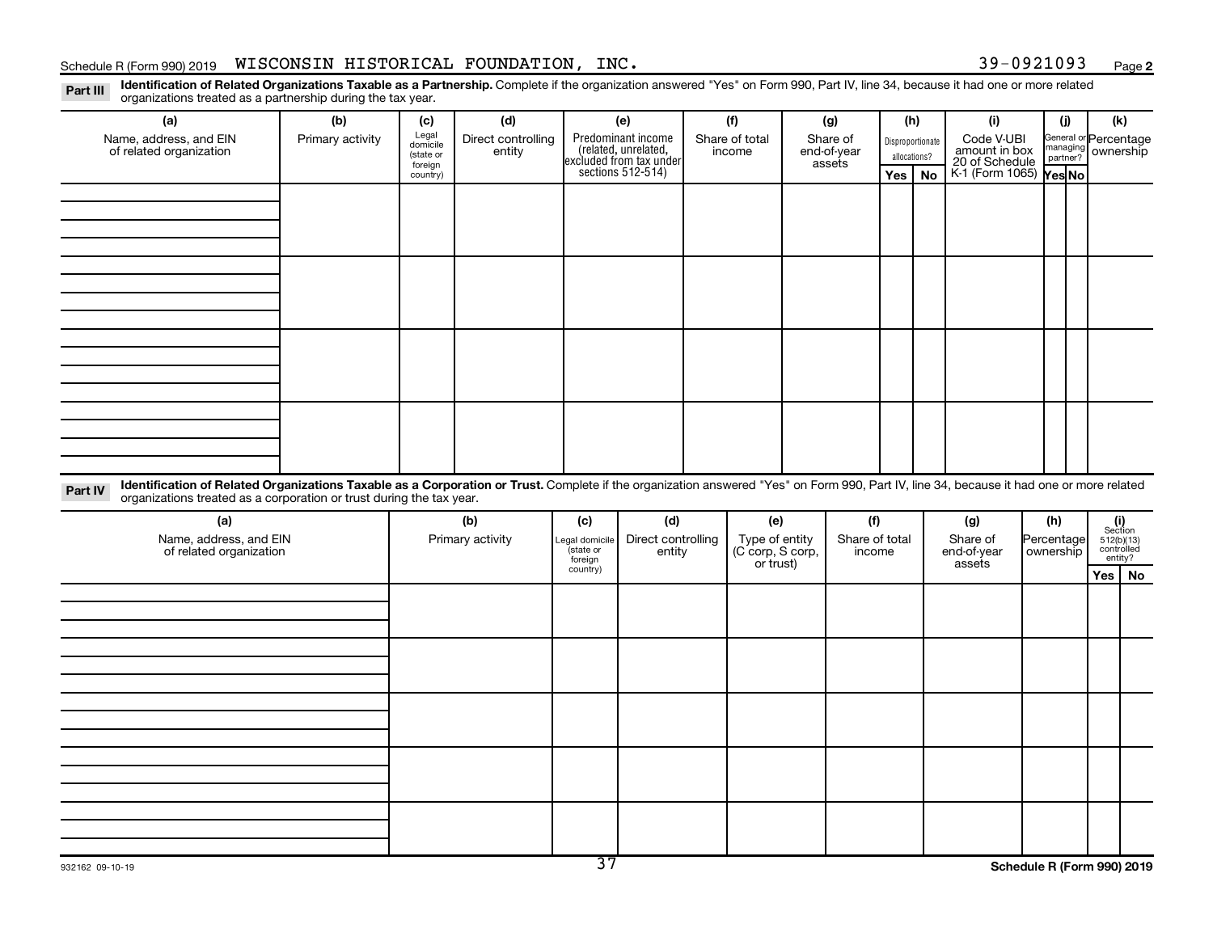Schedule R (Form 990) 2019 WISCONSIN HISTORICAL FOUNDATION, INC. 39-0921093 Page 2

**Part III** **Identification of Related Organizations Taxable as a Partnership.** Complete if the organization answered "Yes" on Form 990, Part IV, line 34, because it had one or more related organizations treated as a partnership during the tax year.

| (a) Name, address, and EIN of related organization | (b) Primary activity | (c) Legal domicile (state or foreign country) | (d) Direct controlling entity | (e) Predominant income (related, unrelated, excluded from tax under sections 512-514) | (f) Share of total income | (g) Share of end-of-year assets | (h) Disproportionate allocations? Yes | (h) No | (i) Code V-UBI amount in box 20 of Schedule K-1 (Form 1065) | (j) General or managing partner? Yes | (j) No | (k) Percentage ownership |
|---|---|---|---|---|---|---|---|---|---|---|---|---|
| | | | | | | | | | | | | |
| | | | | | | | | | | | | |
| | | | | | | | | | | | | |
| | | | | | | | | | | | | |

**Part IV** **Identification of Related Organizations Taxable as a Corporation or Trust.** Complete if the organization answered "Yes" on Form 990, Part IV, line 34, because it had one or more related organizations treated as a corporation or trust during the tax year.

| (a) Name, address, and EIN of related organization | (b) Primary activity | (c) Legal domicile (state or foreign country) | (d) Direct controlling entity | (e) Type of entity (C corp, S corp, or trust) | (f) Share of total income | (g) Share of end-of-year assets | (h) Percentage ownership | (i) Section 512(b)(13) controlled entity? Yes | (i) No |
|---|---|---|---|---|---|---|---|---|---|
| | | | | | | | | | |
| | | | | | | | | | |
| | | | | | | | | | |
| | | | | | | | | | |
| | | | | | | | | | |

932162 09-10-19 **Schedule R (Form 990) 2019**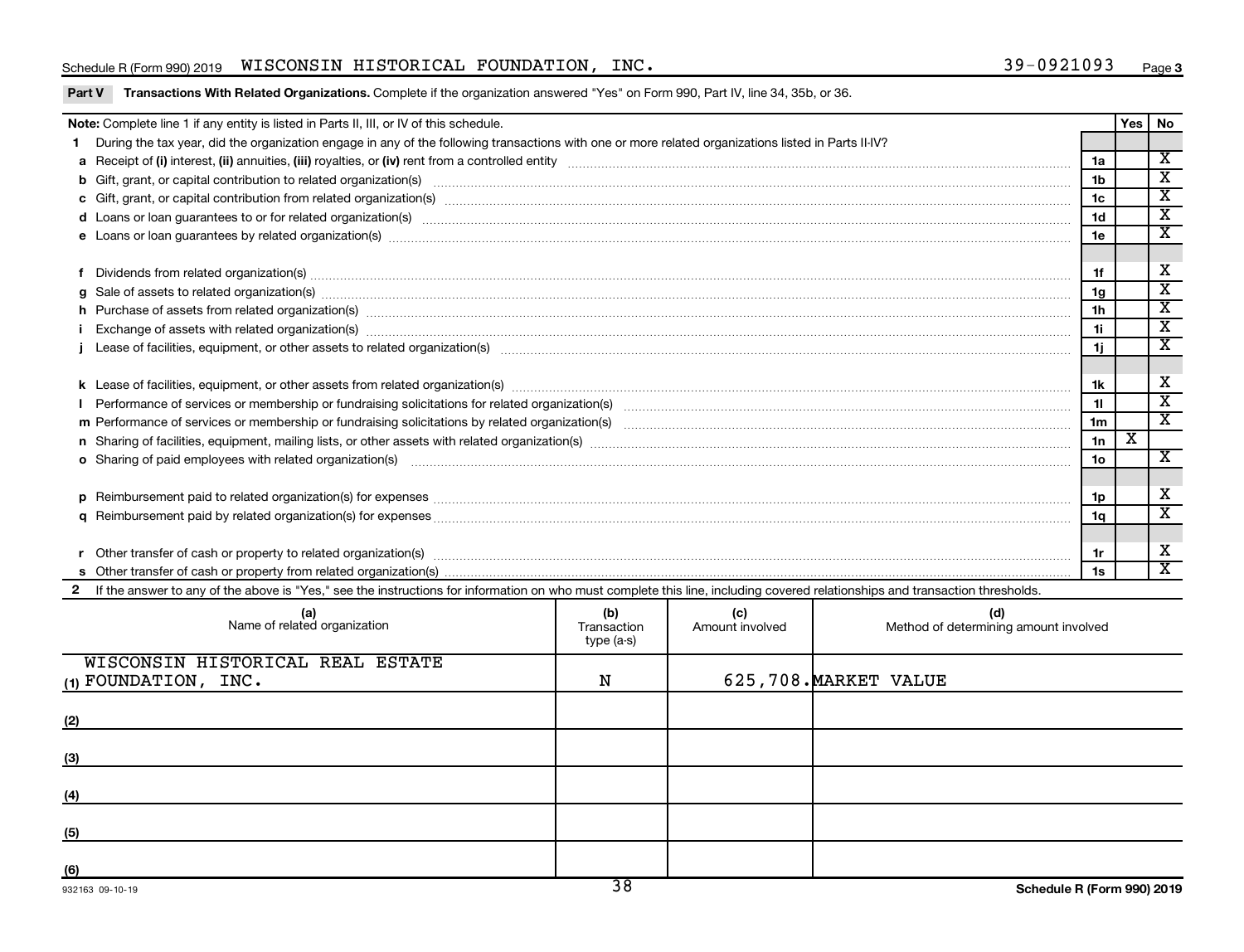Schedule R (Form 990) 2019 WISCONSIN HISTORICAL FOUNDATION, INC. 39-0921093

**Part V Transactions With Related Organizations.** Complete if the organization answered "Yes" on Form 990, Part IV, line 34, 35b, or 36.

| **Note:** Complete line 1 if any entity is listed in Parts II, III, or IV of this schedule. | | Yes | No |
|---|---|---|---|
| **1** During the tax year, did the organization engage in any of the following transactions with one or more related organizations listed in Parts II-IV? | | | |
| **a** Receipt of **(i)** interest, **(ii)** annuities, **(iii)** royalties, or **(iv)** rent from a controlled entity | 1a | | X |
| **b** Gift, grant, or capital contribution to related organization(s) | 1b | | X |
| **c** Gift, grant, or capital contribution from related organization(s) | 1c | | X |
| **d** Loans or loan guarantees to or for related organization(s) | 1d | | X |
| **e** Loans or loan guarantees by related organization(s) | 1e | | X |
| **f** Dividends from related organization(s) | 1f | | X |
| **g** Sale of assets to related organization(s) | 1g | | X |
| **h** Purchase of assets from related organization(s) | 1h | | X |
| **i** Exchange of assets with related organization(s) | 1i | | X |
| **j** Lease of facilities, equipment, or other assets to related organization(s) | 1j | | X |
| **k** Lease of facilities, equipment, or other assets from related organization(s) | 1k | | X |
| **l** Performance of services or membership or fundraising solicitations for related organization(s) | 1l | | X |
| **m** Performance of services or membership or fundraising solicitations by related organization(s) | 1m | | X |
| **n** Sharing of facilities, equipment, mailing lists, or other assets with related organization(s) | 1n | X | |
| **o** Sharing of paid employees with related organization(s) | 1o | | X |
| **p** Reimbursement paid to related organization(s) for expenses | 1p | | X |
| **q** Reimbursement paid by related organization(s) for expenses | 1q | | X |
| **r** Other transfer of cash or property to related organization(s) | 1r | | X |
| **s** Other transfer of cash or property from related organization(s) | 1s | | X |

**2** If the answer to any of the above is "Yes," see the instructions for information on who must complete this line, including covered relationships and transaction thresholds.

| | (a) Name of related organization | (b) Transaction type (a-s) | (c) Amount involved | (d) Method of determining amount involved |
|---|---|---|---|---|
| (1) | WISCONSIN HISTORICAL REAL ESTATE FOUNDATION, INC. | N | 625,708. | MARKET VALUE |
| (2) | | | | |
| (3) | | | | |
| (4) | | | | |
| (5) | | | | |
| (6) | | | | |

932163 09-10-19

Schedule R (Form 990) 2019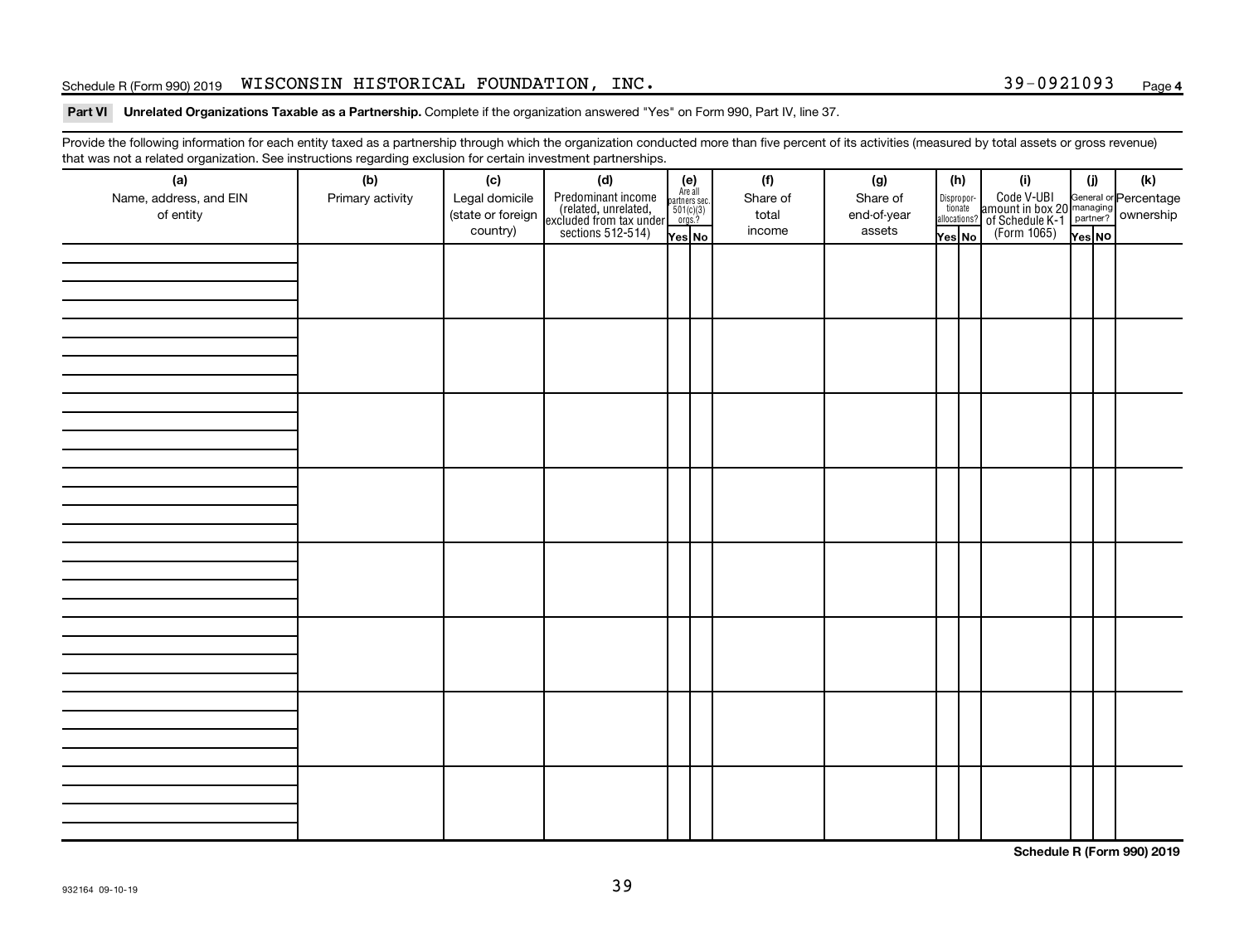Schedule R (Form 990) 2019 WISCONSIN HISTORICAL FOUNDATION, INC. 39-0921093 Page 4

**Part VI Unrelated Organizations Taxable as a Partnership.** Complete if the organization answered "Yes" on Form 990, Part IV, line 37.

Provide the following information for each entity taxed as a partnership through which the organization conducted more than five percent of its activities (measured by total assets or gross revenue) that was not a related organization. See instructions regarding exclusion for certain investment partnerships.

| (a) Name, address, and EIN of entity | (b) Primary activity | (c) Legal domicile (state or foreign country) | (d) Predominant income (related, unrelated, excluded from tax under sections 512-514) | (e) Are all partners sec. 501(c)(3) orgs.? | | (f) Share of total income | (g) Share of end-of-year assets | (h) Disproportionate allocations? | | (i) Code V-UBI amount in box 20 of Schedule K-1 (Form 1065) | (j) General or managing partner? | | (k) Percentage ownership |
|---|---|---|---|---|---|---|---|---|---|---|---|---|---|
| | | | | Yes | No | | | Yes | No | | Yes | No | |
| | | | | | | | | | | | | | |
| | | | | | | | | | | | | | |
| | | | | | | | | | | | | | |
| | | | | | | | | | | | | | |
| | | | | | | | | | | | | | |
| | | | | | | | | | | | | | |
| | | | | | | | | | | | | | |
| | | | | | | | | | | | | | |

**Schedule R (Form 990) 2019**

932164 09-10-19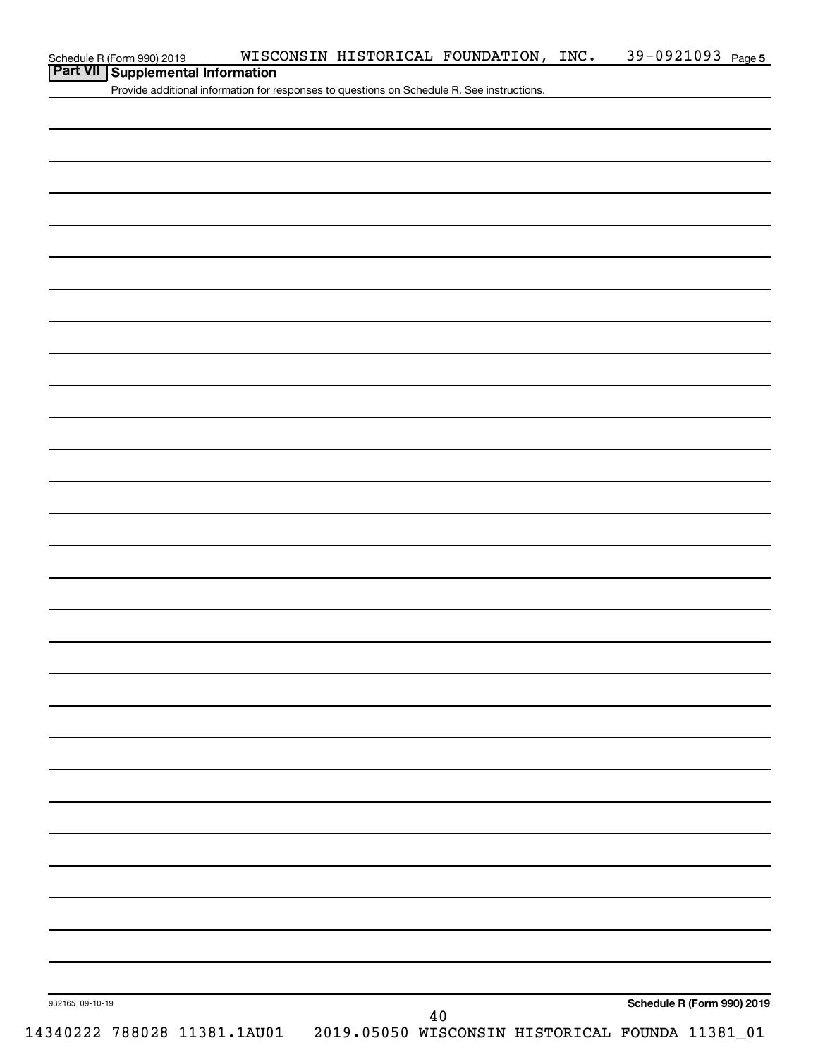Schedule R (Form 990) 2019 WISCONSIN HISTORICAL FOUNDATION, INC. 39-0921093 Page 5

## Part VII Supplemental Information

Provide additional information for responses to questions on Schedule R. See instructions.

932165 09-10-19

Schedule R (Form 990) 2019

14340222 788028 11381.1AU01 2019.05050 WISCONSIN HISTORICAL FOUNDA 11381_01